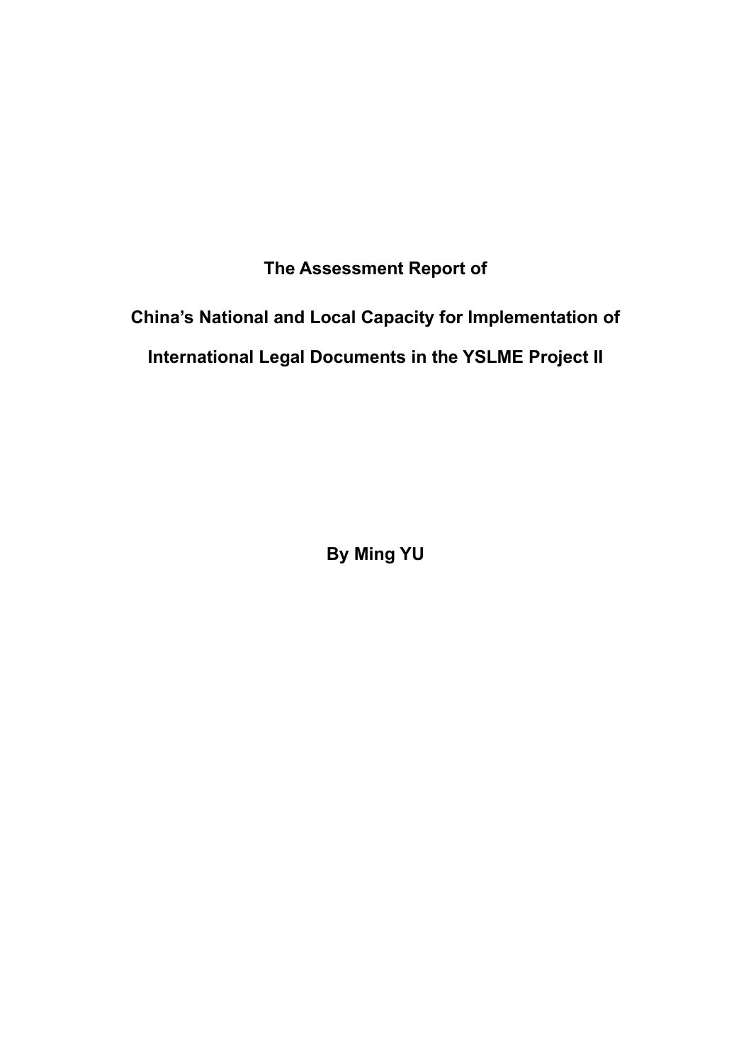# The Assessment Report of China's National and Local Capacity for Implementation of International Legal Documents in the YSLME Project II

**By Ming YU**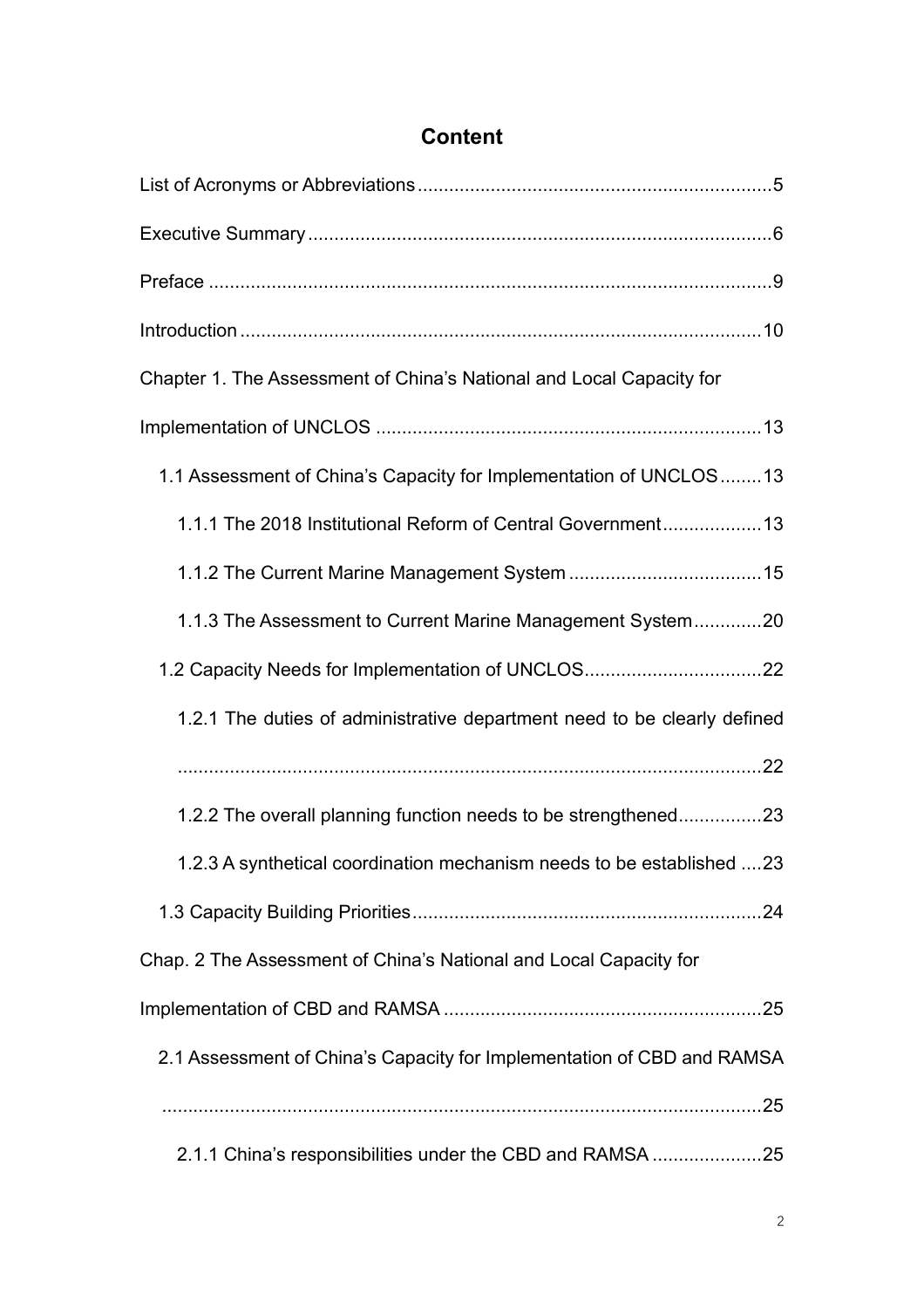# Content

List of Acronyms or Abbreviations ........................................................... 5

Executive Summary ........................................................................ 6

Preface ........................................................................................ 9

Introduction ................................................................................ 10

Chapter 1. The Assessment of China's National and Local Capacity for Implementation of UNCLOS ........................................................................ 13

- 1.1 Assessment of China's Capacity for Implementation of UNCLOS ........ 13
  - 1.1.1 The 2018 Institutional Reform of Central Government .................. 13
  - 1.1.2 The Current Marine Management System .................................... 15
  - 1.1.3 The Assessment to Current Marine Management System ............. 20
- 1.2 Capacity Needs for Implementation of UNCLOS ................................. 22
  - 1.2.1 The duties of administrative department need to be clearly defined ................................................................................................ 22
  - 1.2.2 The overall planning function needs to be strengthened ................ 23
  - 1.2.3 A synthetical coordination mechanism needs to be established .... 23
- 1.3 Capacity Building Priorities ................................................................. 24

Chap. 2 The Assessment of China's National and Local Capacity for Implementation of CBD and RAMSA ............................................................ 25

- 2.1 Assessment of China's Capacity for Implementation of CBD and RAMSA ................................................................................................ 25
  - 2.1.1 China's responsibilities under the CBD and RAMSA ..................... 25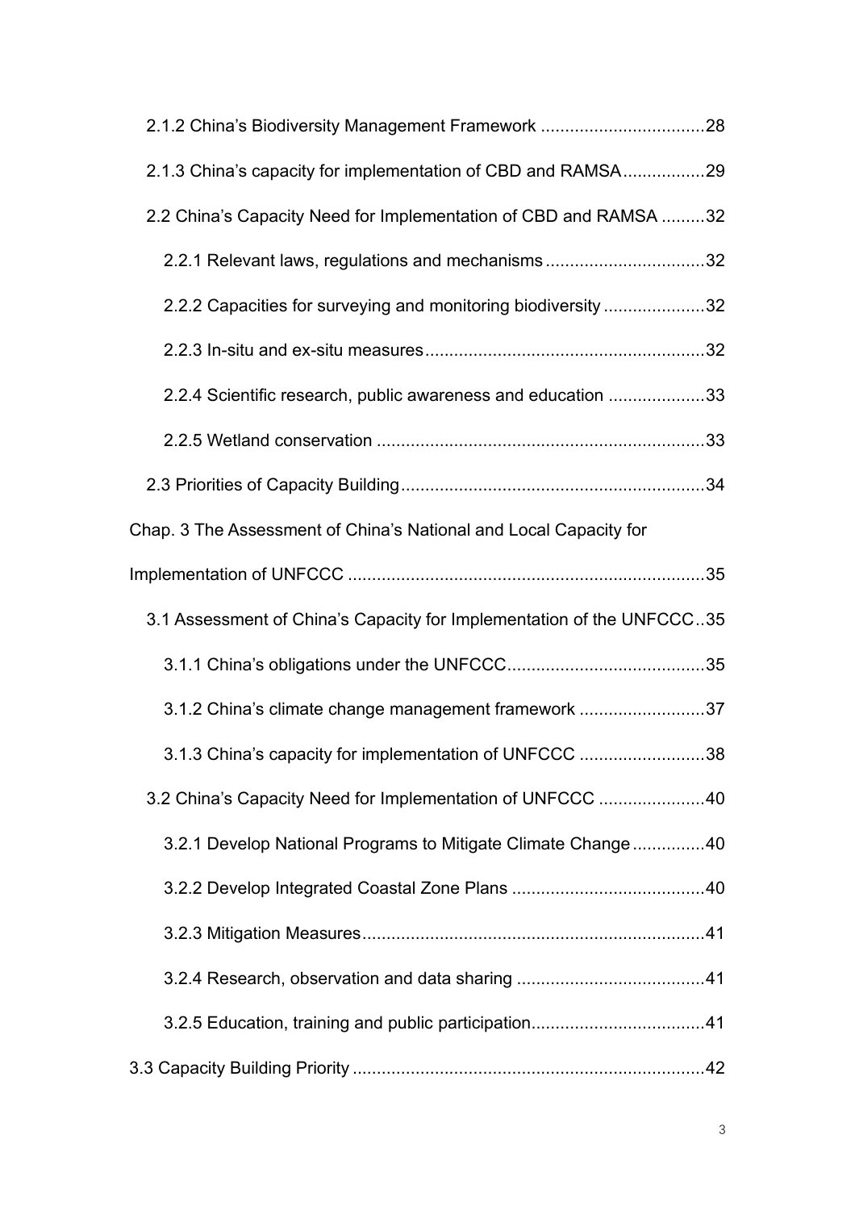2.1.2 China's Biodiversity Management Framework ..................................28

2.1.3 China's capacity for implementation of CBD and RAMSA.................29

2.2 China's Capacity Need for Implementation of CBD and RAMSA .........32

2.2.1 Relevant laws, regulations and mechanisms.................................32

2.2.2 Capacities for surveying and monitoring biodiversity .....................32

2.2.3 In-situ and ex-situ measures.........................................................32

2.2.4 Scientific research, public awareness and education ....................33

2.2.5 Wetland conservation ...................................................................33

2.3 Priorities of Capacity Building..............................................................34

Chap. 3 The Assessment of China's National and Local Capacity for Implementation of UNFCCC .........................................................................35

3.1 Assessment of China's Capacity for Implementation of the UNFCCC..35

3.1.1 China's obligations under the UNFCCC.........................................35

3.1.2 China's climate change management framework ..........................37

3.1.3 China's capacity for implementation of UNFCCC ..........................38

3.2 China's Capacity Need for Implementation of UNFCCC ......................40

3.2.1 Develop National Programs to Mitigate Climate Change...............40

3.2.2 Develop Integrated Coastal Zone Plans ........................................40

3.2.3 Mitigation Measures.......................................................................41

3.2.4 Research, observation and data sharing .......................................41

3.2.5 Education, training and public participation....................................41

3.3 Capacity Building Priority .........................................................................42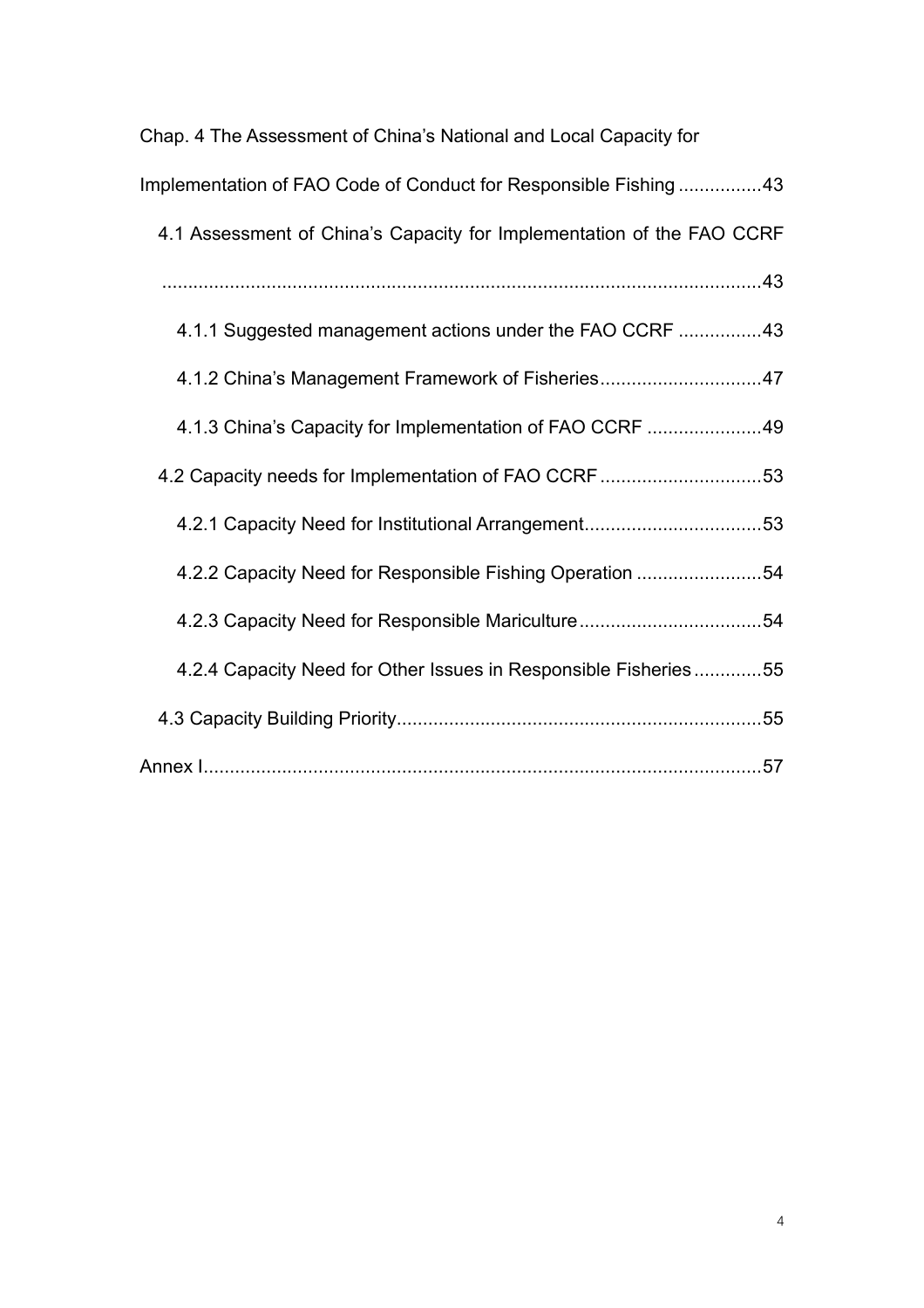Chap. 4 The Assessment of China's National and Local Capacity for Implementation of FAO Code of Conduct for Responsible Fishing ................43

- 4.1 Assessment of China's Capacity for Implementation of the FAO CCRF ..................................................................................................................43
  - 4.1.1 Suggested management actions under the FAO CCRF ................43
  - 4.1.2 China's Management Framework of Fisheries..............................47
  - 4.1.3 China's Capacity for Implementation of FAO CCRF ......................49
- 4.2 Capacity needs for Implementation of FAO CCRF ...............................53
  - 4.2.1 Capacity Need for Institutional Arrangement..................................53
  - 4.2.2 Capacity Need for Responsible Fishing Operation ........................54
  - 4.2.3 Capacity Need for Responsible Mariculture...................................54
  - 4.2.4 Capacity Need for Other Issues in Responsible Fisheries .............55
- 4.3 Capacity Building Priority.....................................................................55

Annex I..........................................................................................................57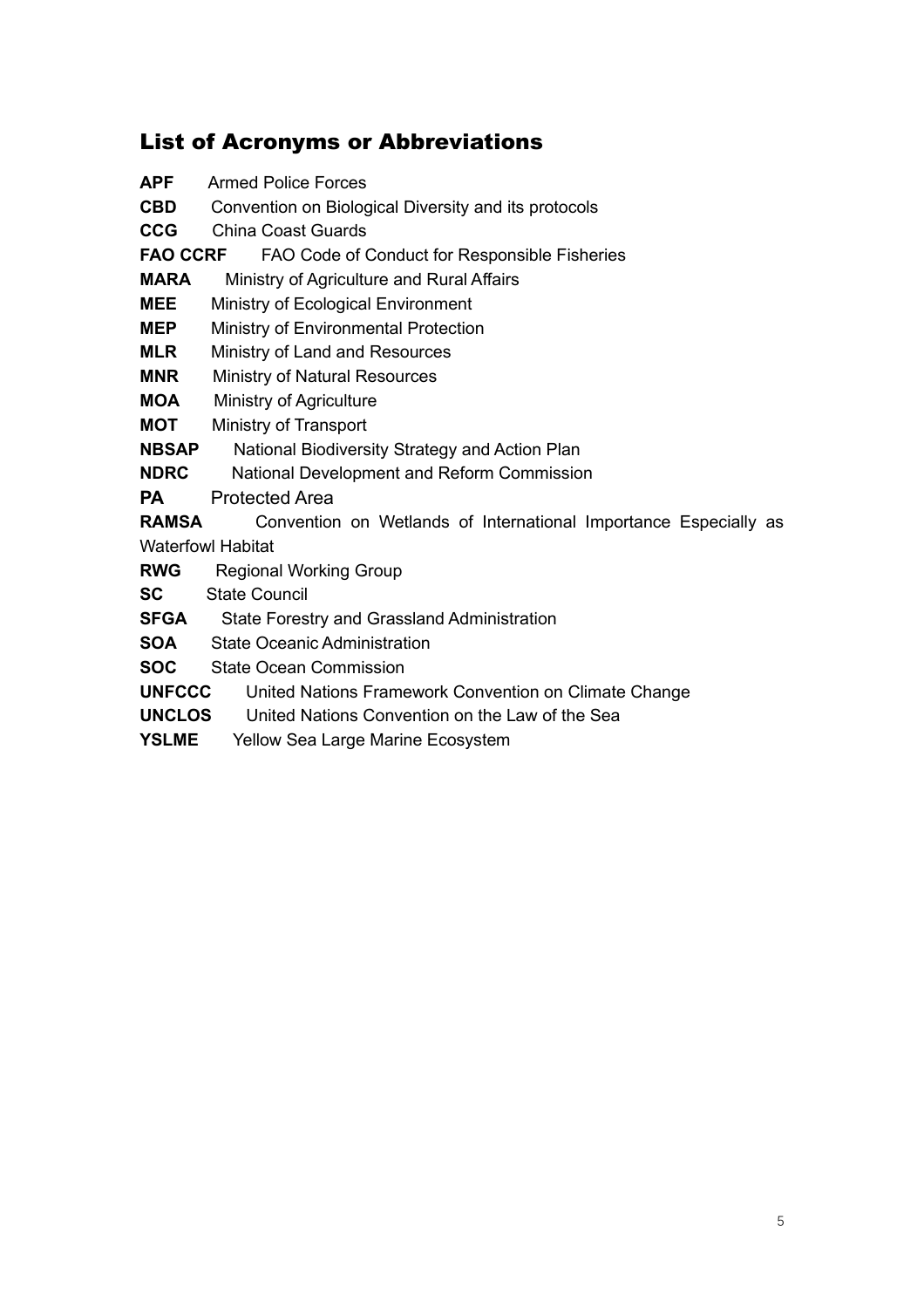## List of Acronyms or Abbreviations

**APF** Armed Police Forces

**CBD** Convention on Biological Diversity and its protocols

**CCG** China Coast Guards

**FAO CCRF** FAO Code of Conduct for Responsible Fisheries

**MARA** Ministry of Agriculture and Rural Affairs

**MEE** Ministry of Ecological Environment

**MEP** Ministry of Environmental Protection

**MLR** Ministry of Land and Resources

**MNR** Ministry of Natural Resources

**MOA** Ministry of Agriculture

**MOT** Ministry of Transport

**NBSAP** National Biodiversity Strategy and Action Plan

**NDRC** National Development and Reform Commission

**PA** Protected Area

**RAMSA** Convention on Wetlands of International Importance Especially as Waterfowl Habitat

**RWG** Regional Working Group

**SC** State Council

**SFGA** State Forestry and Grassland Administration

**SOA** State Oceanic Administration

**SOC** State Ocean Commission

**UNFCCC** United Nations Framework Convention on Climate Change

**UNCLOS** United Nations Convention on the Law of the Sea

**YSLME** Yellow Sea Large Marine Ecosystem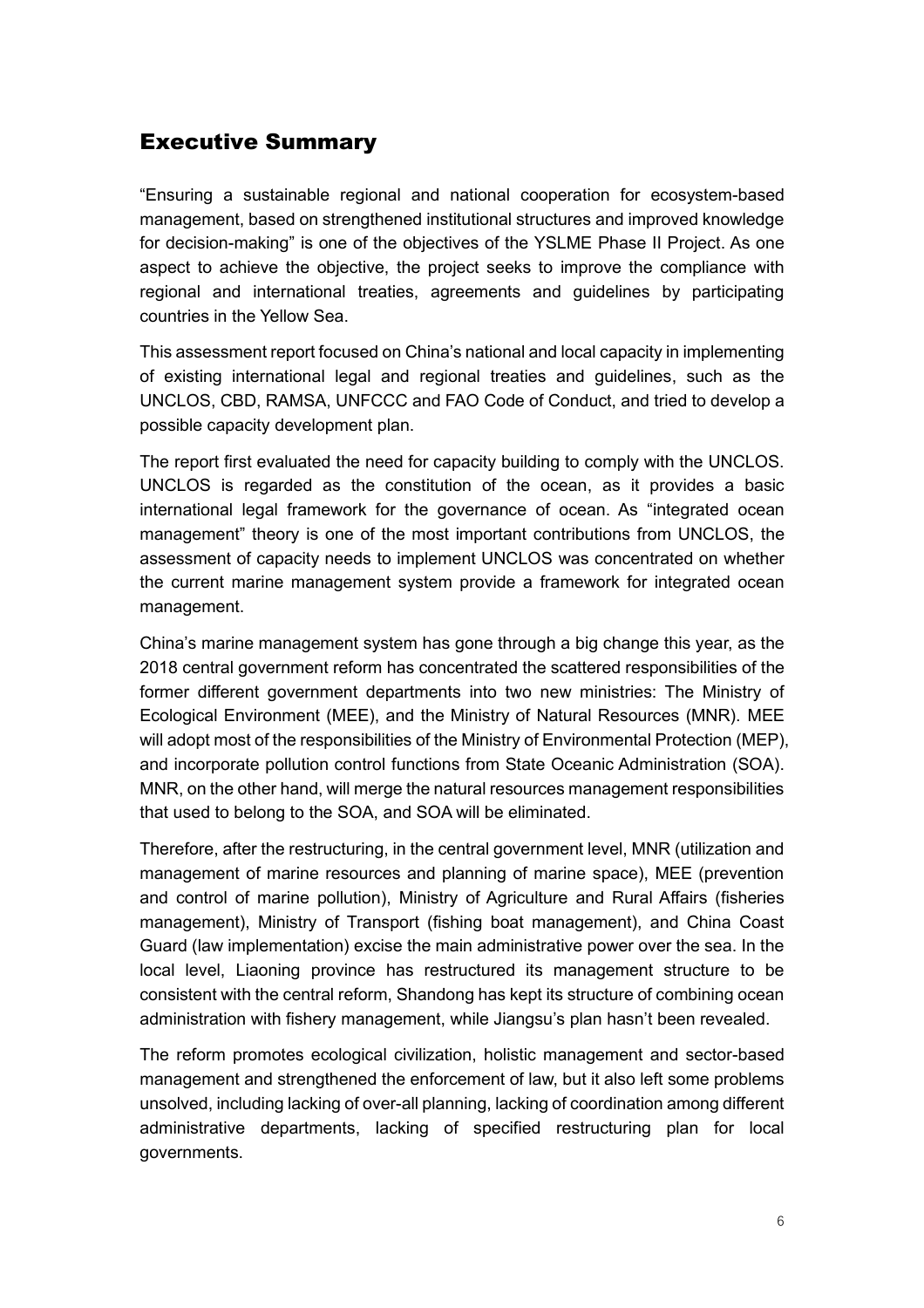## Executive Summary

"Ensuring a sustainable regional and national cooperation for ecosystem-based management, based on strengthened institutional structures and improved knowledge for decision-making" is one of the objectives of the YSLME Phase II Project. As one aspect to achieve the objective, the project seeks to improve the compliance with regional and international treaties, agreements and guidelines by participating countries in the Yellow Sea.

This assessment report focused on China's national and local capacity in implementing of existing international legal and regional treaties and guidelines, such as the UNCLOS, CBD, RAMSA, UNFCCC and FAO Code of Conduct, and tried to develop a possible capacity development plan.

The report first evaluated the need for capacity building to comply with the UNCLOS. UNCLOS is regarded as the constitution of the ocean, as it provides a basic international legal framework for the governance of ocean. As "integrated ocean management" theory is one of the most important contributions from UNCLOS, the assessment of capacity needs to implement UNCLOS was concentrated on whether the current marine management system provide a framework for integrated ocean management.

China's marine management system has gone through a big change this year, as the 2018 central government reform has concentrated the scattered responsibilities of the former different government departments into two new ministries: The Ministry of Ecological Environment (MEE), and the Ministry of Natural Resources (MNR). MEE will adopt most of the responsibilities of the Ministry of Environmental Protection (MEP), and incorporate pollution control functions from State Oceanic Administration (SOA). MNR, on the other hand, will merge the natural resources management responsibilities that used to belong to the SOA, and SOA will be eliminated.

Therefore, after the restructuring, in the central government level, MNR (utilization and management of marine resources and planning of marine space), MEE (prevention and control of marine pollution), Ministry of Agriculture and Rural Affairs (fisheries management), Ministry of Transport (fishing boat management), and China Coast Guard (law implementation) excise the main administrative power over the sea. In the local level, Liaoning province has restructured its management structure to be consistent with the central reform, Shandong has kept its structure of combining ocean administration with fishery management, while Jiangsu's plan hasn't been revealed.

The reform promotes ecological civilization, holistic management and sector-based management and strengthened the enforcement of law, but it also left some problems unsolved, including lacking of over-all planning, lacking of coordination among different administrative departments, lacking of specified restructuring plan for local governments.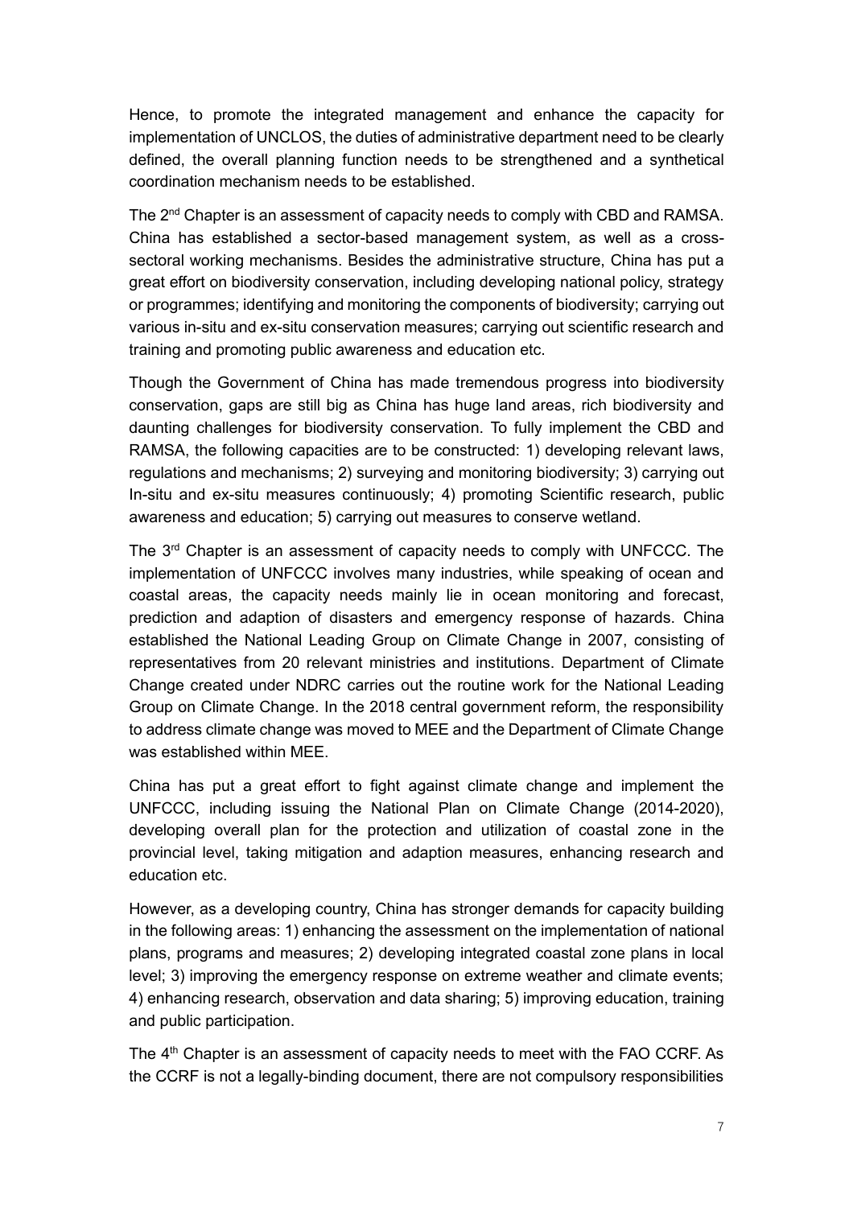Hence, to promote the integrated management and enhance the capacity for implementation of UNCLOS, the duties of administrative department need to be clearly defined, the overall planning function needs to be strengthened and a synthetical coordination mechanism needs to be established.

The 2nd Chapter is an assessment of capacity needs to comply with CBD and RAMSA. China has established a sector-based management system, as well as a cross-sectoral working mechanisms. Besides the administrative structure, China has put a great effort on biodiversity conservation, including developing national policy, strategy or programmes; identifying and monitoring the components of biodiversity; carrying out various in-situ and ex-situ conservation measures; carrying out scientific research and training and promoting public awareness and education etc.

Though the Government of China has made tremendous progress into biodiversity conservation, gaps are still big as China has huge land areas, rich biodiversity and daunting challenges for biodiversity conservation. To fully implement the CBD and RAMSA, the following capacities are to be constructed: 1) developing relevant laws, regulations and mechanisms; 2) surveying and monitoring biodiversity; 3) carrying out In-situ and ex-situ measures continuously; 4) promoting Scientific research, public awareness and education; 5) carrying out measures to conserve wetland.

The 3rd Chapter is an assessment of capacity needs to comply with UNFCCC. The implementation of UNFCCC involves many industries, while speaking of ocean and coastal areas, the capacity needs mainly lie in ocean monitoring and forecast, prediction and adaption of disasters and emergency response of hazards. China established the National Leading Group on Climate Change in 2007, consisting of representatives from 20 relevant ministries and institutions. Department of Climate Change created under NDRC carries out the routine work for the National Leading Group on Climate Change. In the 2018 central government reform, the responsibility to address climate change was moved to MEE and the Department of Climate Change was established within MEE.

China has put a great effort to fight against climate change and implement the UNFCCC, including issuing the National Plan on Climate Change (2014-2020), developing overall plan for the protection and utilization of coastal zone in the provincial level, taking mitigation and adaption measures, enhancing research and education etc.

However, as a developing country, China has stronger demands for capacity building in the following areas: 1) enhancing the assessment on the implementation of national plans, programs and measures; 2) developing integrated coastal zone plans in local level; 3) improving the emergency response on extreme weather and climate events; 4) enhancing research, observation and data sharing; 5) improving education, training and public participation.

The 4th Chapter is an assessment of capacity needs to meet with the FAO CCRF. As the CCRF is not a legally-binding document, there are not compulsory responsibilities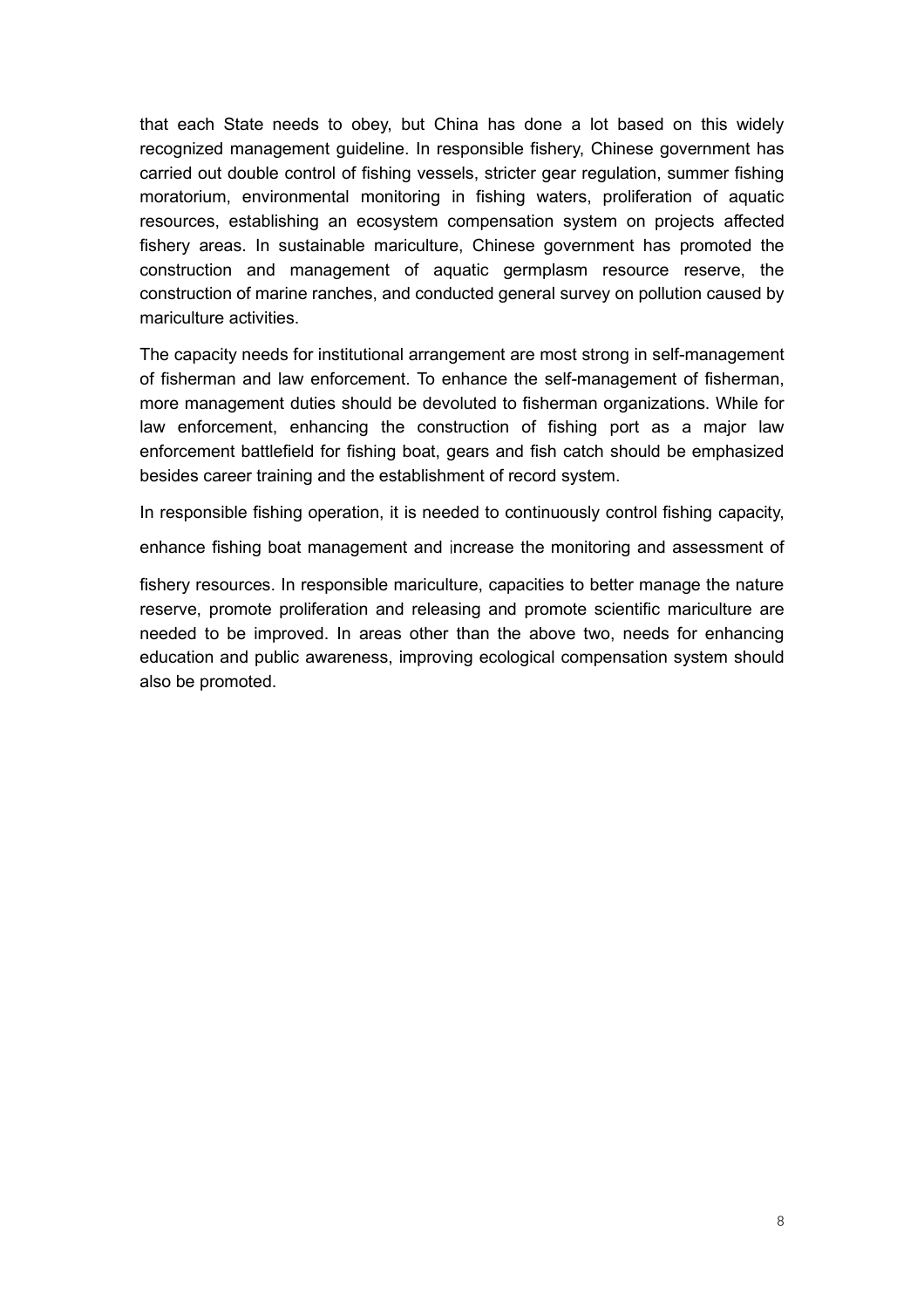that each State needs to obey, but China has done a lot based on this widely recognized management guideline. In responsible fishery, Chinese government has carried out double control of fishing vessels, stricter gear regulation, summer fishing moratorium, environmental monitoring in fishing waters, proliferation of aquatic resources, establishing an ecosystem compensation system on projects affected fishery areas. In sustainable mariculture, Chinese government has promoted the construction and management of aquatic germplasm resource reserve, the construction of marine ranches, and conducted general survey on pollution caused by mariculture activities.

The capacity needs for institutional arrangement are most strong in self-management of fisherman and law enforcement. To enhance the self-management of fisherman, more management duties should be devoluted to fisherman organizations. While for law enforcement, enhancing the construction of fishing port as a major law enforcement battlefield for fishing boat, gears and fish catch should be emphasized besides career training and the establishment of record system.

In responsible fishing operation, it is needed to continuously control fishing capacity, enhance fishing boat management and increase the monitoring and assessment of fishery resources. In responsible mariculture, capacities to better manage the nature reserve, promote proliferation and releasing and promote scientific mariculture are needed to be improved. In areas other than the above two, needs for enhancing education and public awareness, improving ecological compensation system should also be promoted.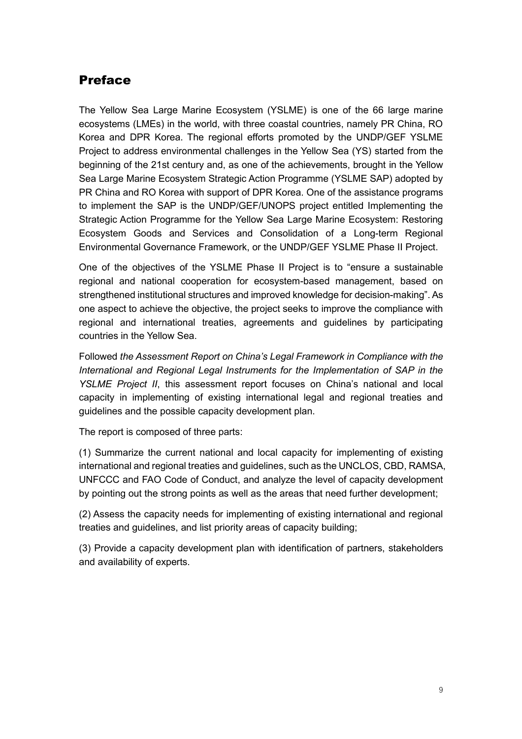# Preface

The Yellow Sea Large Marine Ecosystem (YSLME) is one of the 66 large marine ecosystems (LMEs) in the world, with three coastal countries, namely PR China, RO Korea and DPR Korea. The regional efforts promoted by the UNDP/GEF YSLME Project to address environmental challenges in the Yellow Sea (YS) started from the beginning of the 21st century and, as one of the achievements, brought in the Yellow Sea Large Marine Ecosystem Strategic Action Programme (YSLME SAP) adopted by PR China and RO Korea with support of DPR Korea. One of the assistance programs to implement the SAP is the UNDP/GEF/UNOPS project entitled Implementing the Strategic Action Programme for the Yellow Sea Large Marine Ecosystem: Restoring Ecosystem Goods and Services and Consolidation of a Long-term Regional Environmental Governance Framework, or the UNDP/GEF YSLME Phase II Project.

One of the objectives of the YSLME Phase II Project is to "ensure a sustainable regional and national cooperation for ecosystem-based management, based on strengthened institutional structures and improved knowledge for decision-making". As one aspect to achieve the objective, the project seeks to improve the compliance with regional and international treaties, agreements and guidelines by participating countries in the Yellow Sea.

Followed *the Assessment Report on China's Legal Framework in Compliance with the International and Regional Legal Instruments for the Implementation of SAP in the YSLME Project II*, this assessment report focuses on China's national and local capacity in implementing of existing international legal and regional treaties and guidelines and the possible capacity development plan.

The report is composed of three parts:

(1) Summarize the current national and local capacity for implementing of existing international and regional treaties and guidelines, such as the UNCLOS, CBD, RAMSA, UNFCCC and FAO Code of Conduct, and analyze the level of capacity development by pointing out the strong points as well as the areas that need further development;

(2) Assess the capacity needs for implementing of existing international and regional treaties and guidelines, and list priority areas of capacity building;

(3) Provide a capacity development plan with identification of partners, stakeholders and availability of experts.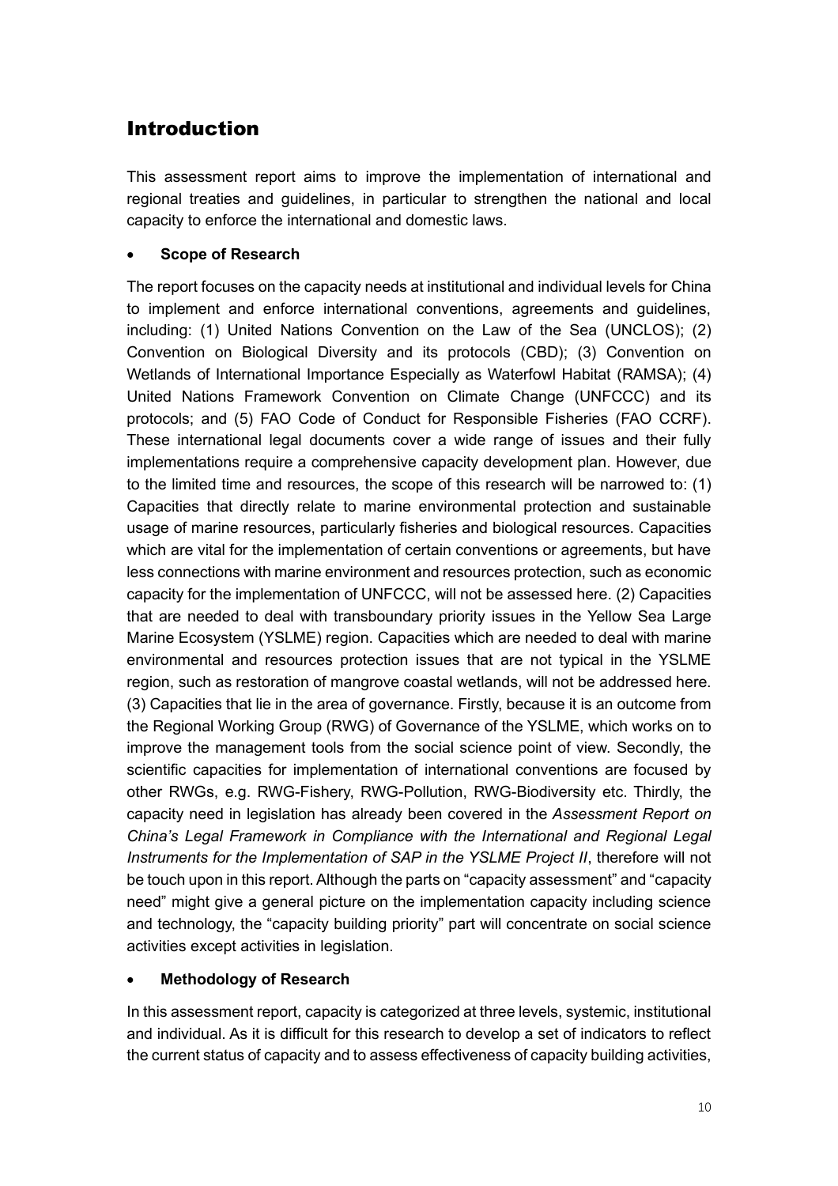# Introduction

This assessment report aims to improve the implementation of international and regional treaties and guidelines, in particular to strengthen the national and local capacity to enforce the international and domestic laws.

- **Scope of Research**

The report focuses on the capacity needs at institutional and individual levels for China to implement and enforce international conventions, agreements and guidelines, including: (1) United Nations Convention on the Law of the Sea (UNCLOS); (2) Convention on Biological Diversity and its protocols (CBD); (3) Convention on Wetlands of International Importance Especially as Waterfowl Habitat (RAMSA); (4) United Nations Framework Convention on Climate Change (UNFCCC) and its protocols; and (5) FAO Code of Conduct for Responsible Fisheries (FAO CCRF). These international legal documents cover a wide range of issues and their fully implementations require a comprehensive capacity development plan. However, due to the limited time and resources, the scope of this research will be narrowed to: (1) Capacities that directly relate to marine environmental protection and sustainable usage of marine resources, particularly fisheries and biological resources. Capacities which are vital for the implementation of certain conventions or agreements, but have less connections with marine environment and resources protection, such as economic capacity for the implementation of UNFCCC, will not be assessed here. (2) Capacities that are needed to deal with transboundary priority issues in the Yellow Sea Large Marine Ecosystem (YSLME) region. Capacities which are needed to deal with marine environmental and resources protection issues that are not typical in the YSLME region, such as restoration of mangrove coastal wetlands, will not be addressed here. (3) Capacities that lie in the area of governance. Firstly, because it is an outcome from the Regional Working Group (RWG) of Governance of the YSLME, which works on to improve the management tools from the social science point of view. Secondly, the scientific capacities for implementation of international conventions are focused by other RWGs, e.g. RWG-Fishery, RWG-Pollution, RWG-Biodiversity etc. Thirdly, the capacity need in legislation has already been covered in the *Assessment Report on China's Legal Framework in Compliance with the International and Regional Legal Instruments for the Implementation of SAP in the YSLME Project II*, therefore will not be touch upon in this report. Although the parts on "capacity assessment" and "capacity need" might give a general picture on the implementation capacity including science and technology, the "capacity building priority" part will concentrate on social science activities except activities in legislation.

- **Methodology of Research**

In this assessment report, capacity is categorized at three levels, systemic, institutional and individual. As it is difficult for this research to develop a set of indicators to reflect the current status of capacity and to assess effectiveness of capacity building activities,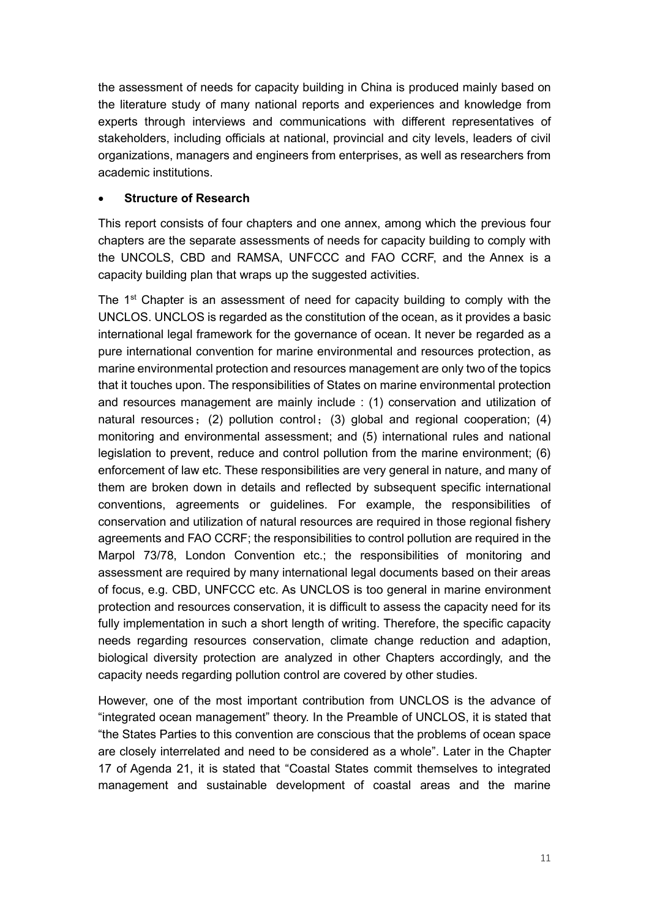the assessment of needs for capacity building in China is produced mainly based on the literature study of many national reports and experiences and knowledge from experts through interviews and communications with different representatives of stakeholders, including officials at national, provincial and city levels, leaders of civil organizations, managers and engineers from enterprises, as well as researchers from academic institutions.

- **Structure of Research**

This report consists of four chapters and one annex, among which the previous four chapters are the separate assessments of needs for capacity building to comply with the UNCOLS, CBD and RAMSA, UNFCCC and FAO CCRF, and the Annex is a capacity building plan that wraps up the suggested activities.

The 1st Chapter is an assessment of need for capacity building to comply with the UNCLOS. UNCLOS is regarded as the constitution of the ocean, as it provides a basic international legal framework for the governance of ocean. It never be regarded as a pure international convention for marine environmental and resources protection, as marine environmental protection and resources management are only two of the topics that it touches upon. The responsibilities of States on marine environmental protection and resources management are mainly include : (1) conservation and utilization of natural resources；(2) pollution control；(3) global and regional cooperation; (4) monitoring and environmental assessment; and (5) international rules and national legislation to prevent, reduce and control pollution from the marine environment; (6) enforcement of law etc. These responsibilities are very general in nature, and many of them are broken down in details and reflected by subsequent specific international conventions, agreements or guidelines. For example, the responsibilities of conservation and utilization of natural resources are required in those regional fishery agreements and FAO CCRF; the responsibilities to control pollution are required in the Marpol 73/78, London Convention etc.; the responsibilities of monitoring and assessment are required by many international legal documents based on their areas of focus, e.g. CBD, UNFCCC etc. As UNCLOS is too general in marine environment protection and resources conservation, it is difficult to assess the capacity need for its fully implementation in such a short length of writing. Therefore, the specific capacity needs regarding resources conservation, climate change reduction and adaption, biological diversity protection are analyzed in other Chapters accordingly, and the capacity needs regarding pollution control are covered by other studies.

However, one of the most important contribution from UNCLOS is the advance of "integrated ocean management" theory. In the Preamble of UNCLOS, it is stated that "the States Parties to this convention are conscious that the problems of ocean space are closely interrelated and need to be considered as a whole". Later in the Chapter 17 of Agenda 21, it is stated that "Coastal States commit themselves to integrated management and sustainable development of coastal areas and the marine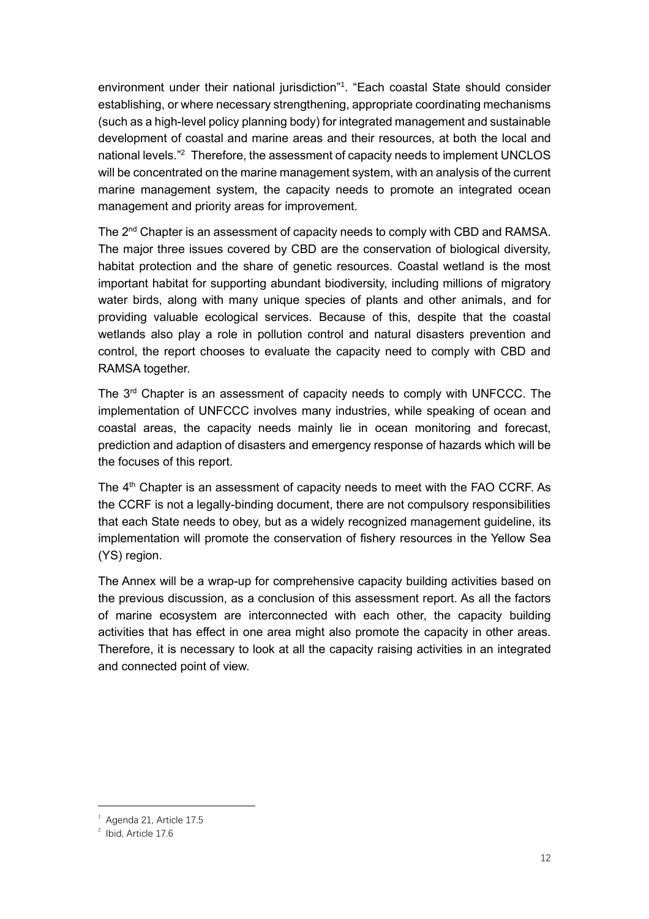environment under their national jurisdiction"[1]. "Each coastal State should consider establishing, or where necessary strengthening, appropriate coordinating mechanisms (such as a high-level policy planning body) for integrated management and sustainable development of coastal and marine areas and their resources, at both the local and national levels."[2] Therefore, the assessment of capacity needs to implement UNCLOS will be concentrated on the marine management system, with an analysis of the current marine management system, the capacity needs to promote an integrated ocean management and priority areas for improvement.

The 2nd Chapter is an assessment of capacity needs to comply with CBD and RAMSA. The major three issues covered by CBD are the conservation of biological diversity, habitat protection and the share of genetic resources. Coastal wetland is the most important habitat for supporting abundant biodiversity, including millions of migratory water birds, along with many unique species of plants and other animals, and for providing valuable ecological services. Because of this, despite that the coastal wetlands also play a role in pollution control and natural disasters prevention and control, the report chooses to evaluate the capacity need to comply with CBD and RAMSA together.

The 3rd Chapter is an assessment of capacity needs to comply with UNFCCC. The implementation of UNFCCC involves many industries, while speaking of ocean and coastal areas, the capacity needs mainly lie in ocean monitoring and forecast, prediction and adaption of disasters and emergency response of hazards which will be the focuses of this report.

The 4th Chapter is an assessment of capacity needs to meet with the FAO CCRF. As the CCRF is not a legally-binding document, there are not compulsory responsibilities that each State needs to obey, but as a widely recognized management guideline, its implementation will promote the conservation of fishery resources in the Yellow Sea (YS) region.

The Annex will be a wrap-up for comprehensive capacity building activities based on the previous discussion, as a conclusion of this assessment report. As all the factors of marine ecosystem are interconnected with each other, the capacity building activities that has effect in one area might also promote the capacity in other areas. Therefore, it is necessary to look at all the capacity raising activities in an integrated and connected point of view.

[1] Agenda 21, Article 17.5

[2] Ibid, Article 17.6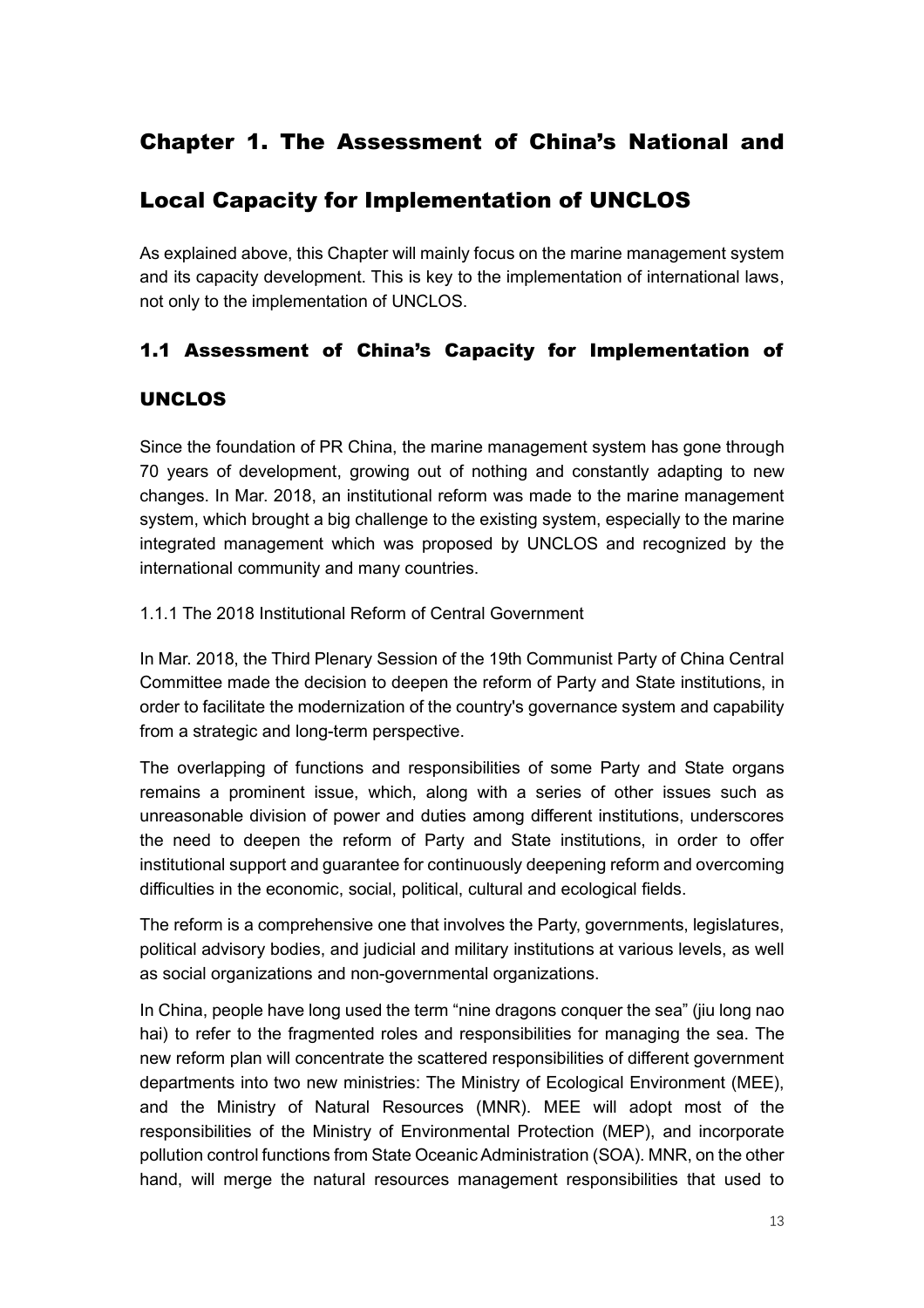# Chapter 1. The Assessment of China's National and Local Capacity for Implementation of UNCLOS

As explained above, this Chapter will mainly focus on the marine management system and its capacity development. This is key to the implementation of international laws, not only to the implementation of UNCLOS.

## 1.1 Assessment of China's Capacity for Implementation of UNCLOS

Since the foundation of PR China, the marine management system has gone through 70 years of development, growing out of nothing and constantly adapting to new changes. In Mar. 2018, an institutional reform was made to the marine management system, which brought a big challenge to the existing system, especially to the marine integrated management which was proposed by UNCLOS and recognized by the international community and many countries.

### 1.1.1 The 2018 Institutional Reform of Central Government

In Mar. 2018, the Third Plenary Session of the 19th Communist Party of China Central Committee made the decision to deepen the reform of Party and State institutions, in order to facilitate the modernization of the country's governance system and capability from a strategic and long-term perspective.

The overlapping of functions and responsibilities of some Party and State organs remains a prominent issue, which, along with a series of other issues such as unreasonable division of power and duties among different institutions, underscores the need to deepen the reform of Party and State institutions, in order to offer institutional support and guarantee for continuously deepening reform and overcoming difficulties in the economic, social, political, cultural and ecological fields.

The reform is a comprehensive one that involves the Party, governments, legislatures, political advisory bodies, and judicial and military institutions at various levels, as well as social organizations and non-governmental organizations.

In China, people have long used the term "nine dragons conquer the sea" (jiu long nao hai) to refer to the fragmented roles and responsibilities for managing the sea. The new reform plan will concentrate the scattered responsibilities of different government departments into two new ministries: The Ministry of Ecological Environment (MEE), and the Ministry of Natural Resources (MNR). MEE will adopt most of the responsibilities of the Ministry of Environmental Protection (MEP), and incorporate pollution control functions from State Oceanic Administration (SOA). MNR, on the other hand, will merge the natural resources management responsibilities that used to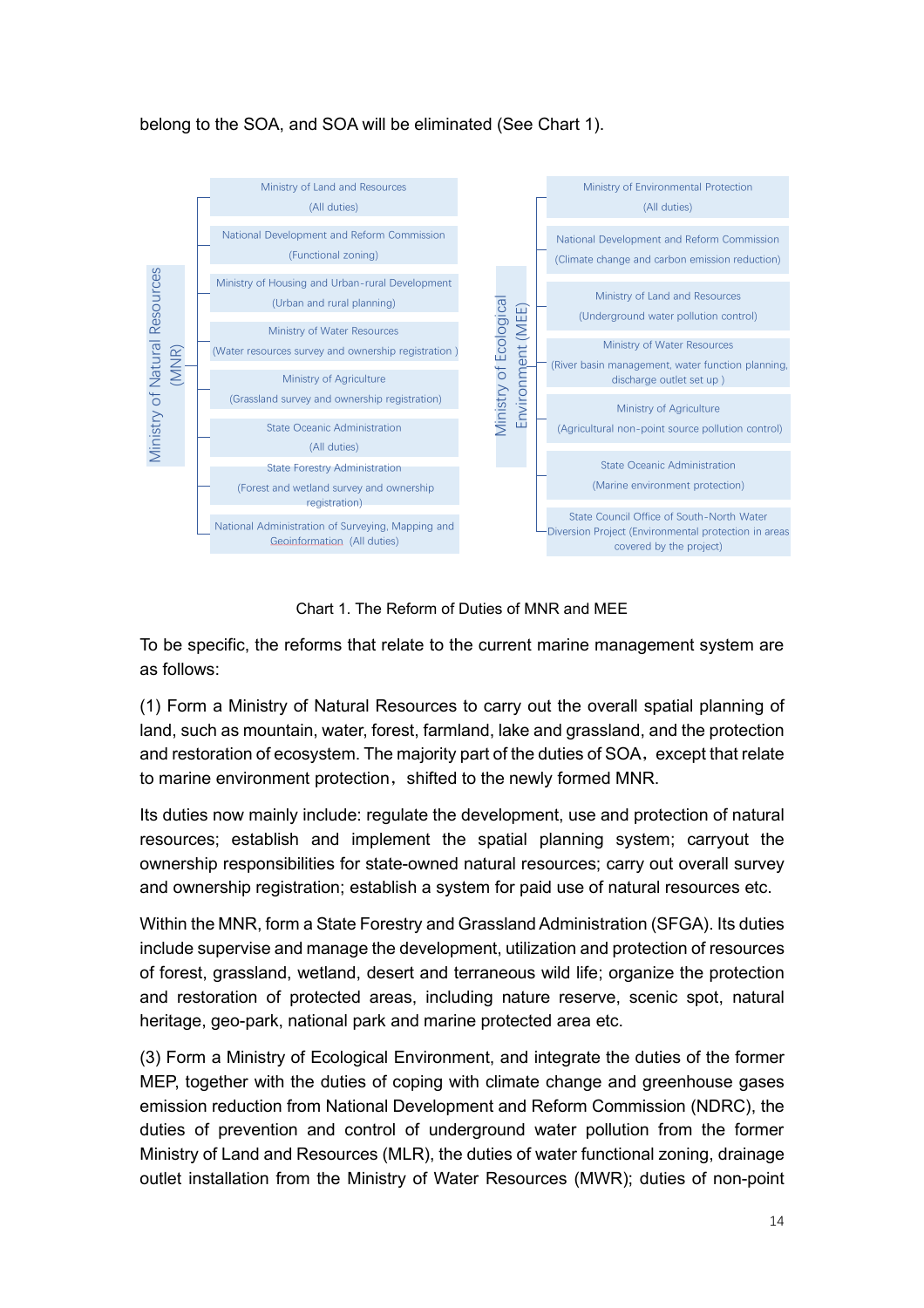belong to the SOA, and SOA will be eliminated (See Chart 1).

**Ministry of Natural Resources (MNR)**

- Ministry of Land and Resources (All duties)
- National Development and Reform Commission (Functional zoning)
- Ministry of Housing and Urban-rural Development (Urban and rural planning)
- Ministry of Water Resources (Water resources survey and ownership registration)
- Ministry of Agriculture (Grassland survey and ownership registration)
- State Oceanic Administration (All duties)
- State Forestry Administration (Forest and wetland survey and ownership registration)
- National Administration of Surveying, Mapping and Geoinformation (All duties)

**Ministry of Ecological Environment (MEE)**

- Ministry of Environmental Protection (All duties)
- National Development and Reform Commission (Climate change and carbon emission reduction)
- Ministry of Land and Resources (Underground water pollution control)
- Ministry of Water Resources (River basin management, water function planning, discharge outlet set up)
- Ministry of Agriculture (Agricultural non-point source pollution control)
- State Oceanic Administration (Marine environment protection)
- State Council Office of South-North Water Diversion Project (Environmental protection in areas covered by the project)

Chart 1. The Reform of Duties of MNR and MEE

To be specific, the reforms that relate to the current marine management system are as follows:

(1) Form a Ministry of Natural Resources to carry out the overall spatial planning of land, such as mountain, water, forest, farmland, lake and grassland, and the protection and restoration of ecosystem. The majority part of the duties of SOA，except that relate to marine environment protection，shifted to the newly formed MNR.

Its duties now mainly include: regulate the development, use and protection of natural resources; establish and implement the spatial planning system; carryout the ownership responsibilities for state-owned natural resources; carry out overall survey and ownership registration; establish a system for paid use of natural resources etc.

Within the MNR, form a State Forestry and Grassland Administration (SFGA). Its duties include supervise and manage the development, utilization and protection of resources of forest, grassland, wetland, desert and terraneous wild life; organize the protection and restoration of protected areas, including nature reserve, scenic spot, natural heritage, geo-park, national park and marine protected area etc.

(3) Form a Ministry of Ecological Environment, and integrate the duties of the former MEP, together with the duties of coping with climate change and greenhouse gases emission reduction from National Development and Reform Commission (NDRC), the duties of prevention and control of underground water pollution from the former Ministry of Land and Resources (MLR), the duties of water functional zoning, drainage outlet installation from the Ministry of Water Resources (MWR); duties of non-point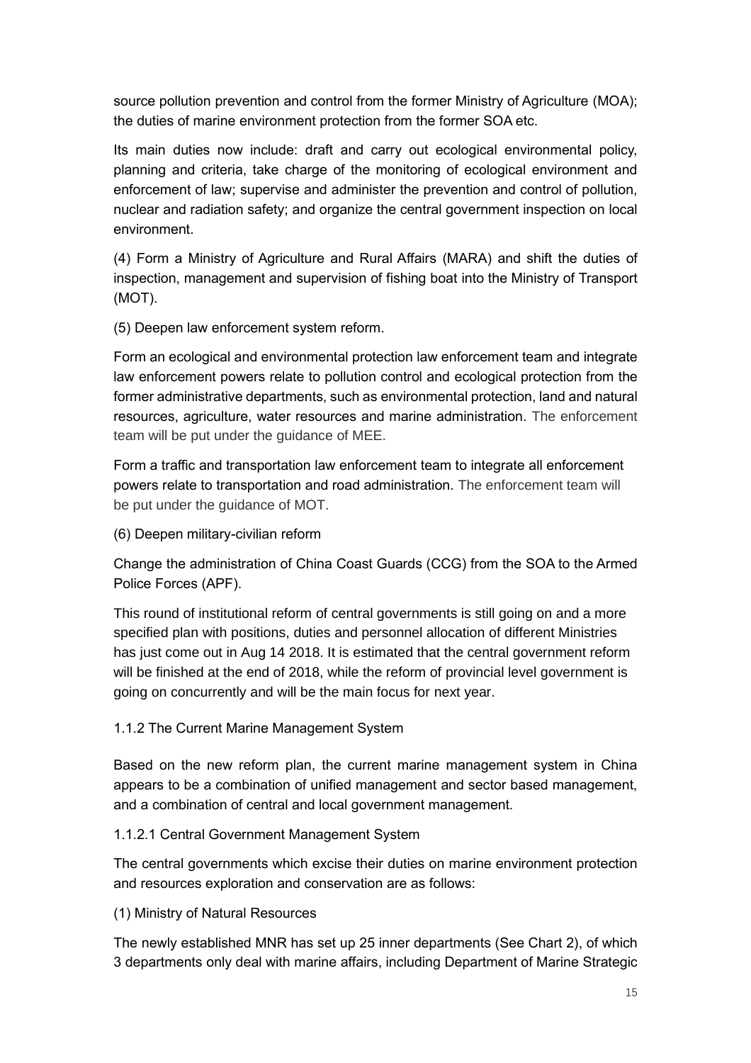source pollution prevention and control from the former Ministry of Agriculture (MOA); the duties of marine environment protection from the former SOA etc.

Its main duties now include: draft and carry out ecological environmental policy, planning and criteria, take charge of the monitoring of ecological environment and enforcement of law; supervise and administer the prevention and control of pollution, nuclear and radiation safety; and organize the central government inspection on local environment.

(4) Form a Ministry of Agriculture and Rural Affairs (MARA) and shift the duties of inspection, management and supervision of fishing boat into the Ministry of Transport (MOT).

(5) Deepen law enforcement system reform.

Form an ecological and environmental protection law enforcement team and integrate law enforcement powers relate to pollution control and ecological protection from the former administrative departments, such as environmental protection, land and natural resources, agriculture, water resources and marine administration. The enforcement team will be put under the guidance of MEE.

Form a traffic and transportation law enforcement team to integrate all enforcement powers relate to transportation and road administration. The enforcement team will be put under the guidance of MOT.

(6) Deepen military-civilian reform

Change the administration of China Coast Guards (CCG) from the SOA to the Armed Police Forces (APF).

This round of institutional reform of central governments is still going on and a more specified plan with positions, duties and personnel allocation of different Ministries has just come out in Aug 14 2018. It is estimated that the central government reform will be finished at the end of 2018, while the reform of provincial level government is going on concurrently and will be the main focus for next year.

### 1.1.2 The Current Marine Management System

Based on the new reform plan, the current marine management system in China appears to be a combination of unified management and sector based management, and a combination of central and local government management.

#### 1.1.2.1 Central Government Management System

The central governments which excise their duties on marine environment protection and resources exploration and conservation are as follows:

(1) Ministry of Natural Resources

The newly established MNR has set up 25 inner departments (See Chart 2), of which 3 departments only deal with marine affairs, including Department of Marine Strategic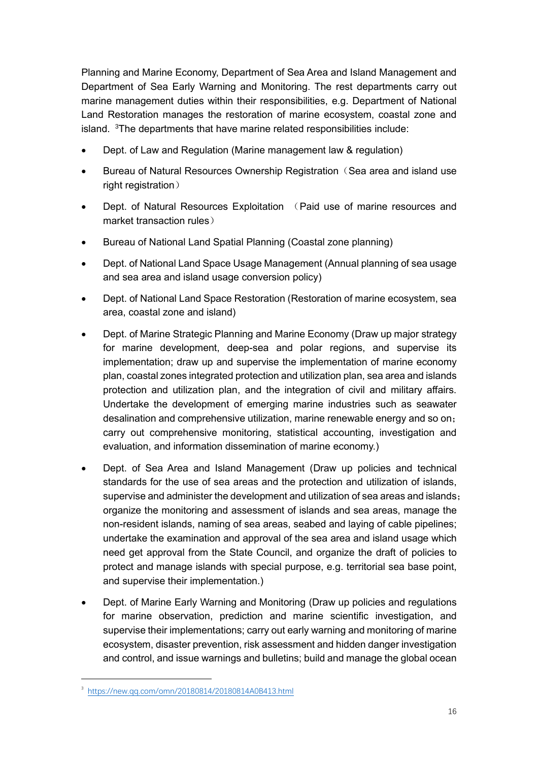Planning and Marine Economy, Department of Sea Area and Island Management and Department of Sea Early Warning and Monitoring. The rest departments carry out marine management duties within their responsibilities, e.g. Department of National Land Restoration manages the restoration of marine ecosystem, coastal zone and island. [3]The departments that have marine related responsibilities include:

- Dept. of Law and Regulation (Marine management law & regulation)
- Bureau of Natural Resources Ownership Registration（Sea area and island use right registration）
- Dept. of Natural Resources Exploitation （Paid use of marine resources and market transaction rules）
- Bureau of National Land Spatial Planning (Coastal zone planning)
- Dept. of National Land Space Usage Management (Annual planning of sea usage and sea area and island usage conversion policy)
- Dept. of National Land Space Restoration (Restoration of marine ecosystem, sea area, coastal zone and island)
- Dept. of Marine Strategic Planning and Marine Economy (Draw up major strategy for marine development, deep-sea and polar regions, and supervise its implementation; draw up and supervise the implementation of marine economy plan, coastal zones integrated protection and utilization plan, sea area and islands protection and utilization plan, and the integration of civil and military affairs. Undertake the development of emerging marine industries such as seawater desalination and comprehensive utilization, marine renewable energy and so on；carry out comprehensive monitoring, statistical accounting, investigation and evaluation, and information dissemination of marine economy.)
- Dept. of Sea Area and Island Management (Draw up policies and technical standards for the use of sea areas and the protection and utilization of islands, supervise and administer the development and utilization of sea areas and islands；organize the monitoring and assessment of islands and sea areas, manage the non-resident islands, naming of sea areas, seabed and laying of cable pipelines; undertake the examination and approval of the sea area and island usage which need get approval from the State Council, and organize the draft of policies to protect and manage islands with special purpose, e.g. territorial sea base point, and supervise their implementation.)
- Dept. of Marine Early Warning and Monitoring (Draw up policies and regulations for marine observation, prediction and marine scientific investigation, and supervise their implementations; carry out early warning and monitoring of marine ecosystem, disaster prevention, risk assessment and hidden danger investigation and control, and issue warnings and bulletins; build and manage the global ocean

[3] https://new.qq.com/omn/20180814/20180814A0B413.html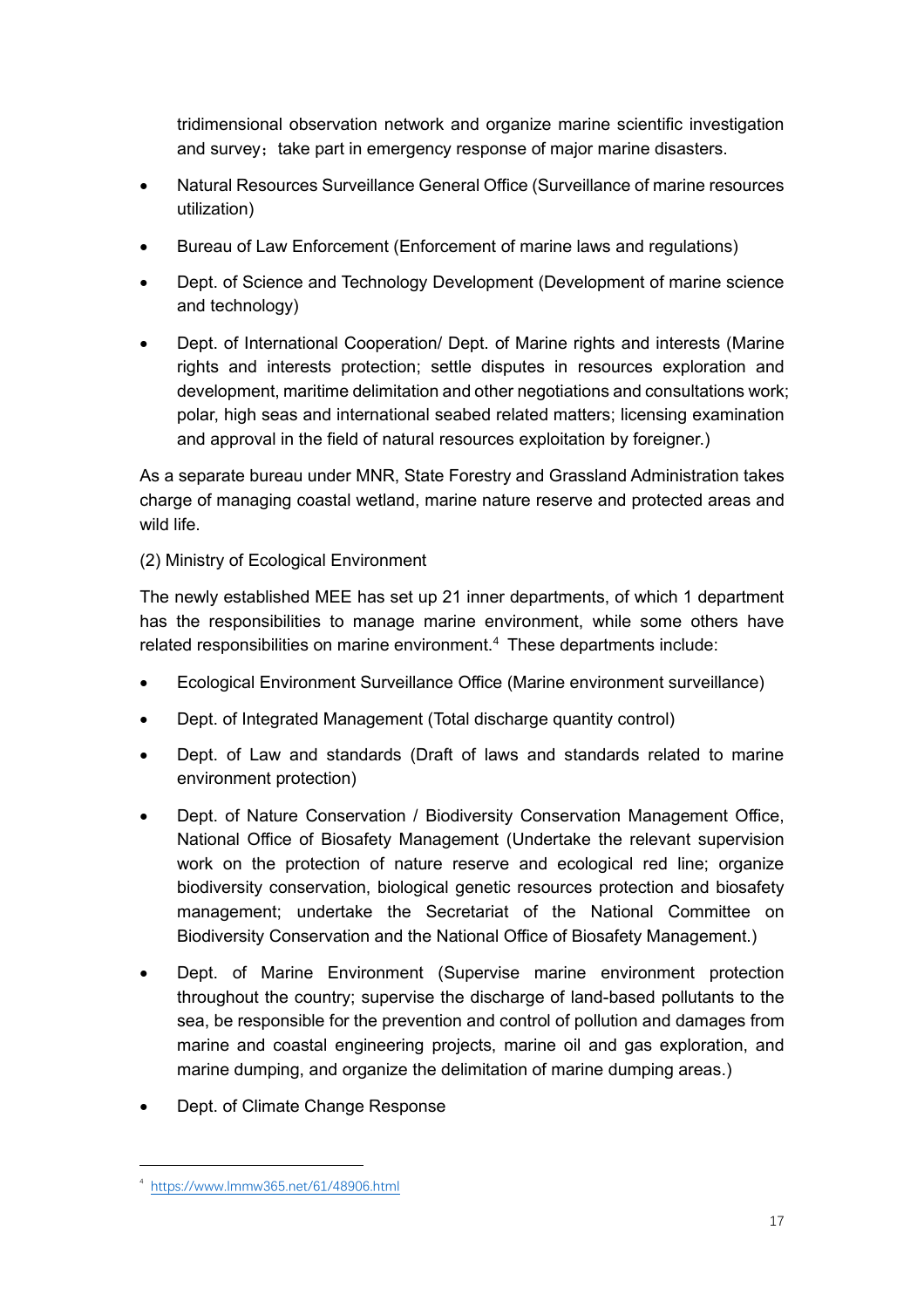tridimensional observation network and organize marine scientific investigation and survey；take part in emergency response of major marine disasters.

- Natural Resources Surveillance General Office (Surveillance of marine resources utilization)
- Bureau of Law Enforcement (Enforcement of marine laws and regulations)
- Dept. of Science and Technology Development (Development of marine science and technology)
- Dept. of International Cooperation/ Dept. of Marine rights and interests (Marine rights and interests protection; settle disputes in resources exploration and development, maritime delimitation and other negotiations and consultations work; polar, high seas and international seabed related matters; licensing examination and approval in the field of natural resources exploitation by foreigner.)

As a separate bureau under MNR, State Forestry and Grassland Administration takes charge of managing coastal wetland, marine nature reserve and protected areas and wild life.

(2) Ministry of Ecological Environment

The newly established MEE has set up 21 inner departments, of which 1 department has the responsibilities to manage marine environment, while some others have related responsibilities on marine environment.[4] These departments include:

- Ecological Environment Surveillance Office (Marine environment surveillance)
- Dept. of Integrated Management (Total discharge quantity control)
- Dept. of Law and standards (Draft of laws and standards related to marine environment protection)
- Dept. of Nature Conservation / Biodiversity Conservation Management Office, National Office of Biosafety Management (Undertake the relevant supervision work on the protection of nature reserve and ecological red line; organize biodiversity conservation, biological genetic resources protection and biosafety management; undertake the Secretariat of the National Committee on Biodiversity Conservation and the National Office of Biosafety Management.)
- Dept. of Marine Environment (Supervise marine environment protection throughout the country; supervise the discharge of land-based pollutants to the sea, be responsible for the prevention and control of pollution and damages from marine and coastal engineering projects, marine oil and gas exploration, and marine dumping, and organize the delimitation of marine dumping areas.)
- Dept. of Climate Change Response

[4] https://www.lmmw365.net/61/48906.html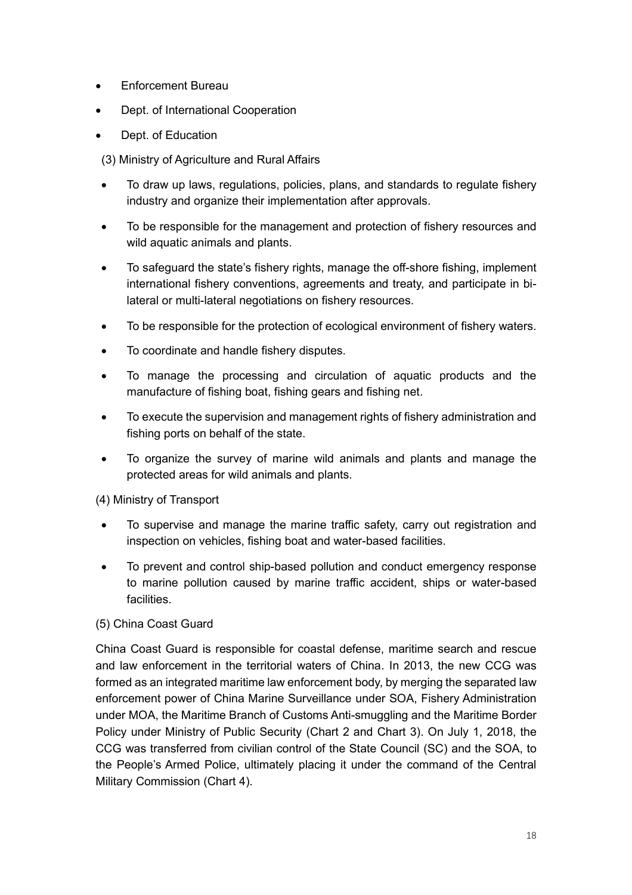- Enforcement Bureau
- Dept. of International Cooperation
- Dept. of Education

(3) Ministry of Agriculture and Rural Affairs

- To draw up laws, regulations, policies, plans, and standards to regulate fishery industry and organize their implementation after approvals.
- To be responsible for the management and protection of fishery resources and wild aquatic animals and plants.
- To safeguard the state's fishery rights, manage the off-shore fishing, implement international fishery conventions, agreements and treaty, and participate in bi-lateral or multi-lateral negotiations on fishery resources.
- To be responsible for the protection of ecological environment of fishery waters.
- To coordinate and handle fishery disputes.
- To manage the processing and circulation of aquatic products and the manufacture of fishing boat, fishing gears and fishing net.
- To execute the supervision and management rights of fishery administration and fishing ports on behalf of the state.
- To organize the survey of marine wild animals and plants and manage the protected areas for wild animals and plants.

(4) Ministry of Transport

- To supervise and manage the marine traffic safety, carry out registration and inspection on vehicles, fishing boat and water-based facilities.
- To prevent and control ship-based pollution and conduct emergency response to marine pollution caused by marine traffic accident, ships or water-based facilities.

(5) China Coast Guard

China Coast Guard is responsible for coastal defense, maritime search and rescue and law enforcement in the territorial waters of China. In 2013, the new CCG was formed as an integrated maritime law enforcement body, by merging the separated law enforcement power of China Marine Surveillance under SOA, Fishery Administration under MOA, the Maritime Branch of Customs Anti-smuggling and the Maritime Border Policy under Ministry of Public Security (Chart 2 and Chart 3). On July 1, 2018, the CCG was transferred from civilian control of the State Council (SC) and the SOA, to the People's Armed Police, ultimately placing it under the command of the Central Military Commission (Chart 4).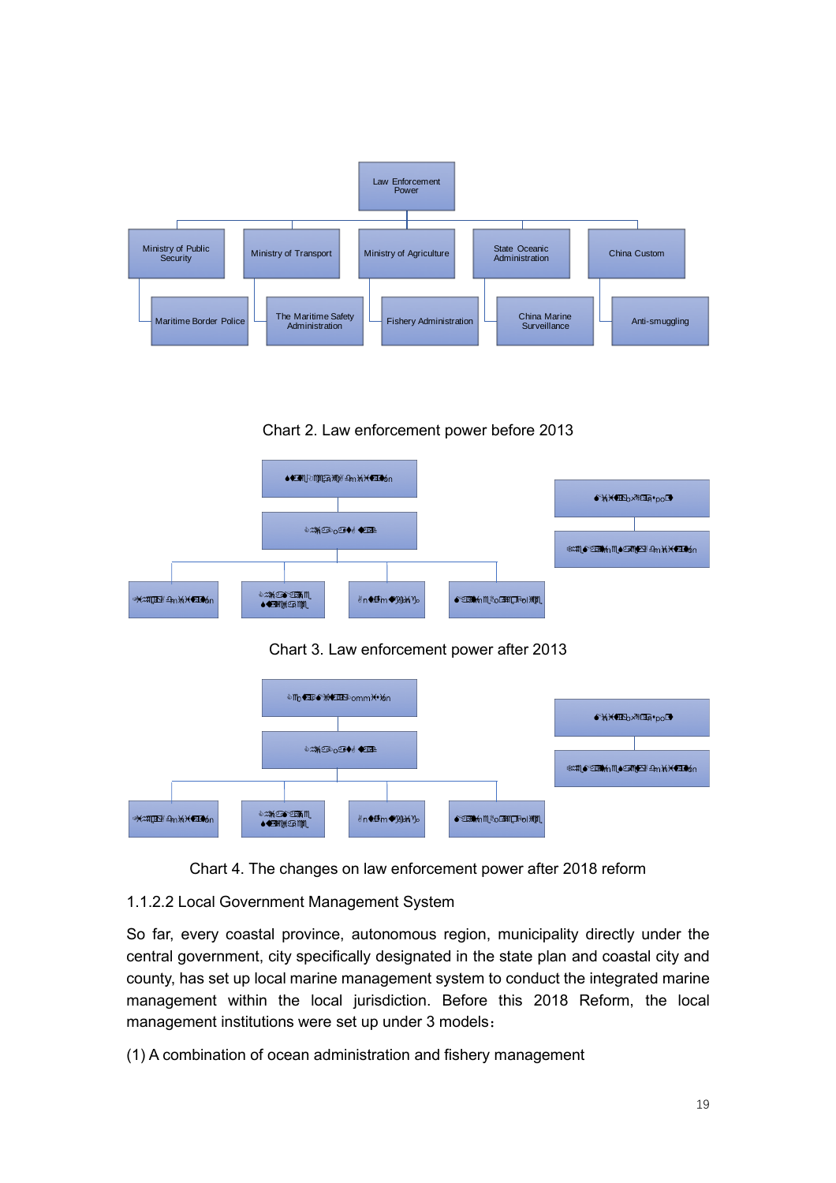Law Enforcement Power

Ministry of Public Security — Maritime Border Police

Ministry of Transport — The Maritime Safety Administration

Ministry of Agriculture — Fishery Administration

State Oceanic Administration — China Marine Surveillance

China Custom — Anti-smuggling

Chart 2. Law enforcement power before 2013

Chart 3. Law enforcement power after 2013

Chart 4. The changes on law enforcement power after 2018 reform

1.1.2.2 Local Government Management System

So far, every coastal province, autonomous region, municipality directly under the central government, city specifically designated in the state plan and coastal city and county, has set up local marine management system to conduct the integrated marine management within the local jurisdiction. Before this 2018 Reform, the local management institutions were set up under 3 models：

(1) A combination of ocean administration and fishery management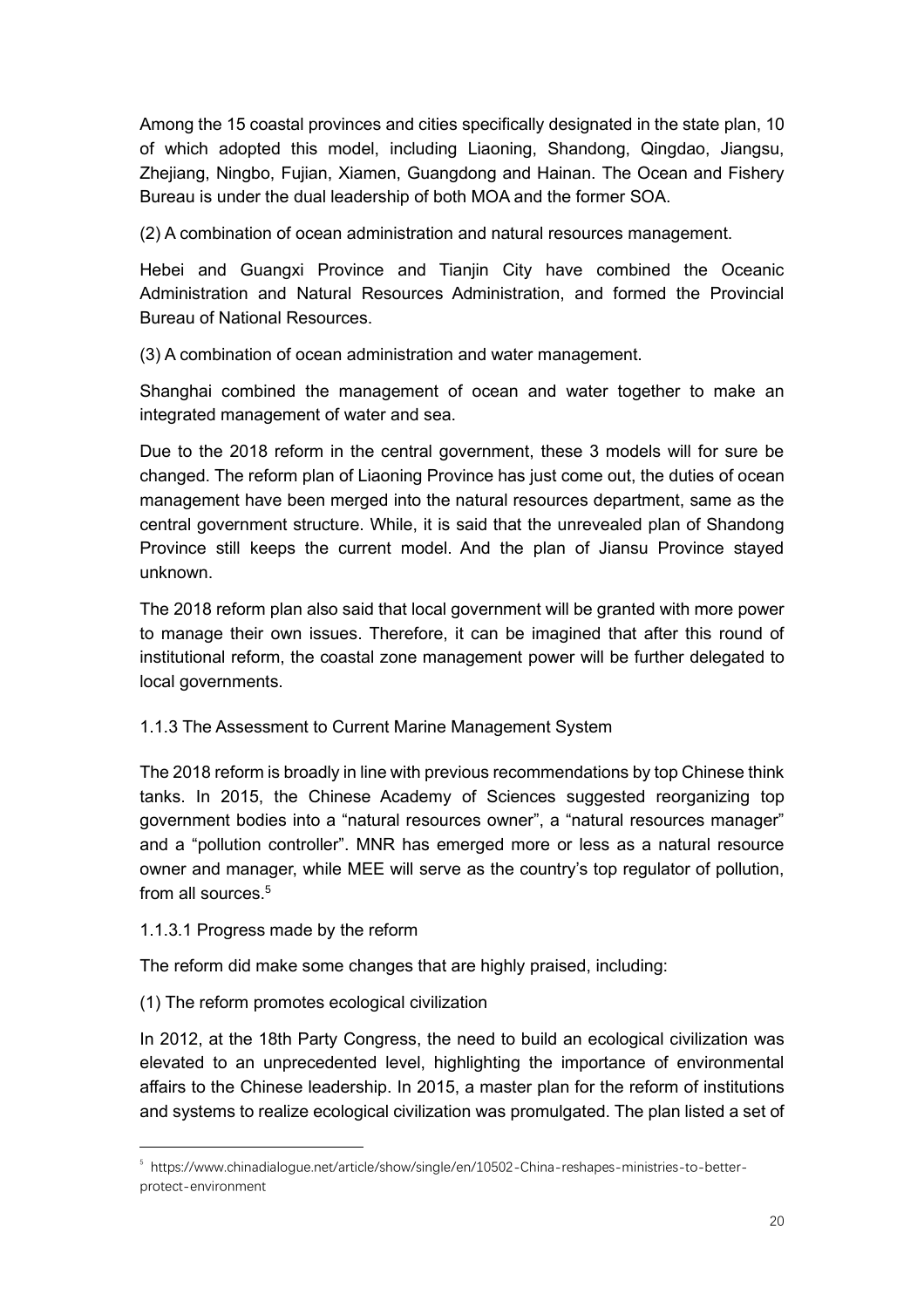Among the 15 coastal provinces and cities specifically designated in the state plan, 10 of which adopted this model, including Liaoning, Shandong, Qingdao, Jiangsu, Zhejiang, Ningbo, Fujian, Xiamen, Guangdong and Hainan. The Ocean and Fishery Bureau is under the dual leadership of both MOA and the former SOA.

(2) A combination of ocean administration and natural resources management.

Hebei and Guangxi Province and Tianjin City have combined the Oceanic Administration and Natural Resources Administration, and formed the Provincial Bureau of National Resources.

(3) A combination of ocean administration and water management.

Shanghai combined the management of ocean and water together to make an integrated management of water and sea.

Due to the 2018 reform in the central government, these 3 models will for sure be changed. The reform plan of Liaoning Province has just come out, the duties of ocean management have been merged into the natural resources department, same as the central government structure. While, it is said that the unrevealed plan of Shandong Province still keeps the current model. And the plan of Jiansu Province stayed unknown.

The 2018 reform plan also said that local government will be granted with more power to manage their own issues. Therefore, it can be imagined that after this round of institutional reform, the coastal zone management power will be further delegated to local governments.

### 1.1.3 The Assessment to Current Marine Management System

The 2018 reform is broadly in line with previous recommendations by top Chinese think tanks. In 2015, the Chinese Academy of Sciences suggested reorganizing top government bodies into a "natural resources owner", a "natural resources manager" and a "pollution controller". MNR has emerged more or less as a natural resource owner and manager, while MEE will serve as the country's top regulator of pollution, from all sources.[5]

#### 1.1.3.1 Progress made by the reform

The reform did make some changes that are highly praised, including:

(1) The reform promotes ecological civilization

In 2012, at the 18th Party Congress, the need to build an ecological civilization was elevated to an unprecedented level, highlighting the importance of environmental affairs to the Chinese leadership. In 2015, a master plan for the reform of institutions and systems to realize ecological civilization was promulgated. The plan listed a set of

---

[5] https://www.chinadialogue.net/article/show/single/en/10502-China-reshapes-ministries-to-better-protect-environment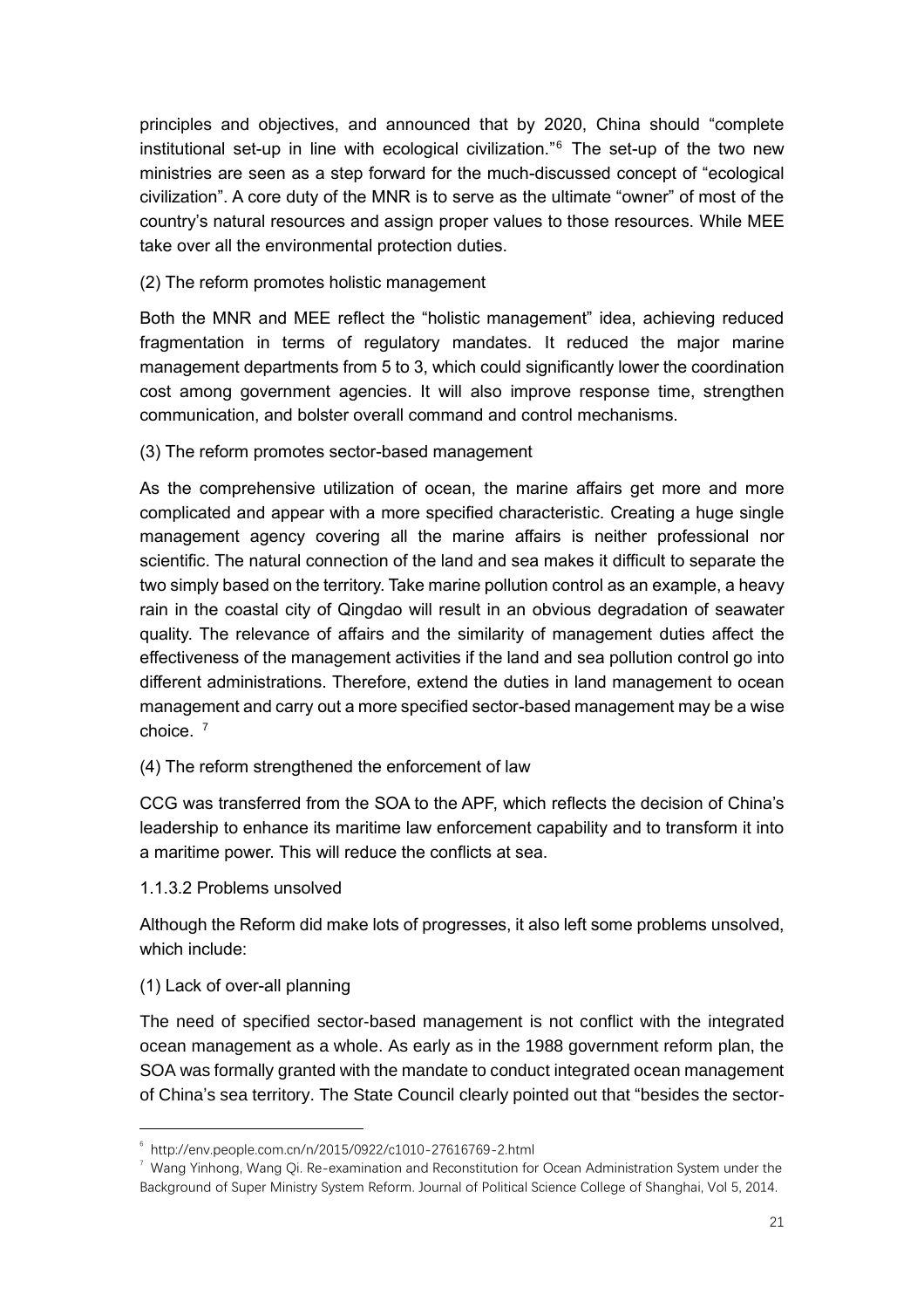principles and objectives, and announced that by 2020, China should "complete institutional set-up in line with ecological civilization."[6] The set-up of the two new ministries are seen as a step forward for the much-discussed concept of "ecological civilization". A core duty of the MNR is to serve as the ultimate "owner" of most of the country's natural resources and assign proper values to those resources. While MEE take over all the environmental protection duties.

(2) The reform promotes holistic management

Both the MNR and MEE reflect the "holistic management" idea, achieving reduced fragmentation in terms of regulatory mandates. It reduced the major marine management departments from 5 to 3, which could significantly lower the coordination cost among government agencies. It will also improve response time, strengthen communication, and bolster overall command and control mechanisms.

(3) The reform promotes sector-based management

As the comprehensive utilization of ocean, the marine affairs get more and more complicated and appear with a more specified characteristic. Creating a huge single management agency covering all the marine affairs is neither professional nor scientific. The natural connection of the land and sea makes it difficult to separate the two simply based on the territory. Take marine pollution control as an example, a heavy rain in the coastal city of Qingdao will result in an obvious degradation of seawater quality. The relevance of affairs and the similarity of management duties affect the effectiveness of the management activities if the land and sea pollution control go into different administrations. Therefore, extend the duties in land management to ocean management and carry out a more specified sector-based management may be a wise choice. [7]

(4) The reform strengthened the enforcement of law

CCG was transferred from the SOA to the APF, which reflects the decision of China's leadership to enhance its maritime law enforcement capability and to transform it into a maritime power. This will reduce the conflicts at sea.

1.1.3.2 Problems unsolved

Although the Reform did make lots of progresses, it also left some problems unsolved, which include:

(1) Lack of over-all planning

The need of specified sector-based management is not conflict with the integrated ocean management as a whole. As early as in the 1988 government reform plan, the SOA was formally granted with the mandate to conduct integrated ocean management of China's sea territory. The State Council clearly pointed out that "besides the sector-

---

[6] http://env.people.com.cn/n/2015/0922/c1010-27616769-2.html

[7] Wang Yinhong, Wang Qi. Re-examination and Reconstitution for Ocean Administration System under the Background of Super Ministry System Reform. Journal of Political Science College of Shanghai, Vol 5, 2014.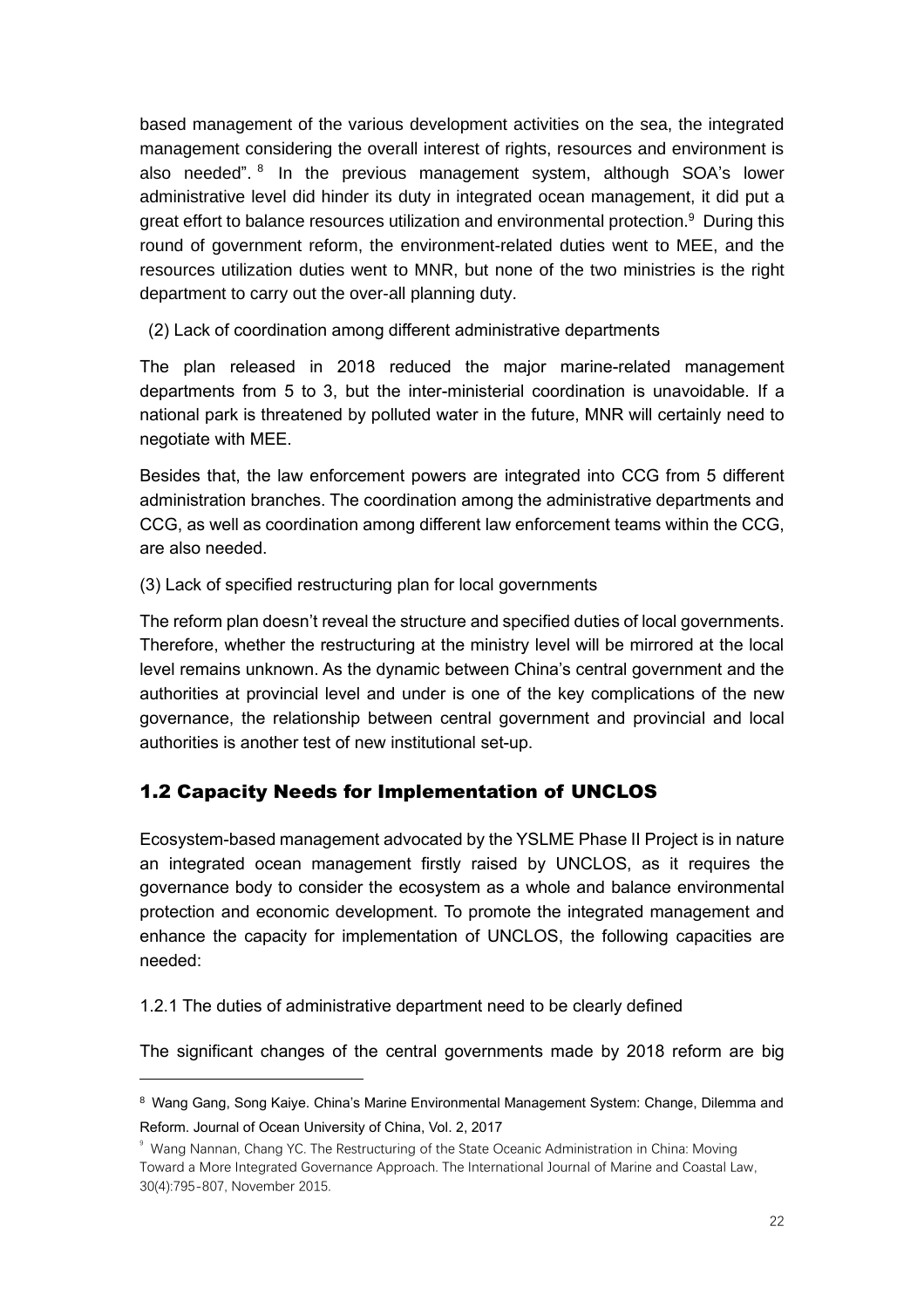based management of the various development activities on the sea, the integrated management considering the overall interest of rights, resources and environment is also needed".[8] In the previous management system, although SOA's lower administrative level did hinder its duty in integrated ocean management, it did put a great effort to balance resources utilization and environmental protection.[9] During this round of government reform, the environment-related duties went to MEE, and the resources utilization duties went to MNR, but none of the two ministries is the right department to carry out the over-all planning duty.

(2) Lack of coordination among different administrative departments

The plan released in 2018 reduced the major marine-related management departments from 5 to 3, but the inter-ministerial coordination is unavoidable. If a national park is threatened by polluted water in the future, MNR will certainly need to negotiate with MEE.

Besides that, the law enforcement powers are integrated into CCG from 5 different administration branches. The coordination among the administrative departments and CCG, as well as coordination among different law enforcement teams within the CCG, are also needed.

(3) Lack of specified restructuring plan for local governments

The reform plan doesn't reveal the structure and specified duties of local governments. Therefore, whether the restructuring at the ministry level will be mirrored at the local level remains unknown. As the dynamic between China's central government and the authorities at provincial level and under is one of the key complications of the new governance, the relationship between central government and provincial and local authorities is another test of new institutional set-up.

## 1.2 Capacity Needs for Implementation of UNCLOS

Ecosystem-based management advocated by the YSLME Phase II Project is in nature an integrated ocean management firstly raised by UNCLOS, as it requires the governance body to consider the ecosystem as a whole and balance environmental protection and economic development. To promote the integrated management and enhance the capacity for implementation of UNCLOS, the following capacities are needed:

1.2.1 The duties of administrative department need to be clearly defined

The significant changes of the central governments made by 2018 reform are big

---

[8] Wang Gang, Song Kaiye. China's Marine Environmental Management System: Change, Dilemma and Reform. Journal of Ocean University of China, Vol. 2, 2017

[9] Wang Nannan, Chang YC. The Restructuring of the State Oceanic Administration in China: Moving Toward a More Integrated Governance Approach. The International Journal of Marine and Coastal Law, 30(4):795-807, November 2015.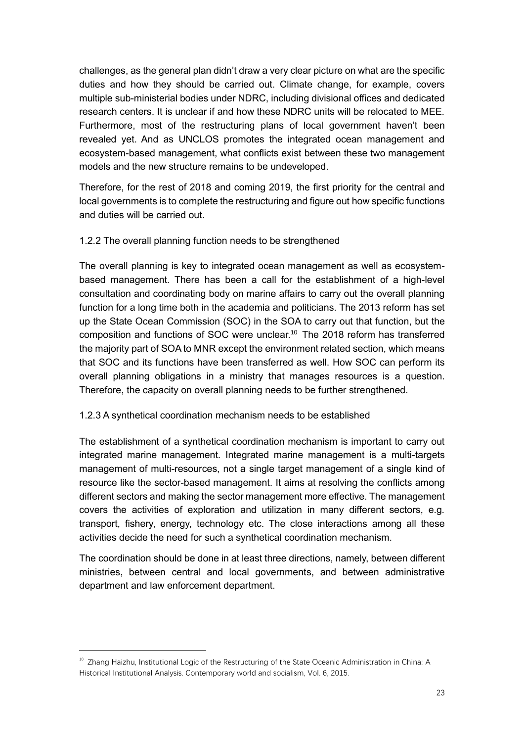challenges, as the general plan didn't draw a very clear picture on what are the specific duties and how they should be carried out. Climate change, for example, covers multiple sub-ministerial bodies under NDRC, including divisional offices and dedicated research centers. It is unclear if and how these NDRC units will be relocated to MEE. Furthermore, most of the restructuring plans of local government haven't been revealed yet. And as UNCLOS promotes the integrated ocean management and ecosystem-based management, what conflicts exist between these two management models and the new structure remains to be undeveloped.

Therefore, for the rest of 2018 and coming 2019, the first priority for the central and local governments is to complete the restructuring and figure out how specific functions and duties will be carried out.

### 1.2.2 The overall planning function needs to be strengthened

The overall planning is key to integrated ocean management as well as ecosystem-based management. There has been a call for the establishment of a high-level consultation and coordinating body on marine affairs to carry out the overall planning function for a long time both in the academia and politicians. The 2013 reform has set up the State Ocean Commission (SOC) in the SOA to carry out that function, but the composition and functions of SOC were unclear.[10] The 2018 reform has transferred the majority part of SOA to MNR except the environment related section, which means that SOC and its functions have been transferred as well. How SOC can perform its overall planning obligations in a ministry that manages resources is a question. Therefore, the capacity on overall planning needs to be further strengthened.

### 1.2.3 A synthetical coordination mechanism needs to be established

The establishment of a synthetical coordination mechanism is important to carry out integrated marine management. Integrated marine management is a multi-targets management of multi-resources, not a single target management of a single kind of resource like the sector-based management. It aims at resolving the conflicts among different sectors and making the sector management more effective. The management covers the activities of exploration and utilization in many different sectors, e.g. transport, fishery, energy, technology etc. The close interactions among all these activities decide the need for such a synthetical coordination mechanism.

The coordination should be done in at least three directions, namely, between different ministries, between central and local governments, and between administrative department and law enforcement department.

---

[10] Zhang Haizhu, Institutional Logic of the Restructuring of the State Oceanic Administration in China: A Historical Institutional Analysis. Contemporary world and socialism, Vol. 6, 2015.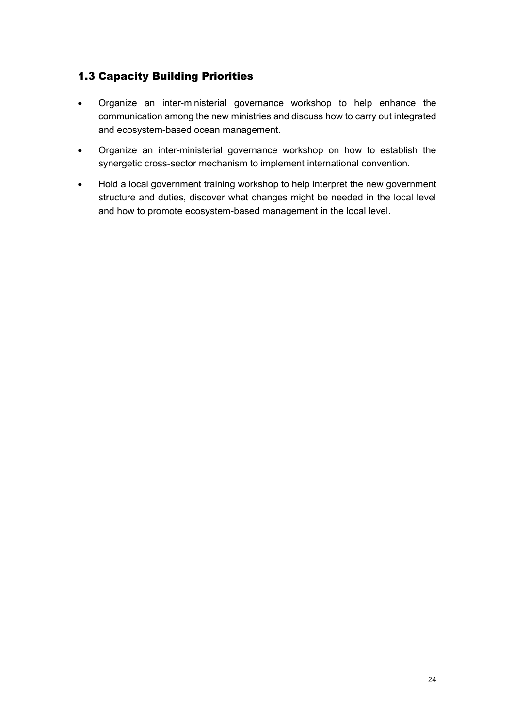## 1.3 Capacity Building Priorities

- Organize an inter-ministerial governance workshop to help enhance the communication among the new ministries and discuss how to carry out integrated and ecosystem-based ocean management.
- Organize an inter-ministerial governance workshop on how to establish the synergetic cross-sector mechanism to implement international convention.
- Hold a local government training workshop to help interpret the new government structure and duties, discover what changes might be needed in the local level and how to promote ecosystem-based management in the local level.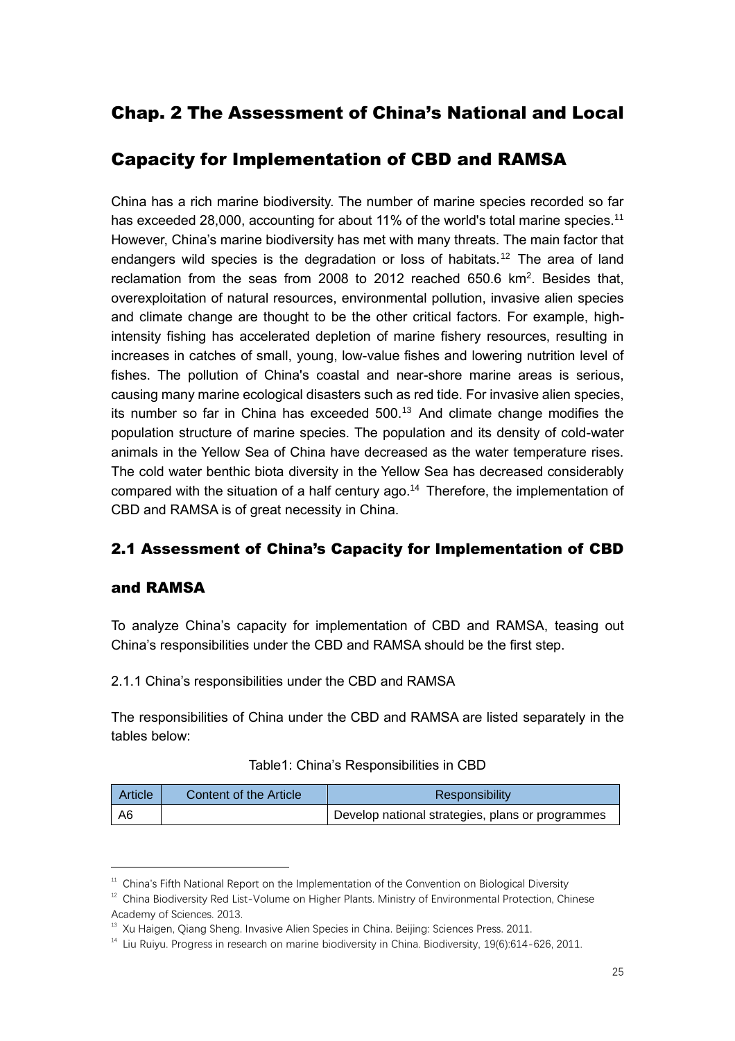# Chap. 2 The Assessment of China's National and Local Capacity for Implementation of CBD and RAMSA

China has a rich marine biodiversity. The number of marine species recorded so far has exceeded 28,000, accounting for about 11% of the world's total marine species.[11] However, China's marine biodiversity has met with many threats. The main factor that endangers wild species is the degradation or loss of habitats.[12] The area of land reclamation from the seas from 2008 to 2012 reached 650.6 $km^2$. Besides that, overexploitation of natural resources, environmental pollution, invasive alien species and climate change are thought to be the other critical factors. For example, high-intensity fishing has accelerated depletion of marine fishery resources, resulting in increases in catches of small, young, low-value fishes and lowering nutrition level of fishes. The pollution of China's coastal and near-shore marine areas is serious, causing many marine ecological disasters such as red tide. For invasive alien species, its number so far in China has exceeded 500.[13] And climate change modifies the population structure of marine species. The population and its density of cold-water animals in the Yellow Sea of China have decreased as the water temperature rises. The cold water benthic biota diversity in the Yellow Sea has decreased considerably compared with the situation of a half century ago.[14] Therefore, the implementation of CBD and RAMSA is of great necessity in China.

## 2.1 Assessment of China's Capacity for Implementation of CBD and RAMSA

To analyze China's capacity for implementation of CBD and RAMSA, teasing out China's responsibilities under the CBD and RAMSA should be the first step.

### 2.1.1 China's responsibilities under the CBD and RAMSA

The responsibilities of China under the CBD and RAMSA are listed separately in the tables below:

Table1: China's Responsibilities in CBD

| Article | Content of the Article | Responsibility |
| --- | --- | --- |
| A6 | | Develop national strategies, plans or programmes |

[11] China's Fifth National Report on the Implementation of the Convention on Biological Diversity

[12] China Biodiversity Red List-Volume on Higher Plants. Ministry of Environmental Protection, Chinese Academy of Sciences. 2013.

[13] Xu Haigen, Qiang Sheng. Invasive Alien Species in China. Beijing: Sciences Press. 2011.

[14] Liu Ruiyu. Progress in research on marine biodiversity in China. Biodiversity, 19(6):614-626, 2011.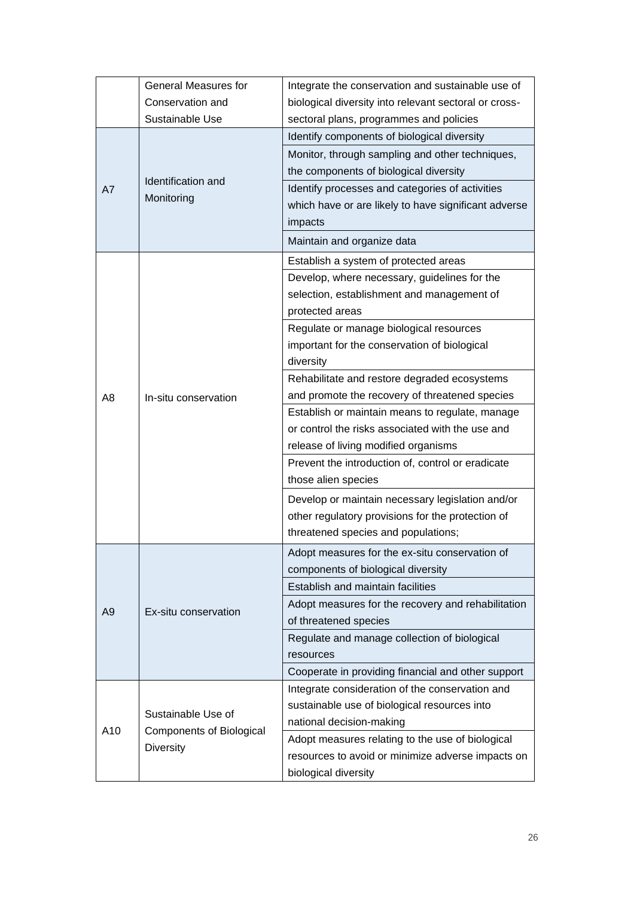| | | |
|---|---|---|
| | General Measures for Conservation and Sustainable Use | Integrate the conservation and sustainable use of biological diversity into relevant sectoral or cross-sectoral plans, programmes and policies |
| A7 | Identification and Monitoring | Identify components of biological diversity |
| | | Monitor, through sampling and other techniques, the components of biological diversity |
| | | Identify processes and categories of activities which have or are likely to have significant adverse impacts |
| | | Maintain and organize data |
| A8 | In-situ conservation | Establish a system of protected areas |
| | | Develop, where necessary, guidelines for the selection, establishment and management of protected areas |
| | | Regulate or manage biological resources important for the conservation of biological diversity |
| | | Rehabilitate and restore degraded ecosystems and promote the recovery of threatened species |
| | | Establish or maintain means to regulate, manage or control the risks associated with the use and release of living modified organisms |
| | | Prevent the introduction of, control or eradicate those alien species |
| | | Develop or maintain necessary legislation and/or other regulatory provisions for the protection of threatened species and populations; |
| A9 | Ex-situ conservation | Adopt measures for the ex-situ conservation of components of biological diversity |
| | | Establish and maintain facilities |
| | | Adopt measures for the recovery and rehabilitation of threatened species |
| | | Regulate and manage collection of biological resources |
| | | Cooperate in providing financial and other support |
| A10 | Sustainable Use of Components of Biological Diversity | Integrate consideration of the conservation and sustainable use of biological resources into national decision-making |
| | | Adopt measures relating to the use of biological resources to avoid or minimize adverse impacts on biological diversity |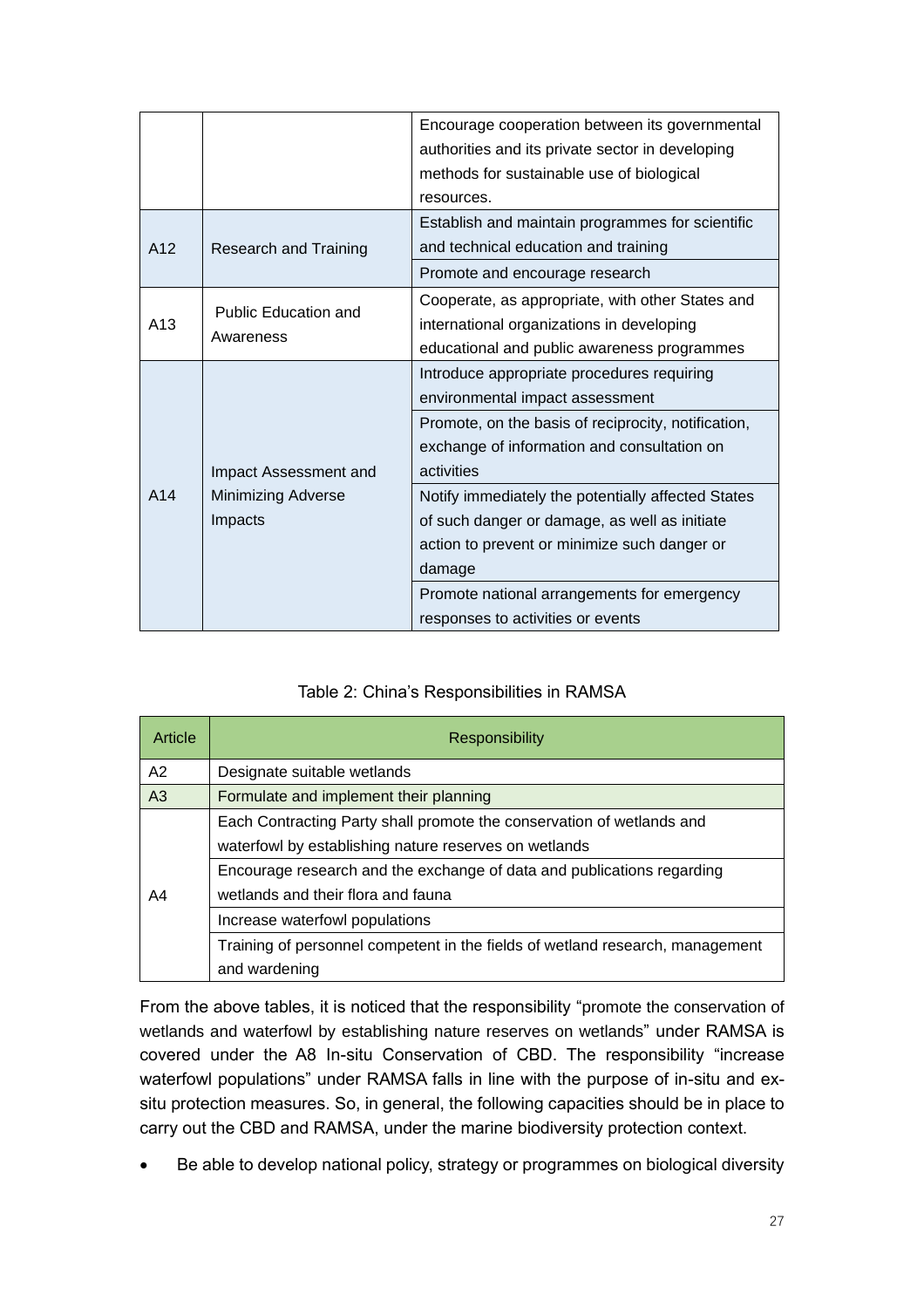| | | |
|---|---|---|
| | | Encourage cooperation between its governmental authorities and its private sector in developing methods for sustainable use of biological resources. |
| A12 | Research and Training | Establish and maintain programmes for scientific and technical education and training |
| | | Promote and encourage research |
| A13 | Public Education and Awareness | Cooperate, as appropriate, with other States and international organizations in developing educational and public awareness programmes |
| A14 | Impact Assessment and Minimizing Adverse Impacts | Introduce appropriate procedures requiring environmental impact assessment |
| | | Promote, on the basis of reciprocity, notification, exchange of information and consultation on activities |
| | | Notify immediately the potentially affected States of such danger or damage, as well as initiate action to prevent or minimize such danger or damage |
| | | Promote national arrangements for emergency responses to activities or events |

Table 2: China's Responsibilities in RAMSA

| Article | Responsibility |
|---|---|
| A2 | Designate suitable wetlands |
| A3 | Formulate and implement their planning |
| A4 | Each Contracting Party shall promote the conservation of wetlands and waterfowl by establishing nature reserves on wetlands |
| | Encourage research and the exchange of data and publications regarding wetlands and their flora and fauna |
| | Increase waterfowl populations |
| | Training of personnel competent in the fields of wetland research, management and wardening |

From the above tables, it is noticed that the responsibility "promote the conservation of wetlands and waterfowl by establishing nature reserves on wetlands" under RAMSA is covered under the A8 In-situ Conservation of CBD. The responsibility "increase waterfowl populations" under RAMSA falls in line with the purpose of in-situ and ex-situ protection measures. So, in general, the following capacities should be in place to carry out the CBD and RAMSA, under the marine biodiversity protection context.

- Be able to develop national policy, strategy or programmes on biological diversity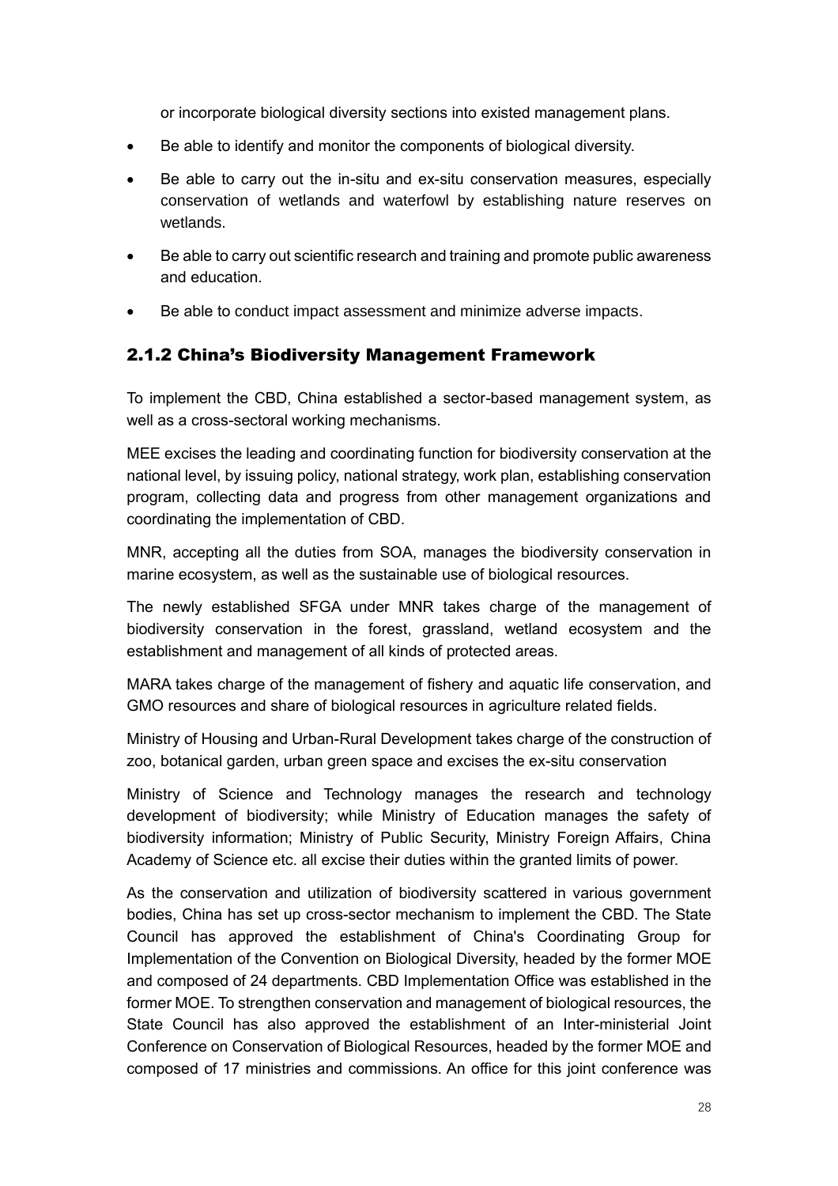or incorporate biological diversity sections into existed management plans.

- Be able to identify and monitor the components of biological diversity.
- Be able to carry out the in-situ and ex-situ conservation measures, especially conservation of wetlands and waterfowl by establishing nature reserves on wetlands.
- Be able to carry out scientific research and training and promote public awareness and education.
- Be able to conduct impact assessment and minimize adverse impacts.

### 2.1.2 China's Biodiversity Management Framework

To implement the CBD, China established a sector-based management system, as well as a cross-sectoral working mechanisms.

MEE excises the leading and coordinating function for biodiversity conservation at the national level, by issuing policy, national strategy, work plan, establishing conservation program, collecting data and progress from other management organizations and coordinating the implementation of CBD.

MNR, accepting all the duties from SOA, manages the biodiversity conservation in marine ecosystem, as well as the sustainable use of biological resources.

The newly established SFGA under MNR takes charge of the management of biodiversity conservation in the forest, grassland, wetland ecosystem and the establishment and management of all kinds of protected areas.

MARA takes charge of the management of fishery and aquatic life conservation, and GMO resources and share of biological resources in agriculture related fields.

Ministry of Housing and Urban-Rural Development takes charge of the construction of zoo, botanical garden, urban green space and excises the ex-situ conservation

Ministry of Science and Technology manages the research and technology development of biodiversity; while Ministry of Education manages the safety of biodiversity information; Ministry of Public Security, Ministry Foreign Affairs, China Academy of Science etc. all excise their duties within the granted limits of power.

As the conservation and utilization of biodiversity scattered in various government bodies, China has set up cross-sector mechanism to implement the CBD. The State Council has approved the establishment of China's Coordinating Group for Implementation of the Convention on Biological Diversity, headed by the former MOE and composed of 24 departments. CBD Implementation Office was established in the former MOE. To strengthen conservation and management of biological resources, the State Council has also approved the establishment of an Inter-ministerial Joint Conference on Conservation of Biological Resources, headed by the former MOE and composed of 17 ministries and commissions. An office for this joint conference was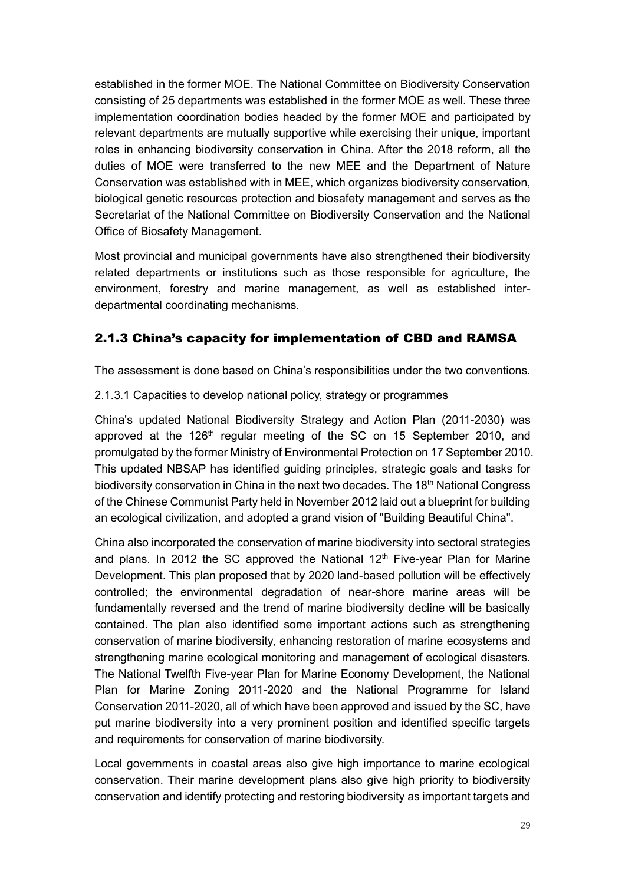established in the former MOE. The National Committee on Biodiversity Conservation consisting of 25 departments was established in the former MOE as well. These three implementation coordination bodies headed by the former MOE and participated by relevant departments are mutually supportive while exercising their unique, important roles in enhancing biodiversity conservation in China. After the 2018 reform, all the duties of MOE were transferred to the new MEE and the Department of Nature Conservation was established with in MEE, which organizes biodiversity conservation, biological genetic resources protection and biosafety management and serves as the Secretariat of the National Committee on Biodiversity Conservation and the National Office of Biosafety Management.

Most provincial and municipal governments have also strengthened their biodiversity related departments or institutions such as those responsible for agriculture, the environment, forestry and marine management, as well as established inter-departmental coordinating mechanisms.

### 2.1.3 China's capacity for implementation of CBD and RAMSA

The assessment is done based on China's responsibilities under the two conventions.

2.1.3.1 Capacities to develop national policy, strategy or programmes

China's updated National Biodiversity Strategy and Action Plan (2011-2030) was approved at the 126th regular meeting of the SC on 15 September 2010, and promulgated by the former Ministry of Environmental Protection on 17 September 2010. This updated NBSAP has identified guiding principles, strategic goals and tasks for biodiversity conservation in China in the next two decades. The 18th National Congress of the Chinese Communist Party held in November 2012 laid out a blueprint for building an ecological civilization, and adopted a grand vision of "Building Beautiful China".

China also incorporated the conservation of marine biodiversity into sectoral strategies and plans. In 2012 the SC approved the National 12th Five-year Plan for Marine Development. This plan proposed that by 2020 land-based pollution will be effectively controlled; the environmental degradation of near-shore marine areas will be fundamentally reversed and the trend of marine biodiversity decline will be basically contained. The plan also identified some important actions such as strengthening conservation of marine biodiversity, enhancing restoration of marine ecosystems and strengthening marine ecological monitoring and management of ecological disasters. The National Twelfth Five-year Plan for Marine Economy Development, the National Plan for Marine Zoning 2011-2020 and the National Programme for Island Conservation 2011-2020, all of which have been approved and issued by the SC, have put marine biodiversity into a very prominent position and identified specific targets and requirements for conservation of marine biodiversity.

Local governments in coastal areas also give high importance to marine ecological conservation. Their marine development plans also give high priority to biodiversity conservation and identify protecting and restoring biodiversity as important targets and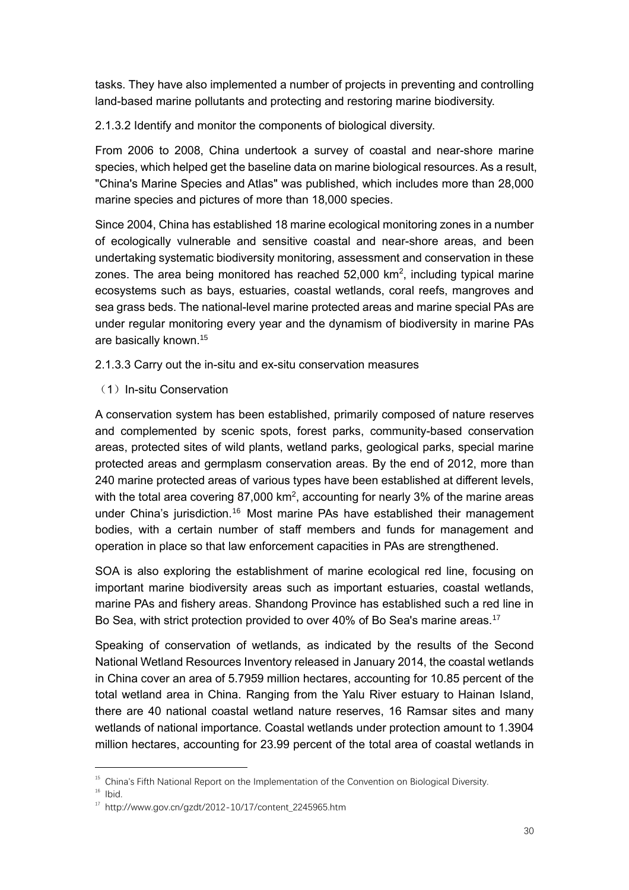tasks. They have also implemented a number of projects in preventing and controlling land-based marine pollutants and protecting and restoring marine biodiversity.

2.1.3.2 Identify and monitor the components of biological diversity.

From 2006 to 2008, China undertook a survey of coastal and near-shore marine species, which helped get the baseline data on marine biological resources. As a result, "China's Marine Species and Atlas" was published, which includes more than 28,000 marine species and pictures of more than 18,000 species.

Since 2004, China has established 18 marine ecological monitoring zones in a number of ecologically vulnerable and sensitive coastal and near-shore areas, and been undertaking systematic biodiversity monitoring, assessment and conservation in these zones. The area being monitored has reached 52,000 $km^2$, including typical marine ecosystems such as bays, estuaries, coastal wetlands, coral reefs, mangroves and sea grass beds. The national-level marine protected areas and marine special PAs are under regular monitoring every year and the dynamism of biodiversity in marine PAs are basically known.[15]

2.1.3.3 Carry out the in-situ and ex-situ conservation measures

（1）In-situ Conservation

A conservation system has been established, primarily composed of nature reserves and complemented by scenic spots, forest parks, community-based conservation areas, protected sites of wild plants, wetland parks, geological parks, special marine protected areas and germplasm conservation areas. By the end of 2012, more than 240 marine protected areas of various types have been established at different levels, with the total area covering 87,000 $km^2$, accounting for nearly 3% of the marine areas under China's jurisdiction.[16] Most marine PAs have established their management bodies, with a certain number of staff members and funds for management and operation in place so that law enforcement capacities in PAs are strengthened.

SOA is also exploring the establishment of marine ecological red line, focusing on important marine biodiversity areas such as important estuaries, coastal wetlands, marine PAs and fishery areas. Shandong Province has established such a red line in Bo Sea, with strict protection provided to over 40% of Bo Sea's marine areas.[17]

Speaking of conservation of wetlands, as indicated by the results of the Second National Wetland Resources Inventory released in January 2014, the coastal wetlands in China cover an area of 5.7959 million hectares, accounting for 10.85 percent of the total wetland area in China. Ranging from the Yalu River estuary to Hainan Island, there are 40 national coastal wetland nature reserves, 16 Ramsar sites and many wetlands of national importance. Coastal wetlands under protection amount to 1.3904 million hectares, accounting for 23.99 percent of the total area of coastal wetlands in

---

[15] China's Fifth National Report on the Implementation of the Convention on Biological Diversity.

[16] Ibid.

[17] http://www.gov.cn/gzdt/2012-10/17/content_2245965.htm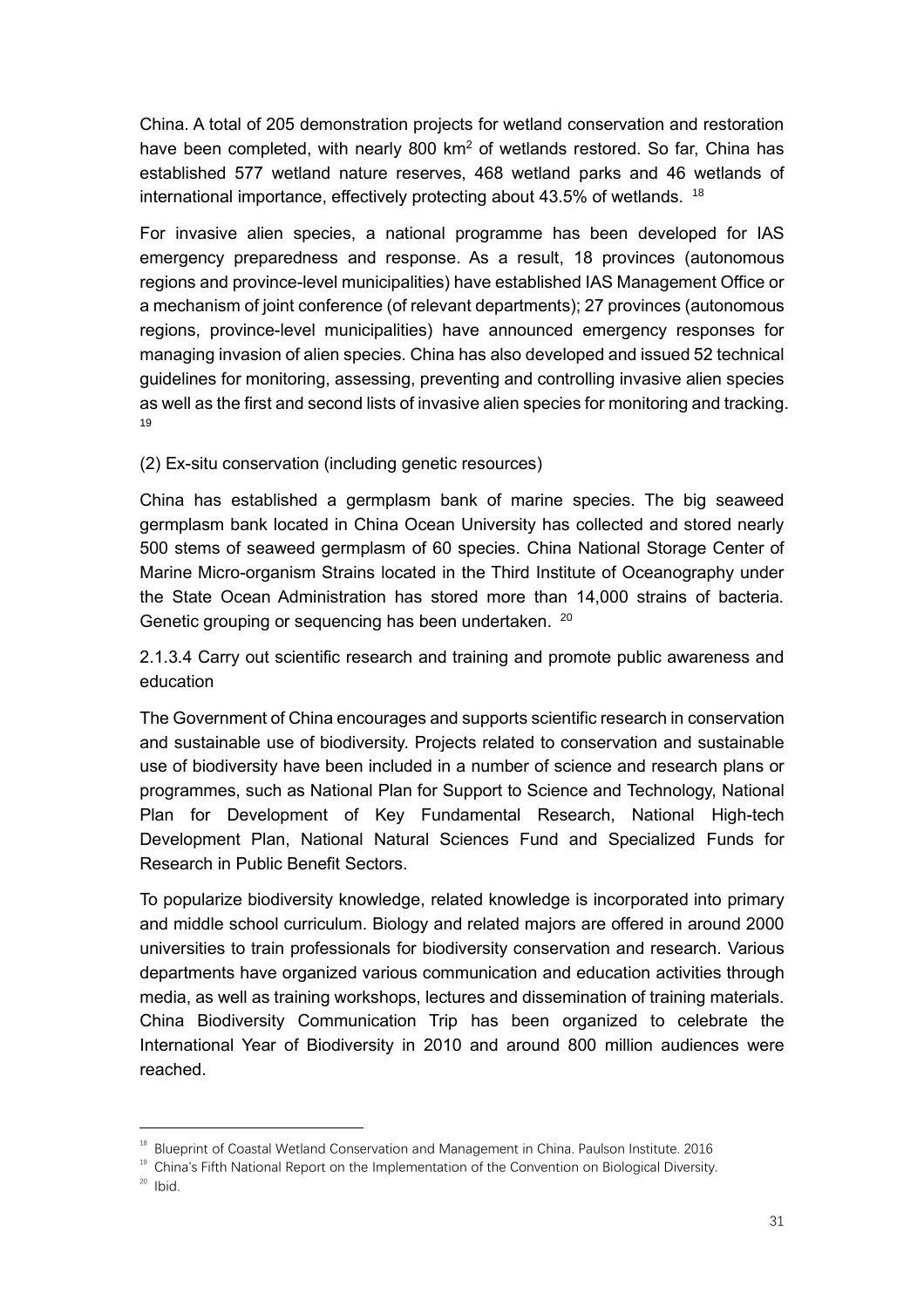China. A total of 205 demonstration projects for wetland conservation and restoration have been completed, with nearly 800 $km^2$ of wetlands restored. So far, China has established 577 wetland nature reserves, 468 wetland parks and 46 wetlands of international importance, effectively protecting about 43.5% of wetlands. [18]

For invasive alien species, a national programme has been developed for IAS emergency preparedness and response. As a result, 18 provinces (autonomous regions and province-level municipalities) have established IAS Management Office or a mechanism of joint conference (of relevant departments); 27 provinces (autonomous regions, province-level municipalities) have announced emergency responses for managing invasion of alien species. China has also developed and issued 52 technical guidelines for monitoring, assessing, preventing and controlling invasive alien species as well as the first and second lists of invasive alien species for monitoring and tracking. [19]

(2) Ex-situ conservation (including genetic resources)

China has established a germplasm bank of marine species. The big seaweed germplasm bank located in China Ocean University has collected and stored nearly 500 stems of seaweed germplasm of 60 species. China National Storage Center of Marine Micro-organism Strains located in the Third Institute of Oceanography under the State Ocean Administration has stored more than 14,000 strains of bacteria. Genetic grouping or sequencing has been undertaken. [20]

#### 2.1.3.4 Carry out scientific research and training and promote public awareness and education

The Government of China encourages and supports scientific research in conservation and sustainable use of biodiversity. Projects related to conservation and sustainable use of biodiversity have been included in a number of science and research plans or programmes, such as National Plan for Support to Science and Technology, National Plan for Development of Key Fundamental Research, National High-tech Development Plan, National Natural Sciences Fund and Specialized Funds for Research in Public Benefit Sectors.

To popularize biodiversity knowledge, related knowledge is incorporated into primary and middle school curriculum. Biology and related majors are offered in around 2000 universities to train professionals for biodiversity conservation and research. Various departments have organized various communication and education activities through media, as well as training workshops, lectures and dissemination of training materials. China Biodiversity Communication Trip has been organized to celebrate the International Year of Biodiversity in 2010 and around 800 million audiences were reached.

---

[18] Blueprint of Coastal Wetland Conservation and Management in China. Paulson Institute. 2016

[19] China's Fifth National Report on the Implementation of the Convention on Biological Diversity.

[20] Ibid.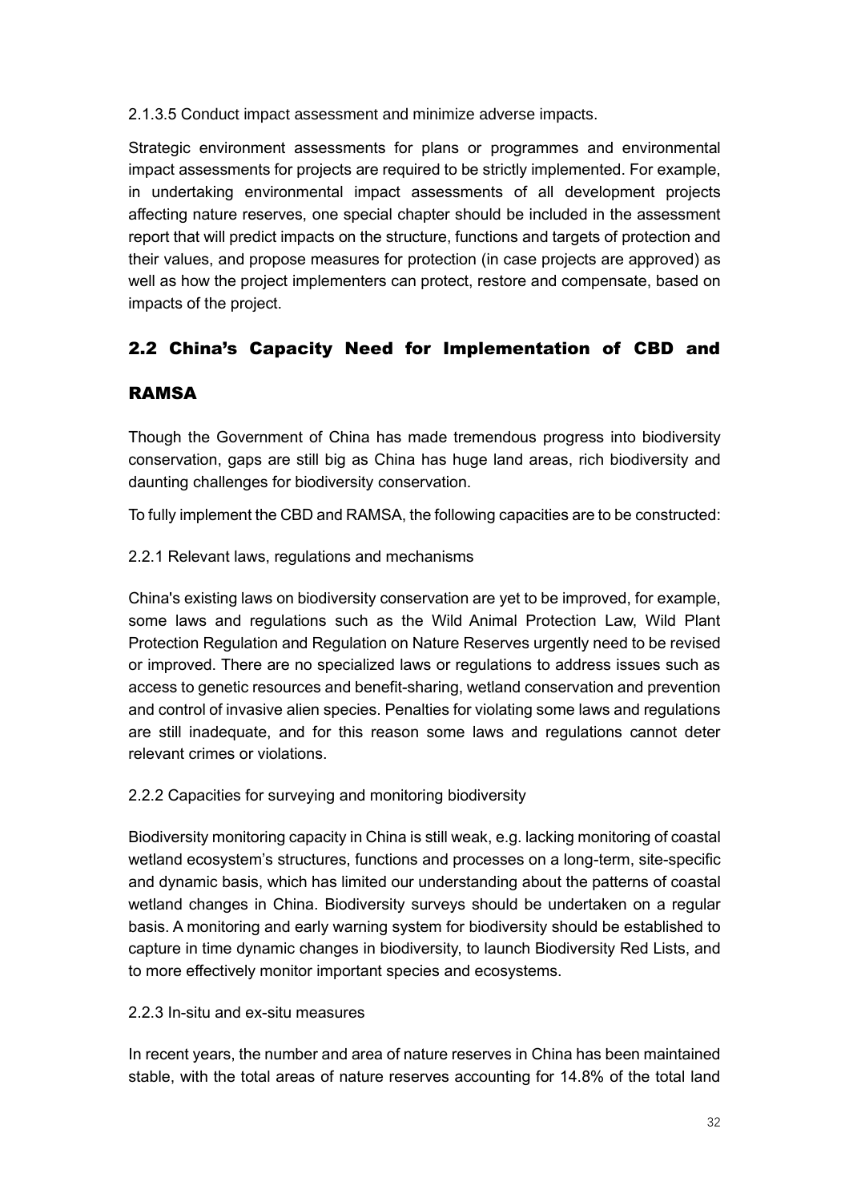2.1.3.5 Conduct impact assessment and minimize adverse impacts.

Strategic environment assessments for plans or programmes and environmental impact assessments for projects are required to be strictly implemented. For example, in undertaking environmental impact assessments of all development projects affecting nature reserves, one special chapter should be included in the assessment report that will predict impacts on the structure, functions and targets of protection and their values, and propose measures for protection (in case projects are approved) as well as how the project implementers can protect, restore and compensate, based on impacts of the project.

## 2.2 China's Capacity Need for Implementation of CBD and RAMSA

Though the Government of China has made tremendous progress into biodiversity conservation, gaps are still big as China has huge land areas, rich biodiversity and daunting challenges for biodiversity conservation.

To fully implement the CBD and RAMSA, the following capacities are to be constructed:

2.2.1 Relevant laws, regulations and mechanisms

China's existing laws on biodiversity conservation are yet to be improved, for example, some laws and regulations such as the Wild Animal Protection Law, Wild Plant Protection Regulation and Regulation on Nature Reserves urgently need to be revised or improved. There are no specialized laws or regulations to address issues such as access to genetic resources and benefit-sharing, wetland conservation and prevention and control of invasive alien species. Penalties for violating some laws and regulations are still inadequate, and for this reason some laws and regulations cannot deter relevant crimes or violations.

2.2.2 Capacities for surveying and monitoring biodiversity

Biodiversity monitoring capacity in China is still weak, e.g. lacking monitoring of coastal wetland ecosystem's structures, functions and processes on a long-term, site-specific and dynamic basis, which has limited our understanding about the patterns of coastal wetland changes in China. Biodiversity surveys should be undertaken on a regular basis. A monitoring and early warning system for biodiversity should be established to capture in time dynamic changes in biodiversity, to launch Biodiversity Red Lists, and to more effectively monitor important species and ecosystems.

2.2.3 In-situ and ex-situ measures

In recent years, the number and area of nature reserves in China has been maintained stable, with the total areas of nature reserves accounting for 14.8% of the total land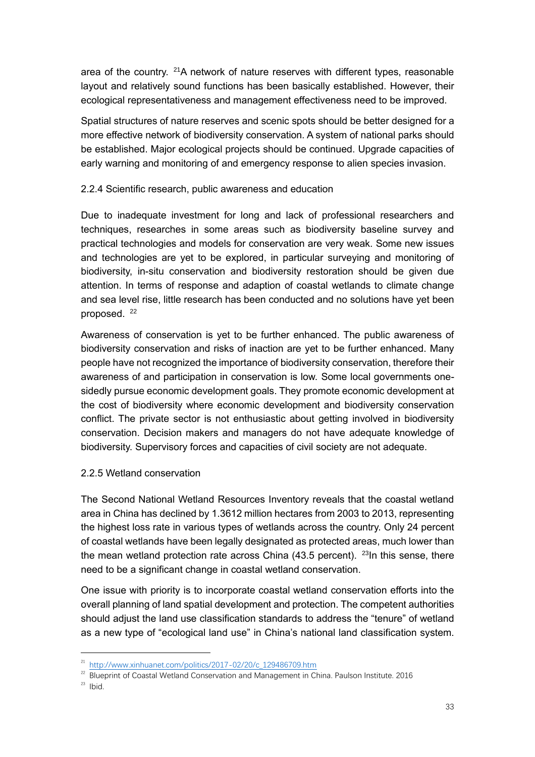area of the country. [21]A network of nature reserves with different types, reasonable layout and relatively sound functions has been basically established. However, their ecological representativeness and management effectiveness need to be improved.

Spatial structures of nature reserves and scenic spots should be better designed for a more effective network of biodiversity conservation. A system of national parks should be established. Major ecological projects should be continued. Upgrade capacities of early warning and monitoring of and emergency response to alien species invasion.

#### 2.2.4 Scientific research, public awareness and education

Due to inadequate investment for long and lack of professional researchers and techniques, researches in some areas such as biodiversity baseline survey and practical technologies and models for conservation are very weak. Some new issues and technologies are yet to be explored, in particular surveying and monitoring of biodiversity, in-situ conservation and biodiversity restoration should be given due attention. In terms of response and adaption of coastal wetlands to climate change and sea level rise, little research has been conducted and no solutions have yet been proposed. [22]

Awareness of conservation is yet to be further enhanced. The public awareness of biodiversity conservation and risks of inaction are yet to be further enhanced. Many people have not recognized the importance of biodiversity conservation, therefore their awareness of and participation in conservation is low. Some local governments one-sidedly pursue economic development goals. They promote economic development at the cost of biodiversity where economic development and biodiversity conservation conflict. The private sector is not enthusiastic about getting involved in biodiversity conservation. Decision makers and managers do not have adequate knowledge of biodiversity. Supervisory forces and capacities of civil society are not adequate.

#### 2.2.5 Wetland conservation

The Second National Wetland Resources Inventory reveals that the coastal wetland area in China has declined by 1.3612 million hectares from 2003 to 2013, representing the highest loss rate in various types of wetlands across the country. Only 24 percent of coastal wetlands have been legally designated as protected areas, much lower than the mean wetland protection rate across China (43.5 percent). [23]In this sense, there need to be a significant change in coastal wetland conservation.

One issue with priority is to incorporate coastal wetland conservation efforts into the overall planning of land spatial development and protection. The competent authorities should adjust the land use classification standards to address the "tenure" of wetland as a new type of "ecological land use" in China's national land classification system.

---

[21] http://www.xinhuanet.com/politics/2017-02/20/c_129486709.htm

[22] Blueprint of Coastal Wetland Conservation and Management in China. Paulson Institute. 2016

[23] Ibid.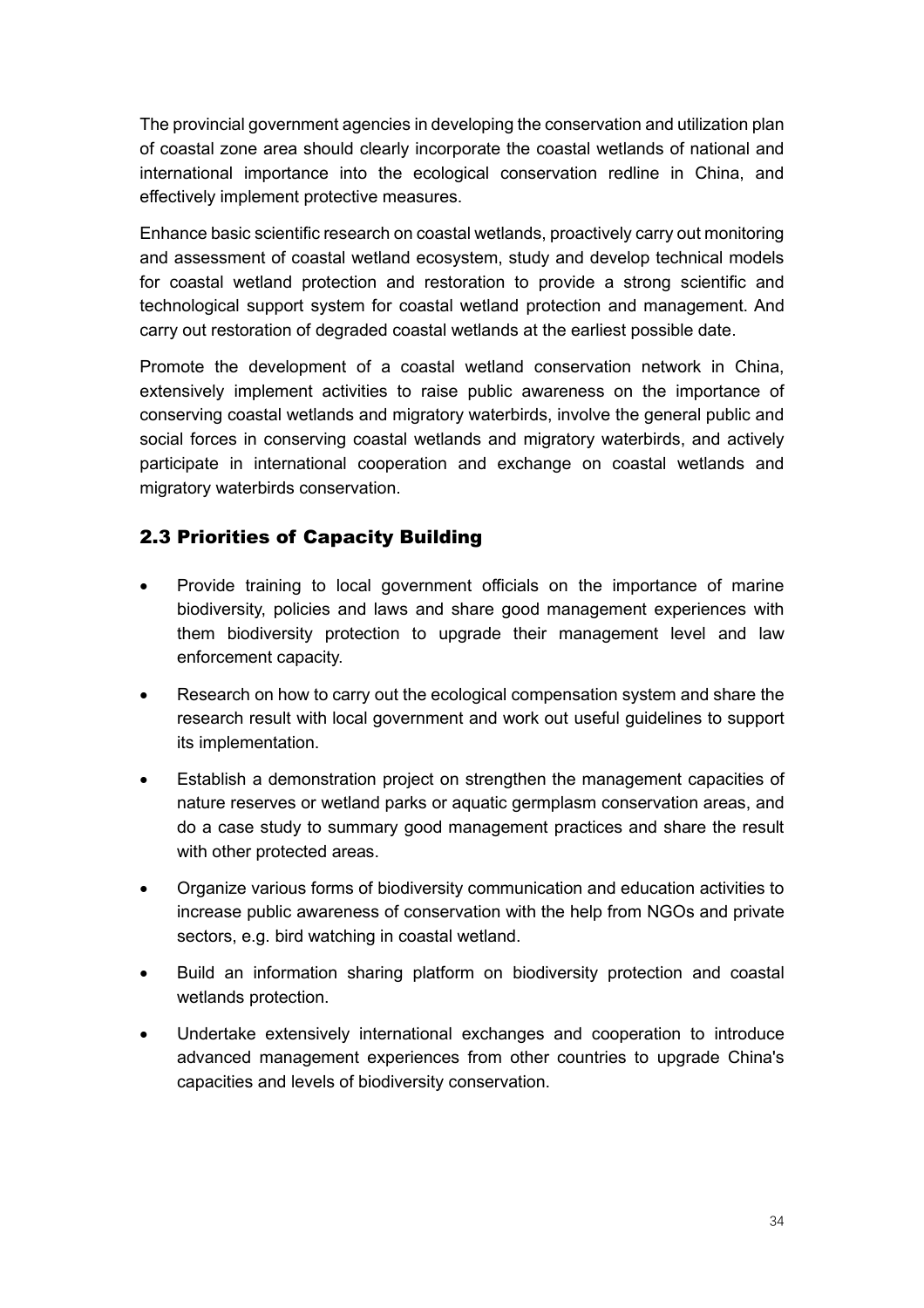The provincial government agencies in developing the conservation and utilization plan of coastal zone area should clearly incorporate the coastal wetlands of national and international importance into the ecological conservation redline in China, and effectively implement protective measures.

Enhance basic scientific research on coastal wetlands, proactively carry out monitoring and assessment of coastal wetland ecosystem, study and develop technical models for coastal wetland protection and restoration to provide a strong scientific and technological support system for coastal wetland protection and management. And carry out restoration of degraded coastal wetlands at the earliest possible date.

Promote the development of a coastal wetland conservation network in China, extensively implement activities to raise public awareness on the importance of conserving coastal wetlands and migratory waterbirds, involve the general public and social forces in conserving coastal wetlands and migratory waterbirds, and actively participate in international cooperation and exchange on coastal wetlands and migratory waterbirds conservation.

## 2.3 Priorities of Capacity Building

- Provide training to local government officials on the importance of marine biodiversity, policies and laws and share good management experiences with them biodiversity protection to upgrade their management level and law enforcement capacity.
- Research on how to carry out the ecological compensation system and share the research result with local government and work out useful guidelines to support its implementation.
- Establish a demonstration project on strengthen the management capacities of nature reserves or wetland parks or aquatic germplasm conservation areas, and do a case study to summary good management practices and share the result with other protected areas.
- Organize various forms of biodiversity communication and education activities to increase public awareness of conservation with the help from NGOs and private sectors, e.g. bird watching in coastal wetland.
- Build an information sharing platform on biodiversity protection and coastal wetlands protection.
- Undertake extensively international exchanges and cooperation to introduce advanced management experiences from other countries to upgrade China's capacities and levels of biodiversity conservation.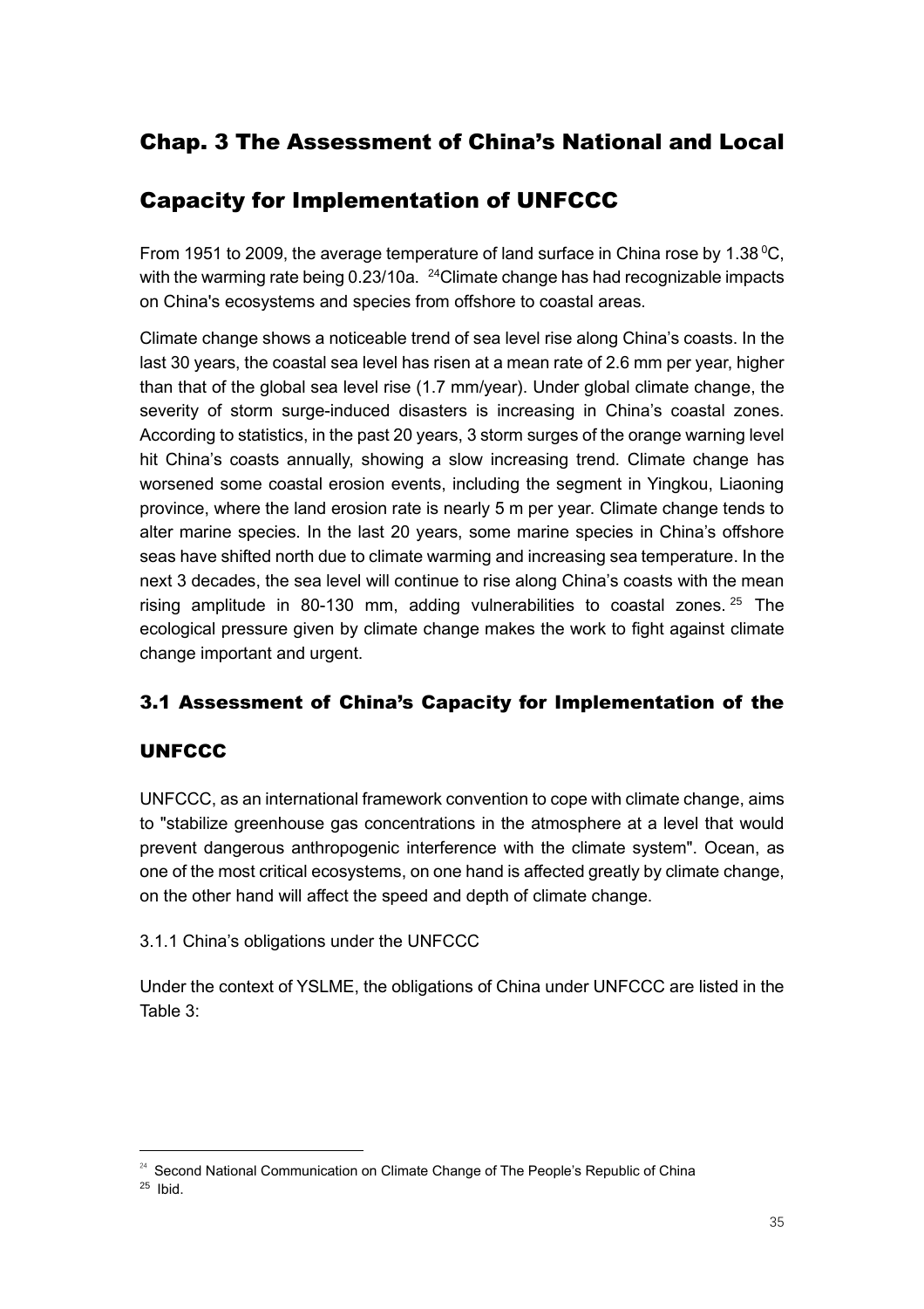# Chap. 3 The Assessment of China's National and Local Capacity for Implementation of UNFCCC

From 1951 to 2009, the average temperature of land surface in China rose by 1.38 $^{0}$C, with the warming rate being 0.23/10a. [24]Climate change has had recognizable impacts on China's ecosystems and species from offshore to coastal areas.

Climate change shows a noticeable trend of sea level rise along China's coasts. In the last 30 years, the coastal sea level has risen at a mean rate of 2.6 mm per year, higher than that of the global sea level rise (1.7 mm/year). Under global climate change, the severity of storm surge-induced disasters is increasing in China's coastal zones. According to statistics, in the past 20 years, 3 storm surges of the orange warning level hit China's coasts annually, showing a slow increasing trend. Climate change has worsened some coastal erosion events, including the segment in Yingkou, Liaoning province, where the land erosion rate is nearly 5 m per year. Climate change tends to alter marine species. In the last 20 years, some marine species in China's offshore seas have shifted north due to climate warming and increasing sea temperature. In the next 3 decades, the sea level will continue to rise along China's coasts with the mean rising amplitude in 80-130 mm, adding vulnerabilities to coastal zones. [25] The ecological pressure given by climate change makes the work to fight against climate change important and urgent.

## 3.1 Assessment of China's Capacity for Implementation of the UNFCCC

UNFCCC, as an international framework convention to cope with climate change, aims to "stabilize greenhouse gas concentrations in the atmosphere at a level that would prevent dangerous anthropogenic interference with the climate system". Ocean, as one of the most critical ecosystems, on one hand is affected greatly by climate change, on the other hand will affect the speed and depth of climate change.

3.1.1 China's obligations under the UNFCCC

Under the context of YSLME, the obligations of China under UNFCCC are listed in the Table 3:

---

[24] Second National Communication on Climate Change of The People's Republic of China

[25] Ibid.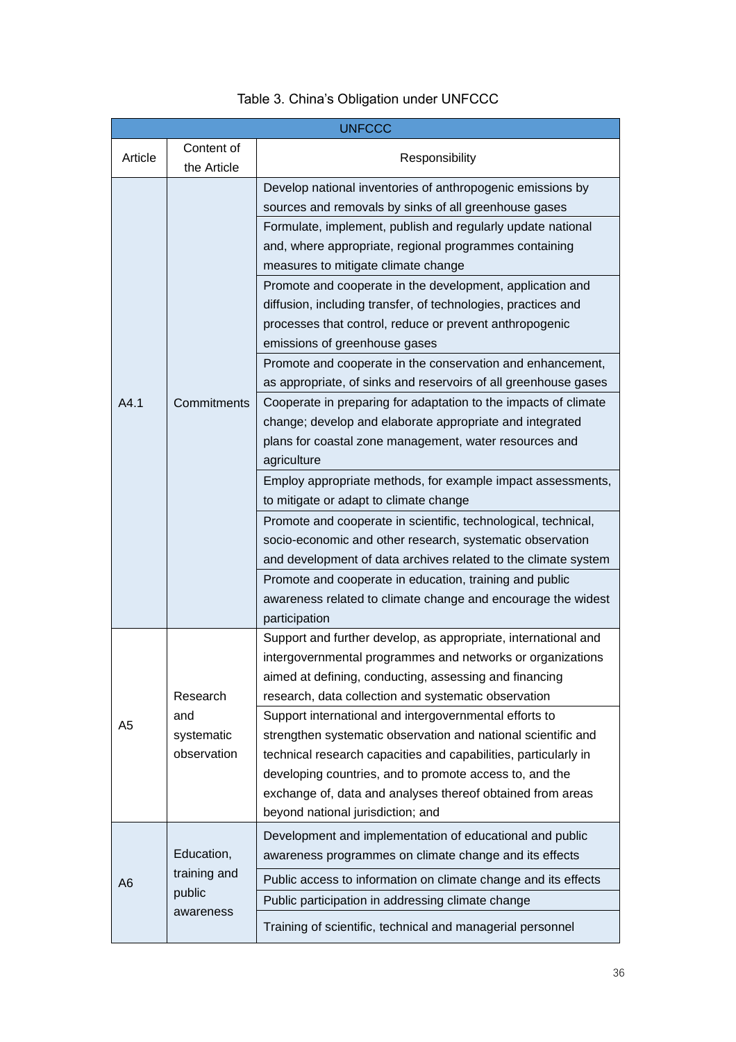Table 3. China's Obligation under UNFCCC

| UNFCCC | | |
|---|---|---|
| Article | Content of the Article | Responsibility |
| A4.1 | Commitments | Develop national inventories of anthropogenic emissions by sources and removals by sinks of all greenhouse gases |
| | | Formulate, implement, publish and regularly update national and, where appropriate, regional programmes containing measures to mitigate climate change |
| | | Promote and cooperate in the development, application and diffusion, including transfer, of technologies, practices and processes that control, reduce or prevent anthropogenic emissions of greenhouse gases |
| | | Promote and cooperate in the conservation and enhancement, as appropriate, of sinks and reservoirs of all greenhouse gases |
| | | Cooperate in preparing for adaptation to the impacts of climate change; develop and elaborate appropriate and integrated plans for coastal zone management, water resources and agriculture |
| | | Employ appropriate methods, for example impact assessments, to mitigate or adapt to climate change |
| | | Promote and cooperate in scientific, technological, technical, socio-economic and other research, systematic observation and development of data archives related to the climate system |
| | | Promote and cooperate in education, training and public awareness related to climate change and encourage the widest participation |
| A5 | Research and systematic observation | Support and further develop, as appropriate, international and intergovernmental programmes and networks or organizations aimed at defining, conducting, assessing and financing research, data collection and systematic observation |
| | | Support international and intergovernmental efforts to strengthen systematic observation and national scientific and technical research capacities and capabilities, particularly in developing countries, and to promote access to, and the exchange of, data and analyses thereof obtained from areas beyond national jurisdiction; and |
| A6 | Education, training and public awareness | Development and implementation of educational and public awareness programmes on climate change and its effects |
| | | Public access to information on climate change and its effects |
| | | Public participation in addressing climate change |
| | | Training of scientific, technical and managerial personnel |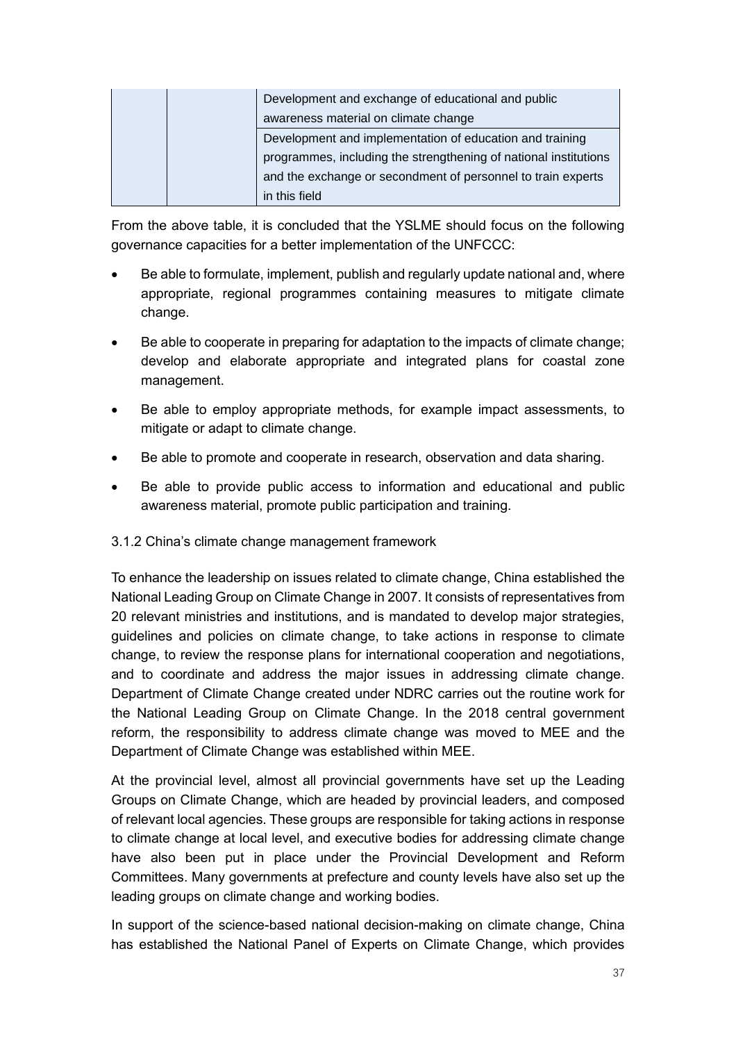| | | |
|---|---|---|
| | | Development and exchange of educational and public awareness material on climate change |
| | | Development and implementation of education and training programmes, including the strengthening of national institutions and the exchange or secondment of personnel to train experts in this field |

From the above table, it is concluded that the YSLME should focus on the following governance capacities for a better implementation of the UNFCCC:

- Be able to formulate, implement, publish and regularly update national and, where appropriate, regional programmes containing measures to mitigate climate change.
- Be able to cooperate in preparing for adaptation to the impacts of climate change; develop and elaborate appropriate and integrated plans for coastal zone management.
- Be able to employ appropriate methods, for example impact assessments, to mitigate or adapt to climate change.
- Be able to promote and cooperate in research, observation and data sharing.
- Be able to provide public access to information and educational and public awareness material, promote public participation and training.

### 3.1.2 China's climate change management framework

To enhance the leadership on issues related to climate change, China established the National Leading Group on Climate Change in 2007. It consists of representatives from 20 relevant ministries and institutions, and is mandated to develop major strategies, guidelines and policies on climate change, to take actions in response to climate change, to review the response plans for international cooperation and negotiations, and to coordinate and address the major issues in addressing climate change. Department of Climate Change created under NDRC carries out the routine work for the National Leading Group on Climate Change. In the 2018 central government reform, the responsibility to address climate change was moved to MEE and the Department of Climate Change was established within MEE.

At the provincial level, almost all provincial governments have set up the Leading Groups on Climate Change, which are headed by provincial leaders, and composed of relevant local agencies. These groups are responsible for taking actions in response to climate change at local level, and executive bodies for addressing climate change have also been put in place under the Provincial Development and Reform Committees. Many governments at prefecture and county levels have also set up the leading groups on climate change and working bodies.

In support of the science-based national decision-making on climate change, China has established the National Panel of Experts on Climate Change, which provides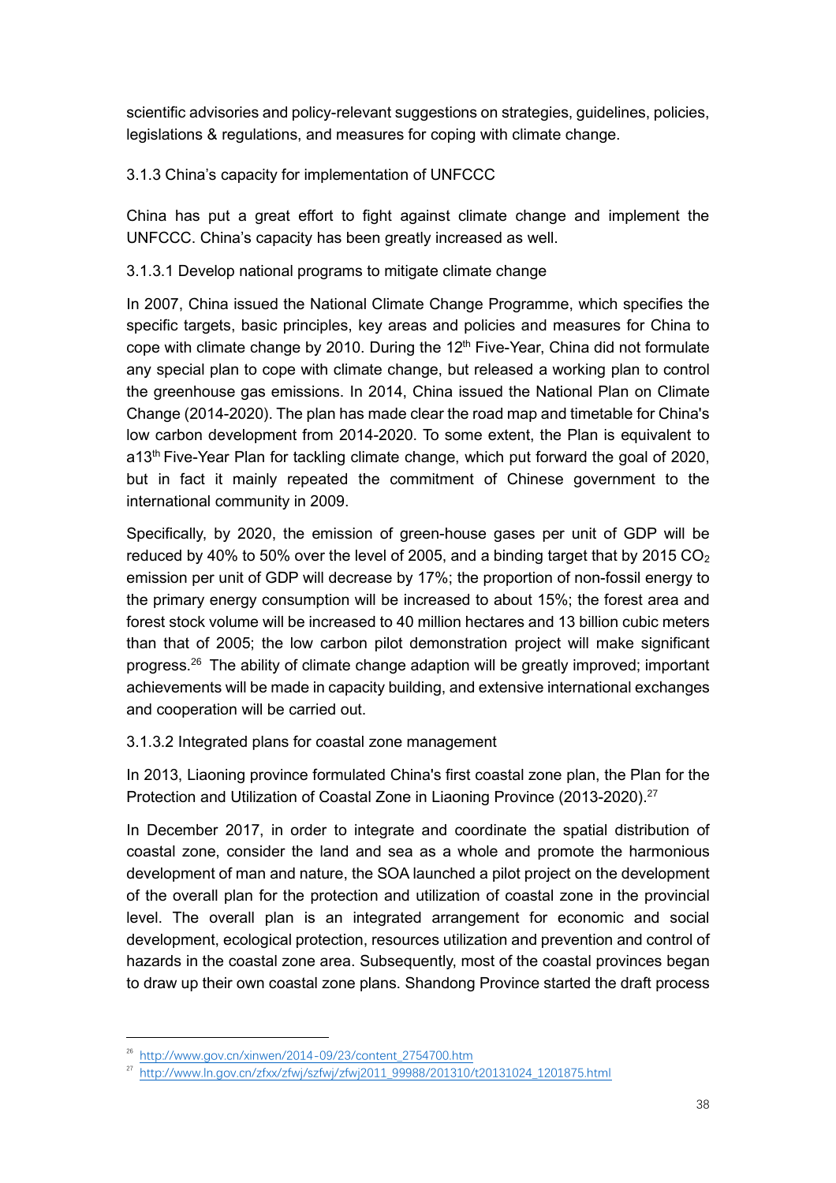scientific advisories and policy-relevant suggestions on strategies, guidelines, policies, legislations & regulations, and measures for coping with climate change.

### 3.1.3 China's capacity for implementation of UNFCCC

China has put a great effort to fight against climate change and implement the UNFCCC. China's capacity has been greatly increased as well.

#### 3.1.3.1 Develop national programs to mitigate climate change

In 2007, China issued the National Climate Change Programme, which specifies the specific targets, basic principles, key areas and policies and measures for China to cope with climate change by 2010. During the 12th Five-Year, China did not formulate any special plan to cope with climate change, but released a working plan to control the greenhouse gas emissions. In 2014, China issued the National Plan on Climate Change (2014-2020). The plan has made clear the road map and timetable for China's low carbon development from 2014-2020. To some extent, the Plan is equivalent to a13th Five-Year Plan for tackling climate change, which put forward the goal of 2020, but in fact it mainly repeated the commitment of Chinese government to the international community in 2009.

Specifically, by 2020, the emission of green-house gases per unit of GDP will be reduced by 40% to 50% over the level of 2005, and a binding target that by 2015 $CO_2$ emission per unit of GDP will decrease by 17%; the proportion of non-fossil energy to the primary energy consumption will be increased to about 15%; the forest area and forest stock volume will be increased to 40 million hectares and 13 billion cubic meters than that of 2005; the low carbon pilot demonstration project will make significant progress.[26] The ability of climate change adaption will be greatly improved; important achievements will be made in capacity building, and extensive international exchanges and cooperation will be carried out.

#### 3.1.3.2 Integrated plans for coastal zone management

In 2013, Liaoning province formulated China's first coastal zone plan, the Plan for the Protection and Utilization of Coastal Zone in Liaoning Province (2013-2020).[27]

In December 2017, in order to integrate and coordinate the spatial distribution of coastal zone, consider the land and sea as a whole and promote the harmonious development of man and nature, the SOA launched a pilot project on the development of the overall plan for the protection and utilization of coastal zone in the provincial level. The overall plan is an integrated arrangement for economic and social development, ecological protection, resources utilization and prevention and control of hazards in the coastal zone area. Subsequently, most of the coastal provinces began to draw up their own coastal zone plans. Shandong Province started the draft process

---

[26] http://www.gov.cn/xinwen/2014-09/23/content_2754700.htm

[27] http://www.ln.gov.cn/zfxx/zfwj/szfwj/zfwj2011_99988/201310/t20131024_1201875.html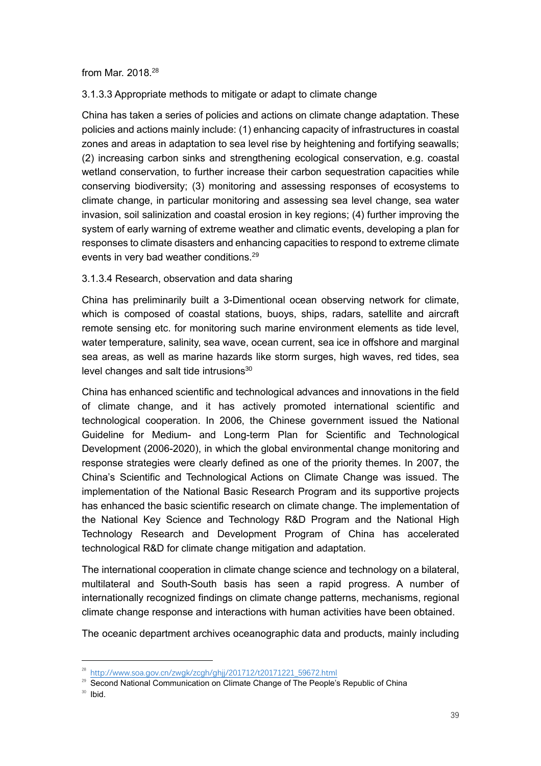from Mar. 2018.[28]

#### 3.1.3.3 Appropriate methods to mitigate or adapt to climate change

China has taken a series of policies and actions on climate change adaptation. These policies and actions mainly include: (1) enhancing capacity of infrastructures in coastal zones and areas in adaptation to sea level rise by heightening and fortifying seawalls; (2) increasing carbon sinks and strengthening ecological conservation, e.g. coastal wetland conservation, to further increase their carbon sequestration capacities while conserving biodiversity; (3) monitoring and assessing responses of ecosystems to climate change, in particular monitoring and assessing sea level change, sea water invasion, soil salinization and coastal erosion in key regions; (4) further improving the system of early warning of extreme weather and climatic events, developing a plan for responses to climate disasters and enhancing capacities to respond to extreme climate events in very bad weather conditions.[29]

#### 3.1.3.4 Research, observation and data sharing

China has preliminarily built a 3-Dimentional ocean observing network for climate, which is composed of coastal stations, buoys, ships, radars, satellite and aircraft remote sensing etc. for monitoring such marine environment elements as tide level, water temperature, salinity, sea wave, ocean current, sea ice in offshore and marginal sea areas, as well as marine hazards like storm surges, high waves, red tides, sea level changes and salt tide intrusions[30]

China has enhanced scientific and technological advances and innovations in the field of climate change, and it has actively promoted international scientific and technological cooperation. In 2006, the Chinese government issued the National Guideline for Medium- and Long-term Plan for Scientific and Technological Development (2006-2020), in which the global environmental change monitoring and response strategies were clearly defined as one of the priority themes. In 2007, the China's Scientific and Technological Actions on Climate Change was issued. The implementation of the National Basic Research Program and its supportive projects has enhanced the basic scientific research on climate change. The implementation of the National Key Science and Technology R&D Program and the National High Technology Research and Development Program of China has accelerated technological R&D for climate change mitigation and adaptation.

The international cooperation in climate change science and technology on a bilateral, multilateral and South-South basis has seen a rapid progress. A number of internationally recognized findings on climate change patterns, mechanisms, regional climate change response and interactions with human activities have been obtained.

The oceanic department archives oceanographic data and products, mainly including

---

[28] http://www.soa.gov.cn/zwgk/zcgh/ghjj/201712/t20171221_59672.html

[29] Second National Communication on Climate Change of The People's Republic of China

[30] Ibid.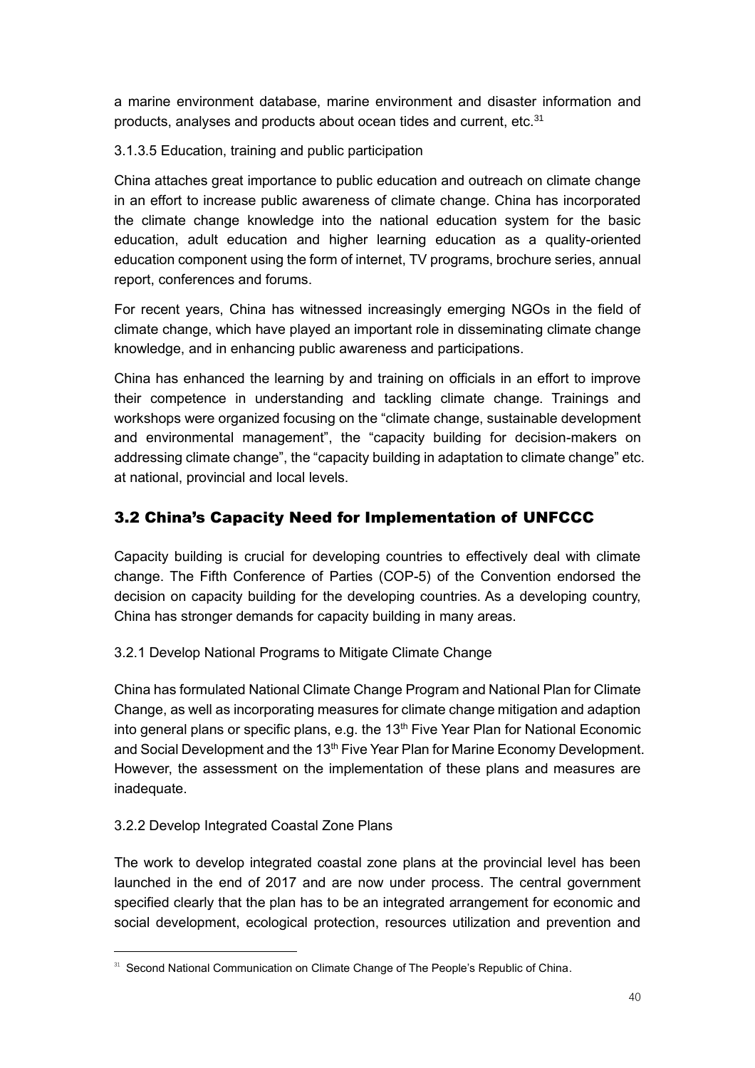a marine environment database, marine environment and disaster information and products, analyses and products about ocean tides and current, etc.[31]

3.1.3.5 Education, training and public participation

China attaches great importance to public education and outreach on climate change in an effort to increase public awareness of climate change. China has incorporated the climate change knowledge into the national education system for the basic education, adult education and higher learning education as a quality-oriented education component using the form of internet, TV programs, brochure series, annual report, conferences and forums.

For recent years, China has witnessed increasingly emerging NGOs in the field of climate change, which have played an important role in disseminating climate change knowledge, and in enhancing public awareness and participations.

China has enhanced the learning by and training on officials in an effort to improve their competence in understanding and tackling climate change. Trainings and workshops were organized focusing on the "climate change, sustainable development and environmental management", the "capacity building for decision-makers on addressing climate change", the "capacity building in adaptation to climate change" etc. at national, provincial and local levels.

## 3.2 China's Capacity Need for Implementation of UNFCCC

Capacity building is crucial for developing countries to effectively deal with climate change. The Fifth Conference of Parties (COP-5) of the Convention endorsed the decision on capacity building for the developing countries. As a developing country, China has stronger demands for capacity building in many areas.

3.2.1 Develop National Programs to Mitigate Climate Change

China has formulated National Climate Change Program and National Plan for Climate Change, as well as incorporating measures for climate change mitigation and adaption into general plans or specific plans, e.g. the 13th Five Year Plan for National Economic and Social Development and the 13th Five Year Plan for Marine Economy Development. However, the assessment on the implementation of these plans and measures are inadequate.

3.2.2 Develop Integrated Coastal Zone Plans

The work to develop integrated coastal zone plans at the provincial level has been launched in the end of 2017 and are now under process. The central government specified clearly that the plan has to be an integrated arrangement for economic and social development, ecological protection, resources utilization and prevention and

---

[31] Second National Communication on Climate Change of The People's Republic of China.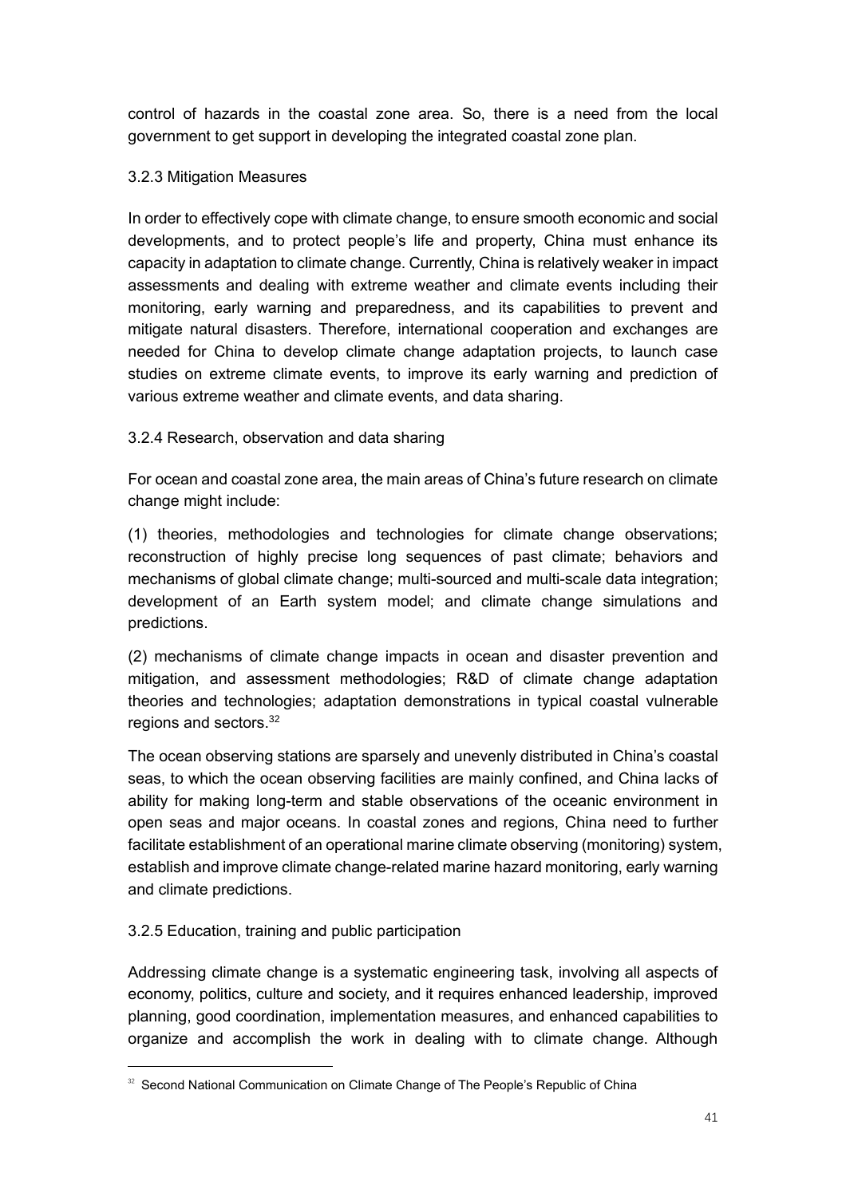control of hazards in the coastal zone area. So, there is a need from the local government to get support in developing the integrated coastal zone plan.

### 3.2.3 Mitigation Measures

In order to effectively cope with climate change, to ensure smooth economic and social developments, and to protect people's life and property, China must enhance its capacity in adaptation to climate change. Currently, China is relatively weaker in impact assessments and dealing with extreme weather and climate events including their monitoring, early warning and preparedness, and its capabilities to prevent and mitigate natural disasters. Therefore, international cooperation and exchanges are needed for China to develop climate change adaptation projects, to launch case studies on extreme climate events, to improve its early warning and prediction of various extreme weather and climate events, and data sharing.

### 3.2.4 Research, observation and data sharing

For ocean and coastal zone area, the main areas of China's future research on climate change might include:

(1) theories, methodologies and technologies for climate change observations; reconstruction of highly precise long sequences of past climate; behaviors and mechanisms of global climate change; multi-sourced and multi-scale data integration; development of an Earth system model; and climate change simulations and predictions.

(2) mechanisms of climate change impacts in ocean and disaster prevention and mitigation, and assessment methodologies; R&D of climate change adaptation theories and technologies; adaptation demonstrations in typical coastal vulnerable regions and sectors.[32]

The ocean observing stations are sparsely and unevenly distributed in China's coastal seas, to which the ocean observing facilities are mainly confined, and China lacks of ability for making long-term and stable observations of the oceanic environment in open seas and major oceans. In coastal zones and regions, China need to further facilitate establishment of an operational marine climate observing (monitoring) system, establish and improve climate change-related marine hazard monitoring, early warning and climate predictions.

### 3.2.5 Education, training and public participation

Addressing climate change is a systematic engineering task, involving all aspects of economy, politics, culture and society, and it requires enhanced leadership, improved planning, good coordination, implementation measures, and enhanced capabilities to organize and accomplish the work in dealing with to climate change. Although

[32] Second National Communication on Climate Change of The People's Republic of China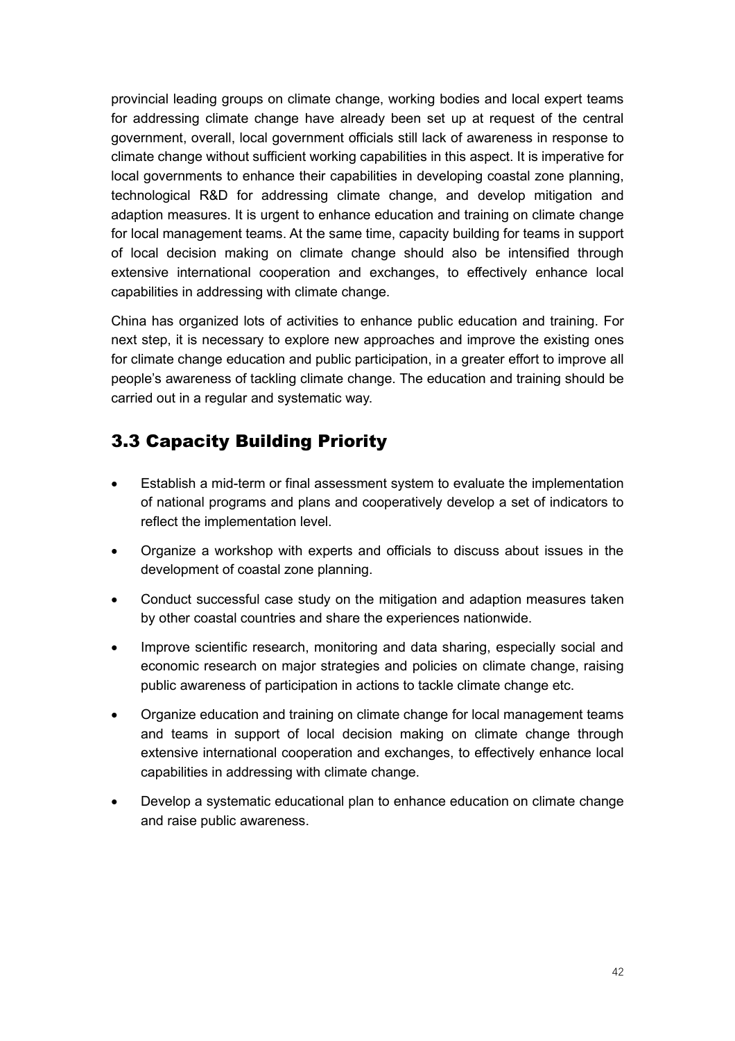provincial leading groups on climate change, working bodies and local expert teams for addressing climate change have already been set up at request of the central government, overall, local government officials still lack of awareness in response to climate change without sufficient working capabilities in this aspect. It is imperative for local governments to enhance their capabilities in developing coastal zone planning, technological R&D for addressing climate change, and develop mitigation and adaption measures. It is urgent to enhance education and training on climate change for local management teams. At the same time, capacity building for teams in support of local decision making on climate change should also be intensified through extensive international cooperation and exchanges, to effectively enhance local capabilities in addressing with climate change.

China has organized lots of activities to enhance public education and training. For next step, it is necessary to explore new approaches and improve the existing ones for climate change education and public participation, in a greater effort to improve all people's awareness of tackling climate change. The education and training should be carried out in a regular and systematic way.

## 3.3 Capacity Building Priority

- Establish a mid-term or final assessment system to evaluate the implementation of national programs and plans and cooperatively develop a set of indicators to reflect the implementation level.
- Organize a workshop with experts and officials to discuss about issues in the development of coastal zone planning.
- Conduct successful case study on the mitigation and adaption measures taken by other coastal countries and share the experiences nationwide.
- Improve scientific research, monitoring and data sharing, especially social and economic research on major strategies and policies on climate change, raising public awareness of participation in actions to tackle climate change etc.
- Organize education and training on climate change for local management teams and teams in support of local decision making on climate change through extensive international cooperation and exchanges, to effectively enhance local capabilities in addressing with climate change.
- Develop a systematic educational plan to enhance education on climate change and raise public awareness.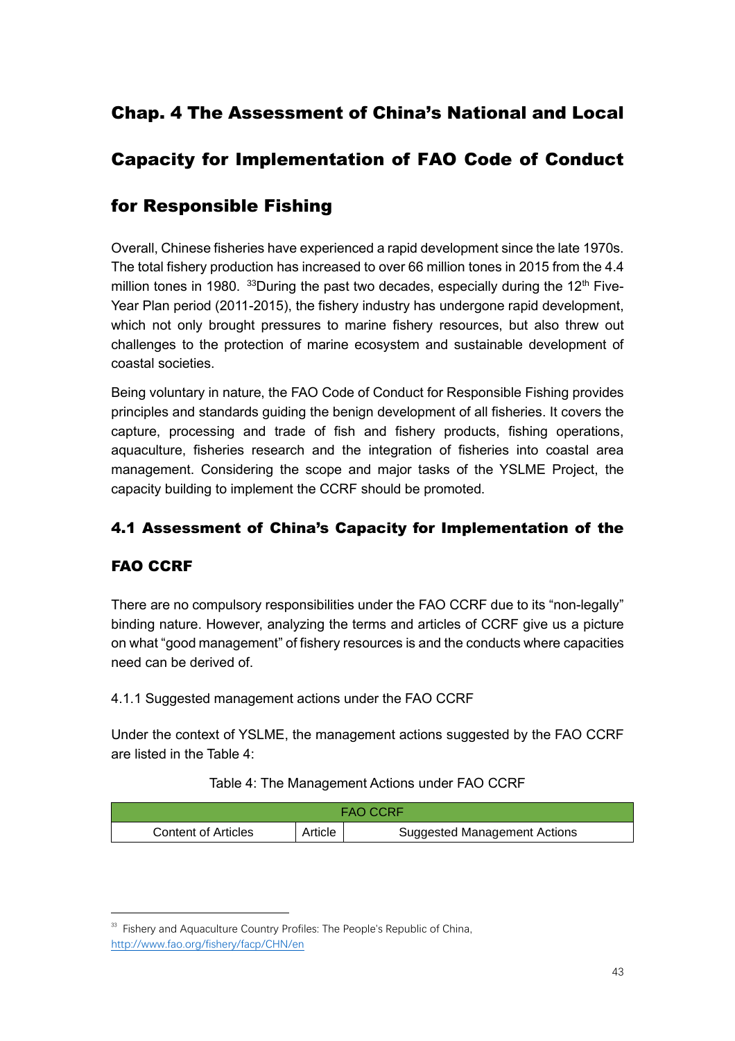# Chap. 4 The Assessment of China's National and Local Capacity for Implementation of FAO Code of Conduct for Responsible Fishing

Overall, Chinese fisheries have experienced a rapid development since the late 1970s. The total fishery production has increased to over 66 million tones in 2015 from the 4.4 million tones in 1980. [33]During the past two decades, especially during the 12th Five-Year Plan period (2011-2015), the fishery industry has undergone rapid development, which not only brought pressures to marine fishery resources, but also threw out challenges to the protection of marine ecosystem and sustainable development of coastal societies.

Being voluntary in nature, the FAO Code of Conduct for Responsible Fishing provides principles and standards guiding the benign development of all fisheries. It covers the capture, processing and trade of fish and fishery products, fishing operations, aquaculture, fisheries research and the integration of fisheries into coastal area management. Considering the scope and major tasks of the YSLME Project, the capacity building to implement the CCRF should be promoted.

## 4.1 Assessment of China's Capacity for Implementation of the FAO CCRF

There are no compulsory responsibilities under the FAO CCRF due to its "non-legally" binding nature. However, analyzing the terms and articles of CCRF give us a picture on what "good management" of fishery resources is and the conducts where capacities need can be derived of.

4.1.1 Suggested management actions under the FAO CCRF

Under the context of YSLME, the management actions suggested by the FAO CCRF are listed in the Table 4:

Table 4: The Management Actions under FAO CCRF

| FAO CCRF | | |
|---|---|---|
| Content of Articles | Article | Suggested Management Actions |

[33] Fishery and Aquaculture Country Profiles: The People's Republic of China, http://www.fao.org/fishery/facp/CHN/en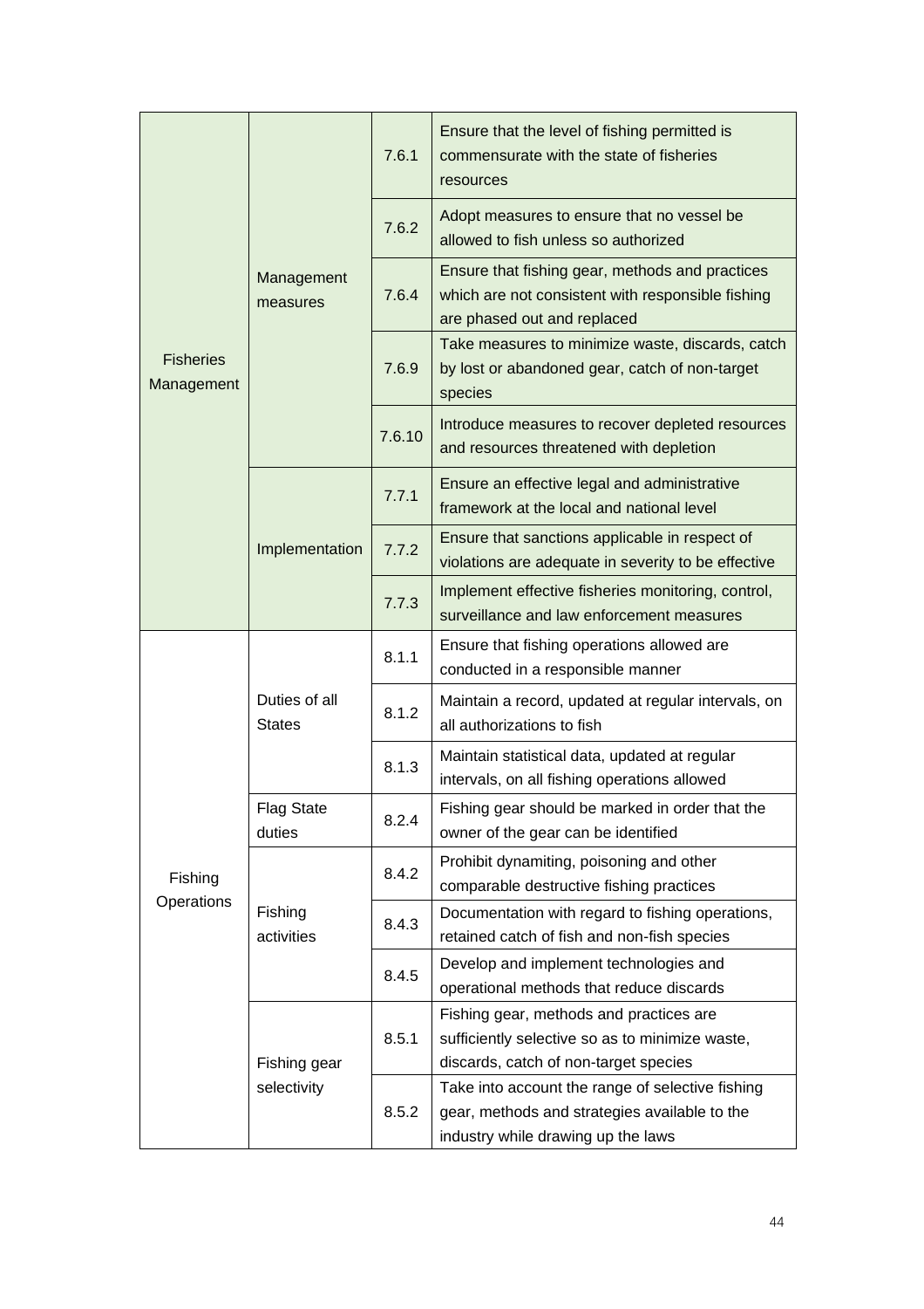| | | | |
|---|---|---|---|
| Fisheries Management | Management measures | 7.6.1 | Ensure that the level of fishing permitted is commensurate with the state of fisheries resources |
| | | 7.6.2 | Adopt measures to ensure that no vessel be allowed to fish unless so authorized |
| | | 7.6.4 | Ensure that fishing gear, methods and practices which are not consistent with responsible fishing are phased out and replaced |
| | | 7.6.9 | Take measures to minimize waste, discards, catch by lost or abandoned gear, catch of non-target species |
| | | 7.6.10 | Introduce measures to recover depleted resources and resources threatened with depletion |
| | Implementation | 7.7.1 | Ensure an effective legal and administrative framework at the local and national level |
| | | 7.7.2 | Ensure that sanctions applicable in respect of violations are adequate in severity to be effective |
| | | 7.7.3 | Implement effective fisheries monitoring, control, surveillance and law enforcement measures |
| Fishing Operations | Duties of all States | 8.1.1 | Ensure that fishing operations allowed are conducted in a responsible manner |
| | | 8.1.2 | Maintain a record, updated at regular intervals, on all authorizations to fish |
| | | 8.1.3 | Maintain statistical data, updated at regular intervals, on all fishing operations allowed |
| | Flag State duties | 8.2.4 | Fishing gear should be marked in order that the owner of the gear can be identified |
| | Fishing activities | 8.4.2 | Prohibit dynamiting, poisoning and other comparable destructive fishing practices |
| | | 8.4.3 | Documentation with regard to fishing operations, retained catch of fish and non-fish species |
| | | 8.4.5 | Develop and implement technologies and operational methods that reduce discards |
| | Fishing gear selectivity | 8.5.1 | Fishing gear, methods and practices are sufficiently selective so as to minimize waste, discards, catch of non-target species |
| | | 8.5.2 | Take into account the range of selective fishing gear, methods and strategies available to the industry while drawing up the laws |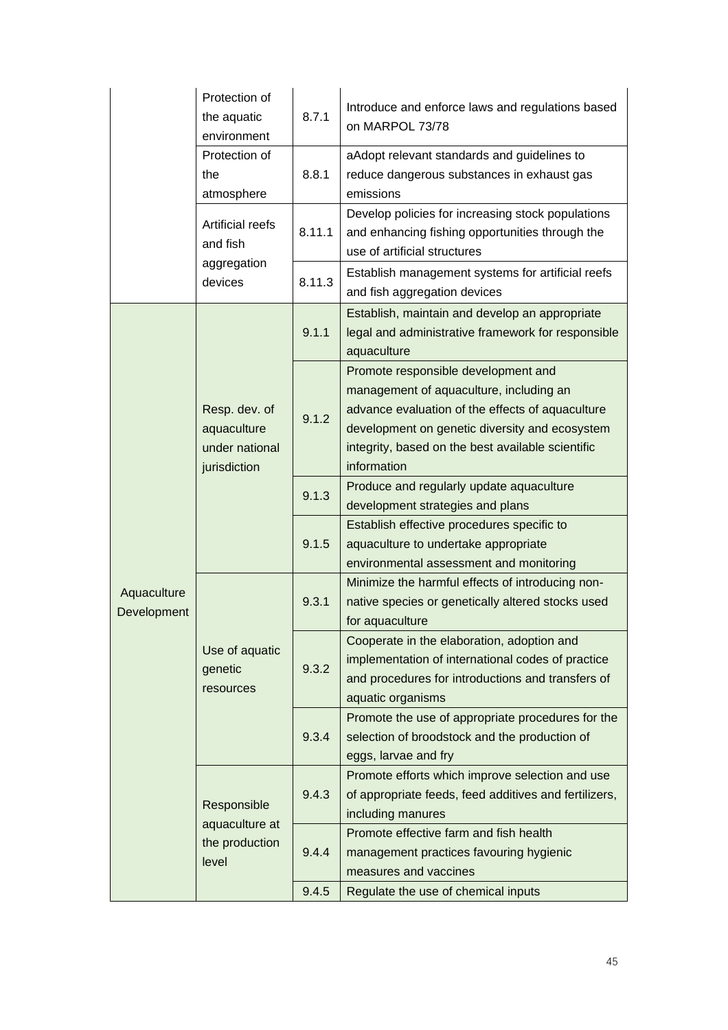| | | | |
|---|---|---|---|
| | Protection of the aquatic environment | 8.7.1 | Introduce and enforce laws and regulations based on MARPOL 73/78 |
| | Protection of the atmosphere | 8.8.1 | aAdopt relevant standards and guidelines to reduce dangerous substances in exhaust gas emissions |
| | Artificial reefs and fish aggregation devices | 8.11.1 | Develop policies for increasing stock populations and enhancing fishing opportunities through the use of artificial structures |
| | | 8.11.3 | Establish management systems for artificial reefs and fish aggregation devices |
| Aquaculture Development | Resp. dev. of aquaculture under national jurisdiction | 9.1.1 | Establish, maintain and develop an appropriate legal and administrative framework for responsible aquaculture |
| | | 9.1.2 | Promote responsible development and management of aquaculture, including an advance evaluation of the effects of aquaculture development on genetic diversity and ecosystem integrity, based on the best available scientific information |
| | | 9.1.3 | Produce and regularly update aquaculture development strategies and plans |
| | | 9.1.5 | Establish effective procedures specific to aquaculture to undertake appropriate environmental assessment and monitoring |
| | Use of aquatic genetic resources | 9.3.1 | Minimize the harmful effects of introducing non-native species or genetically altered stocks used for aquaculture |
| | | 9.3.2 | Cooperate in the elaboration, adoption and implementation of international codes of practice and procedures for introductions and transfers of aquatic organisms |
| | | 9.3.4 | Promote the use of appropriate procedures for the selection of broodstock and the production of eggs, larvae and fry |
| | Responsible aquaculture at the production level | 9.4.3 | Promote efforts which improve selection and use of appropriate feeds, feed additives and fertilizers, including manures |
| | | 9.4.4 | Promote effective farm and fish health management practices favouring hygienic measures and vaccines |
| | | 9.4.5 | Regulate the use of chemical inputs |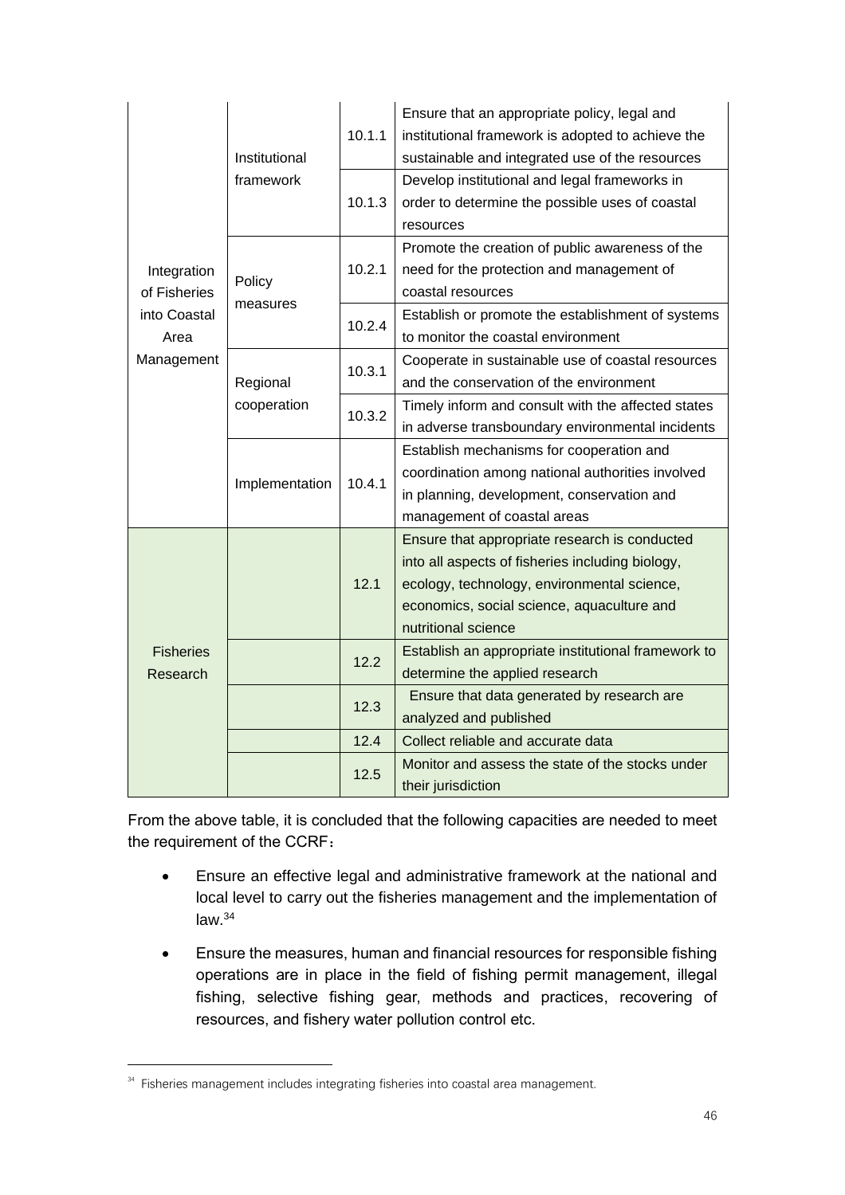| | | | |
|---|---|---|---|
| Integration of Fisheries into Coastal Area Management | Institutional framework | 10.1.1 | Ensure that an appropriate policy, legal and institutional framework is adopted to achieve the sustainable and integrated use of the resources |
| | | 10.1.3 | Develop institutional and legal frameworks in order to determine the possible uses of coastal resources |
| | Policy measures | 10.2.1 | Promote the creation of public awareness of the need for the protection and management of coastal resources |
| | | 10.2.4 | Establish or promote the establishment of systems to monitor the coastal environment |
| | Regional cooperation | 10.3.1 | Cooperate in sustainable use of coastal resources and the conservation of the environment |
| | | 10.3.2 | Timely inform and consult with the affected states in adverse transboundary environmental incidents |
| | Implementation | 10.4.1 | Establish mechanisms for cooperation and coordination among national authorities involved in planning, development, conservation and management of coastal areas |
| Fisheries Research | | 12.1 | Ensure that appropriate research is conducted into all aspects of fisheries including biology, ecology, technology, environmental science, economics, social science, aquaculture and nutritional science |
| | | 12.2 | Establish an appropriate institutional framework to determine the applied research |
| | | 12.3 | Ensure that data generated by research are analyzed and published |
| | | 12.4 | Collect reliable and accurate data |
| | | 12.5 | Monitor and assess the state of the stocks under their jurisdiction |

From the above table, it is concluded that the following capacities are needed to meet the requirement of the CCRF：

- Ensure an effective legal and administrative framework at the national and local level to carry out the fisheries management and the implementation of law.[34]
- Ensure the measures, human and financial resources for responsible fishing operations are in place in the field of fishing permit management, illegal fishing, selective fishing gear, methods and practices, recovering of resources, and fishery water pollution control etc.

[34] Fisheries management includes integrating fisheries into coastal area management.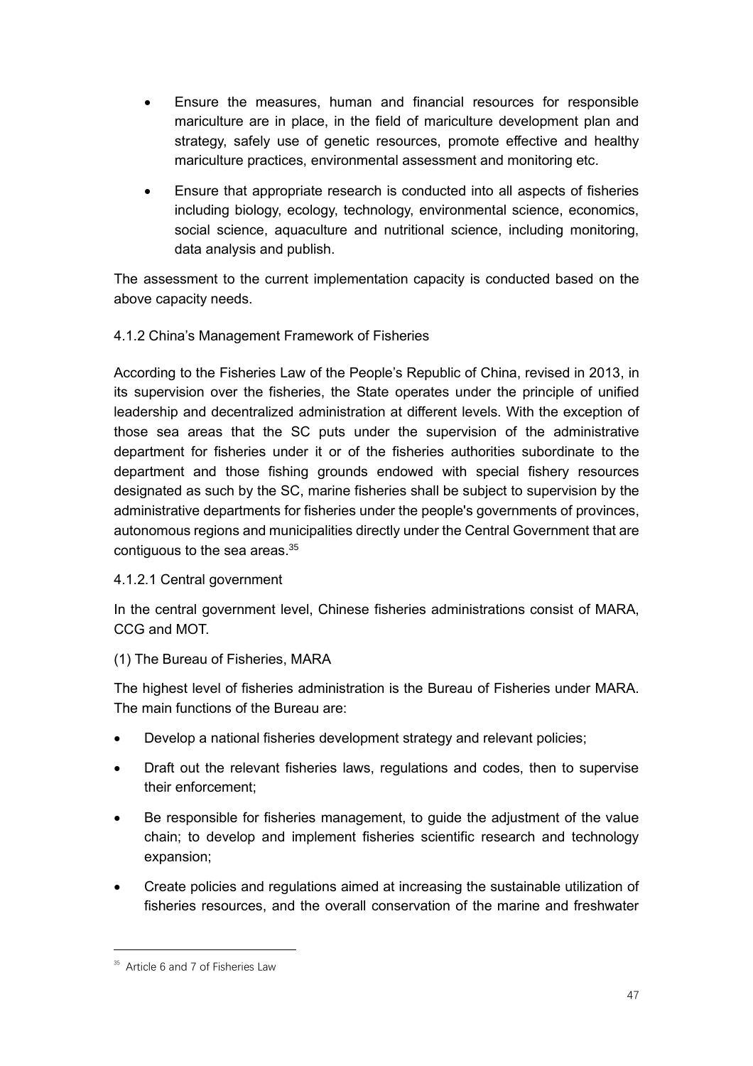- Ensure the measures, human and financial resources for responsible mariculture are in place, in the field of mariculture development plan and strategy, safely use of genetic resources, promote effective and healthy mariculture practices, environmental assessment and monitoring etc.
- Ensure that appropriate research is conducted into all aspects of fisheries including biology, ecology, technology, environmental science, economics, social science, aquaculture and nutritional science, including monitoring, data analysis and publish.

The assessment to the current implementation capacity is conducted based on the above capacity needs.

#### 4.1.2 China's Management Framework of Fisheries

According to the Fisheries Law of the People's Republic of China, revised in 2013, in its supervision over the fisheries, the State operates under the principle of unified leadership and decentralized administration at different levels. With the exception of those sea areas that the SC puts under the supervision of the administrative department for fisheries under it or of the fisheries authorities subordinate to the department and those fishing grounds endowed with special fishery resources designated as such by the SC, marine fisheries shall be subject to supervision by the administrative departments for fisheries under the people's governments of provinces, autonomous regions and municipalities directly under the Central Government that are contiguous to the sea areas.[35]

##### 4.1.2.1 Central government

In the central government level, Chinese fisheries administrations consist of MARA, CCG and MOT.

(1) The Bureau of Fisheries, MARA

The highest level of fisheries administration is the Bureau of Fisheries under MARA. The main functions of the Bureau are:

- Develop a national fisheries development strategy and relevant policies;
- Draft out the relevant fisheries laws, regulations and codes, then to supervise their enforcement;
- Be responsible for fisheries management, to guide the adjustment of the value chain; to develop and implement fisheries scientific research and technology expansion;
- Create policies and regulations aimed at increasing the sustainable utilization of fisheries resources, and the overall conservation of the marine and freshwater

---

[35] Article 6 and 7 of Fisheries Law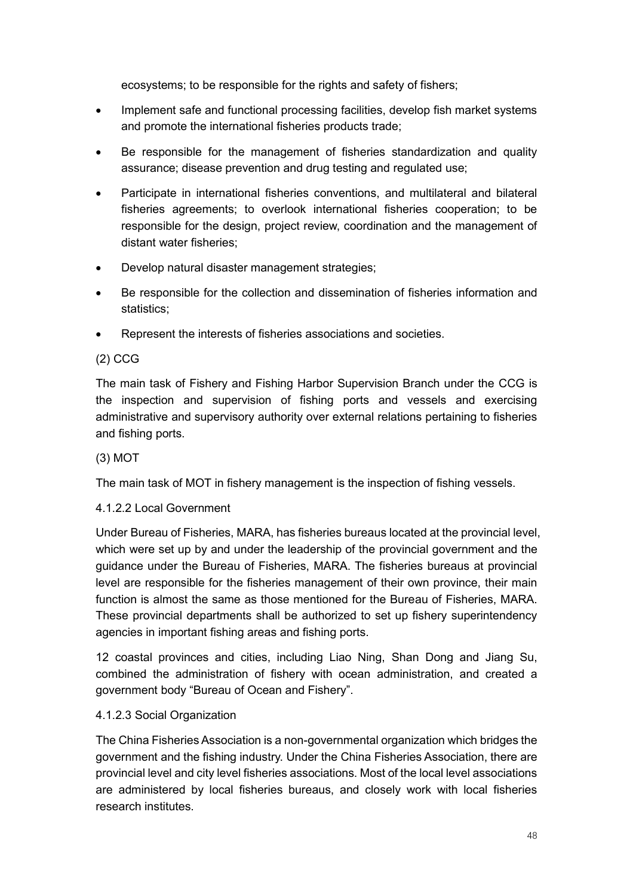ecosystems; to be responsible for the rights and safety of fishers;

- Implement safe and functional processing facilities, develop fish market systems and promote the international fisheries products trade;
- Be responsible for the management of fisheries standardization and quality assurance; disease prevention and drug testing and regulated use;
- Participate in international fisheries conventions, and multilateral and bilateral fisheries agreements; to overlook international fisheries cooperation; to be responsible for the design, project review, coordination and the management of distant water fisheries;
- Develop natural disaster management strategies;
- Be responsible for the collection and dissemination of fisheries information and statistics;
- Represent the interests of fisheries associations and societies.

(2) CCG

The main task of Fishery and Fishing Harbor Supervision Branch under the CCG is the inspection and supervision of fishing ports and vessels and exercising administrative and supervisory authority over external relations pertaining to fisheries and fishing ports.

(3) MOT

The main task of MOT in fishery management is the inspection of fishing vessels.

#### 4.1.2.2 Local Government

Under Bureau of Fisheries, MARA, has fisheries bureaus located at the provincial level, which were set up by and under the leadership of the provincial government and the guidance under the Bureau of Fisheries, MARA. The fisheries bureaus at provincial level are responsible for the fisheries management of their own province, their main function is almost the same as those mentioned for the Bureau of Fisheries, MARA. These provincial departments shall be authorized to set up fishery superintendency agencies in important fishing areas and fishing ports.

12 coastal provinces and cities, including Liao Ning, Shan Dong and Jiang Su, combined the administration of fishery with ocean administration, and created a government body "Bureau of Ocean and Fishery".

#### 4.1.2.3 Social Organization

The China Fisheries Association is a non-governmental organization which bridges the government and the fishing industry. Under the China Fisheries Association, there are provincial level and city level fisheries associations. Most of the local level associations are administered by local fisheries bureaus, and closely work with local fisheries research institutes.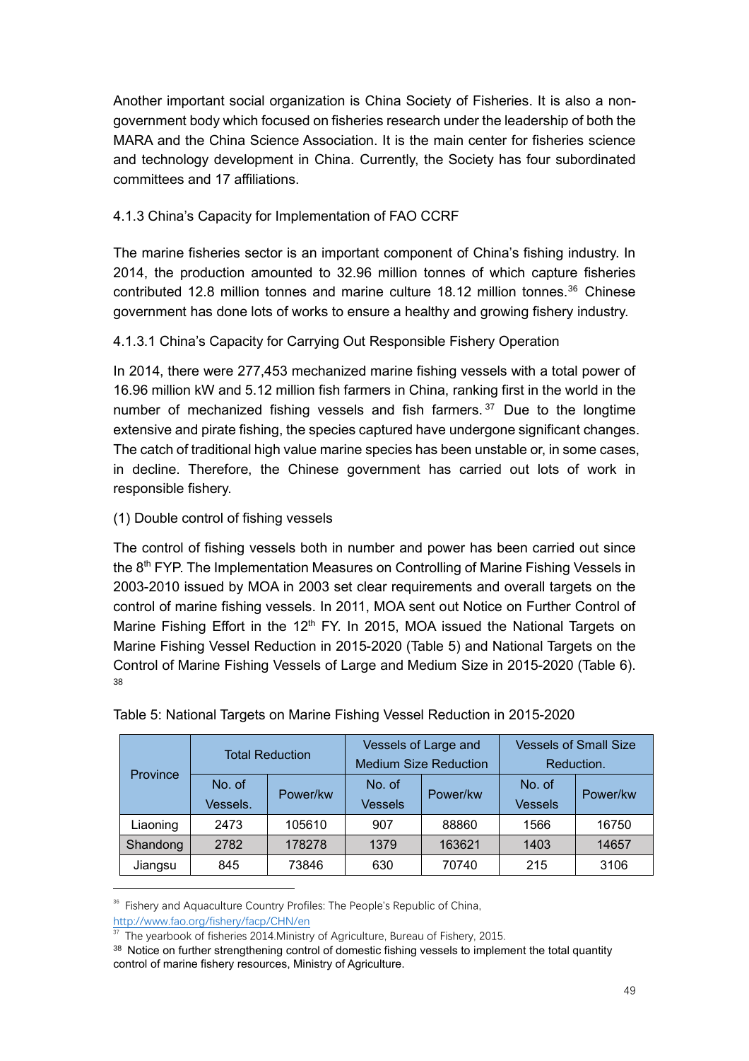Another important social organization is China Society of Fisheries. It is also a non-government body which focused on fisheries research under the leadership of both the MARA and the China Science Association. It is the main center for fisheries science and technology development in China. Currently, the Society has four subordinated committees and 17 affiliations.

#### 4.1.3 China's Capacity for Implementation of FAO CCRF

The marine fisheries sector is an important component of China's fishing industry. In 2014, the production amounted to 32.96 million tonnes of which capture fisheries contributed 12.8 million tonnes and marine culture 18.12 million tonnes.[36] Chinese government has done lots of works to ensure a healthy and growing fishery industry.

##### 4.1.3.1 China's Capacity for Carrying Out Responsible Fishery Operation

In 2014, there were 277,453 mechanized marine fishing vessels with a total power of 16.96 million kW and 5.12 million fish farmers in China, ranking first in the world in the number of mechanized fishing vessels and fish farmers.[37] Due to the longtime extensive and pirate fishing, the species captured have undergone significant changes. The catch of traditional high value marine species has been unstable or, in some cases, in decline. Therefore, the Chinese government has carried out lots of work in responsible fishery.

(1) Double control of fishing vessels

The control of fishing vessels both in number and power has been carried out since the 8th FYP. The Implementation Measures on Controlling of Marine Fishing Vessels in 2003-2010 issued by MOA in 2003 set clear requirements and overall targets on the control of marine fishing vessels. In 2011, MOA sent out Notice on Further Control of Marine Fishing Effort in the 12th FY. In 2015, MOA issued the National Targets on Marine Fishing Vessel Reduction in 2015-2020 (Table 5) and National Targets on the Control of Marine Fishing Vessels of Large and Medium Size in 2015-2020 (Table 6).[38]

Table 5: National Targets on Marine Fishing Vessel Reduction in 2015-2020

| Province | Total Reduction | | Vessels of Large and Medium Size Reduction | | Vessels of Small Size Reduction. | |
|---|---|---|---|---|---|---|
| | No. of Vessels. | Power/kw | No. of Vessels | Power/kw | No. of Vessels | Power/kw |
| Liaoning | 2473 | 105610 | 907 | 88860 | 1566 | 16750 |
| Shandong | 2782 | 178278 | 1379 | 163621 | 1403 | 14657 |
| Jiangsu | 845 | 73846 | 630 | 70740 | 215 | 3106 |

[36] Fishery and Aquaculture Country Profiles: The People's Republic of China, http://www.fao.org/fishery/facp/CHN/en

[37] The yearbook of fisheries 2014.Ministry of Agriculture, Bureau of Fishery, 2015.

[38] Notice on further strengthening control of domestic fishing vessels to implement the total quantity control of marine fishery resources, Ministry of Agriculture.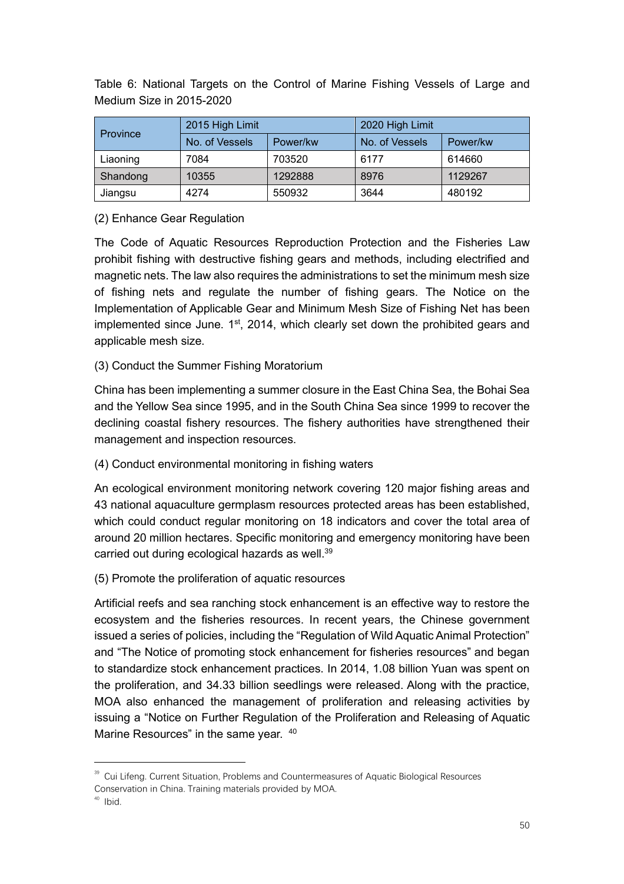Table 6: National Targets on the Control of Marine Fishing Vessels of Large and Medium Size in 2015-2020

| Province | 2015 High Limit | | 2020 High Limit | |
|---|---|---|---|---|
| | No. of Vessels | Power/kw | No. of Vessels | Power/kw |
| Liaoning | 7084 | 703520 | 6177 | 614660 |
| Shandong | 10355 | 1292888 | 8976 | 1129267 |
| Jiangsu | 4274 | 550932 | 3644 | 480192 |

(2) Enhance Gear Regulation

The Code of Aquatic Resources Reproduction Protection and the Fisheries Law prohibit fishing with destructive fishing gears and methods, including electrified and magnetic nets. The law also requires the administrations to set the minimum mesh size of fishing nets and regulate the number of fishing gears. The Notice on the Implementation of Applicable Gear and Minimum Mesh Size of Fishing Net has been implemented since June. 1st, 2014, which clearly set down the prohibited gears and applicable mesh size.

(3) Conduct the Summer Fishing Moratorium

China has been implementing a summer closure in the East China Sea, the Bohai Sea and the Yellow Sea since 1995, and in the South China Sea since 1999 to recover the declining coastal fishery resources. The fishery authorities have strengthened their management and inspection resources.

(4) Conduct environmental monitoring in fishing waters

An ecological environment monitoring network covering 120 major fishing areas and 43 national aquaculture germplasm resources protected areas has been established, which could conduct regular monitoring on 18 indicators and cover the total area of around 20 million hectares. Specific monitoring and emergency monitoring have been carried out during ecological hazards as well.[39]

(5) Promote the proliferation of aquatic resources

Artificial reefs and sea ranching stock enhancement is an effective way to restore the ecosystem and the fisheries resources. In recent years, the Chinese government issued a series of policies, including the "Regulation of Wild Aquatic Animal Protection" and "The Notice of promoting stock enhancement for fisheries resources" and began to standardize stock enhancement practices. In 2014, 1.08 billion Yuan was spent on the proliferation, and 34.33 billion seedlings were released. Along with the practice, MOA also enhanced the management of proliferation and releasing activities by issuing a "Notice on Further Regulation of the Proliferation and Releasing of Aquatic Marine Resources" in the same year. [40]

---

[39] Cui Lifeng. Current Situation, Problems and Countermeasures of Aquatic Biological Resources Conservation in China. Training materials provided by MOA.

[40] Ibid.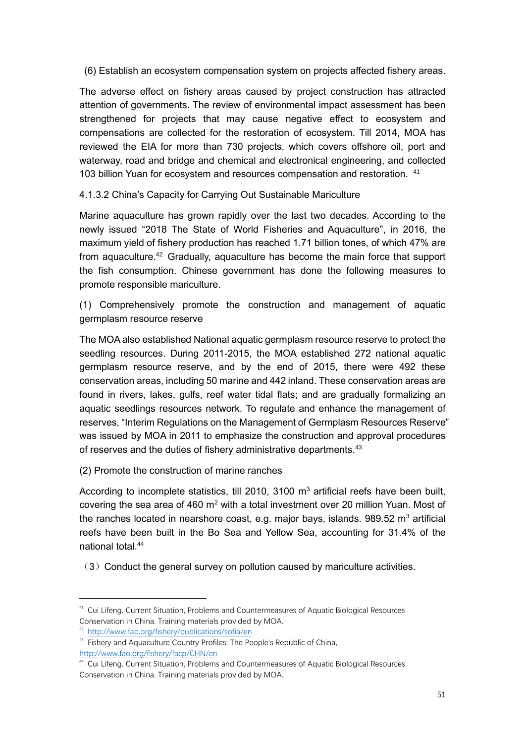(6) Establish an ecosystem compensation system on projects affected fishery areas.

The adverse effect on fishery areas caused by project construction has attracted attention of governments. The review of environmental impact assessment has been strengthened for projects that may cause negative effect to ecosystem and compensations are collected for the restoration of ecosystem. Till 2014, MOA has reviewed the EIA for more than 730 projects, which covers offshore oil, port and waterway, road and bridge and chemical and electronical engineering, and collected 103 billion Yuan for ecosystem and resources compensation and restoration. [41]

4.1.3.2 China's Capacity for Carrying Out Sustainable Mariculture

Marine aquaculture has grown rapidly over the last two decades. According to the newly issued "2018 The State of World Fisheries and Aquaculture", in 2016, the maximum yield of fishery production has reached 1.71 billion tones, of which 47% are from aquaculture.[42] Gradually, aquaculture has become the main force that support the fish consumption. Chinese government has done the following measures to promote responsible mariculture.

(1) Comprehensively promote the construction and management of aquatic germplasm resource reserve

The MOA also established National aquatic germplasm resource reserve to protect the seedling resources. During 2011-2015, the MOA established 272 national aquatic germplasm resource reserve, and by the end of 2015, there were 492 these conservation areas, including 50 marine and 442 inland. These conservation areas are found in rivers, lakes, gulfs, reef water tidal flats; and are gradually formalizing an aquatic seedlings resources network. To regulate and enhance the management of reserves, "Interim Regulations on the Management of Germplasm Resources Reserve" was issued by MOA in 2011 to emphasize the construction and approval procedures of reserves and the duties of fishery administrative departments.[43]

(2) Promote the construction of marine ranches

According to incomplete statistics, till 2010, 3100 $m^3$ artificial reefs have been built, covering the sea area of 460 $m^2$ with a total investment over 20 million Yuan. Most of the ranches located in nearshore coast, e.g. major bays, islands. 989.52 $m^3$ artificial reefs have been built in the Bo Sea and Yellow Sea, accounting for 31.4% of the national total.[44]

（3）Conduct the general survey on pollution caused by mariculture activities.

---

[41] Cui Lifeng. Current Situation, Problems and Countermeasures of Aquatic Biological Resources Conservation in China. Training materials provided by MOA.

[42] http://www.fao.org/fishery/publications/sofia/en

[43] Fishery and Aquaculture Country Profiles: The People's Republic of China, http://www.fao.org/fishery/facp/CHN/en

[44] Cui Lifeng. Current Situation, Problems and Countermeasures of Aquatic Biological Resources Conservation in China. Training materials provided by MOA.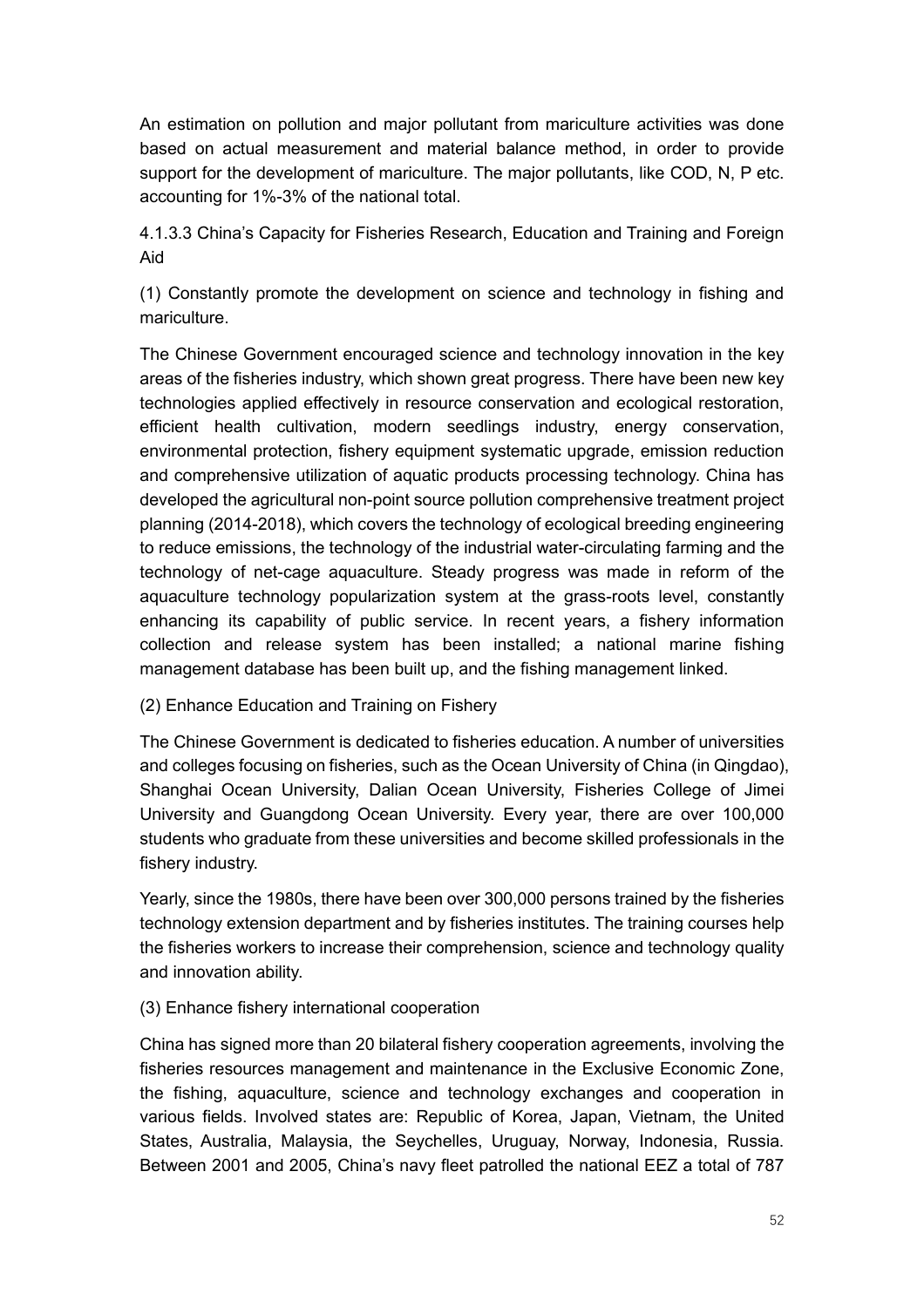An estimation on pollution and major pollutant from mariculture activities was done based on actual measurement and material balance method, in order to provide support for the development of mariculture. The major pollutants, like COD, N, P etc. accounting for 1%-3% of the national total.

#### 4.1.3.3 China's Capacity for Fisheries Research, Education and Training and Foreign Aid

(1) Constantly promote the development on science and technology in fishing and mariculture.

The Chinese Government encouraged science and technology innovation in the key areas of the fisheries industry, which shown great progress. There have been new key technologies applied effectively in resource conservation and ecological restoration, efficient health cultivation, modern seedlings industry, energy conservation, environmental protection, fishery equipment systematic upgrade, emission reduction and comprehensive utilization of aquatic products processing technology. China has developed the agricultural non-point source pollution comprehensive treatment project planning (2014-2018), which covers the technology of ecological breeding engineering to reduce emissions, the technology of the industrial water-circulating farming and the technology of net-cage aquaculture. Steady progress was made in reform of the aquaculture technology popularization system at the grass-roots level, constantly enhancing its capability of public service. In recent years, a fishery information collection and release system has been installed; a national marine fishing management database has been built up, and the fishing management linked.

(2) Enhance Education and Training on Fishery

The Chinese Government is dedicated to fisheries education. A number of universities and colleges focusing on fisheries, such as the Ocean University of China (in Qingdao), Shanghai Ocean University, Dalian Ocean University, Fisheries College of Jimei University and Guangdong Ocean University. Every year, there are over 100,000 students who graduate from these universities and become skilled professionals in the fishery industry.

Yearly, since the 1980s, there have been over 300,000 persons trained by the fisheries technology extension department and by fisheries institutes. The training courses help the fisheries workers to increase their comprehension, science and technology quality and innovation ability.

(3) Enhance fishery international cooperation

China has signed more than 20 bilateral fishery cooperation agreements, involving the fisheries resources management and maintenance in the Exclusive Economic Zone, the fishing, aquaculture, science and technology exchanges and cooperation in various fields. Involved states are: Republic of Korea, Japan, Vietnam, the United States, Australia, Malaysia, the Seychelles, Uruguay, Norway, Indonesia, Russia. Between 2001 and 2005, China's navy fleet patrolled the national EEZ a total of 787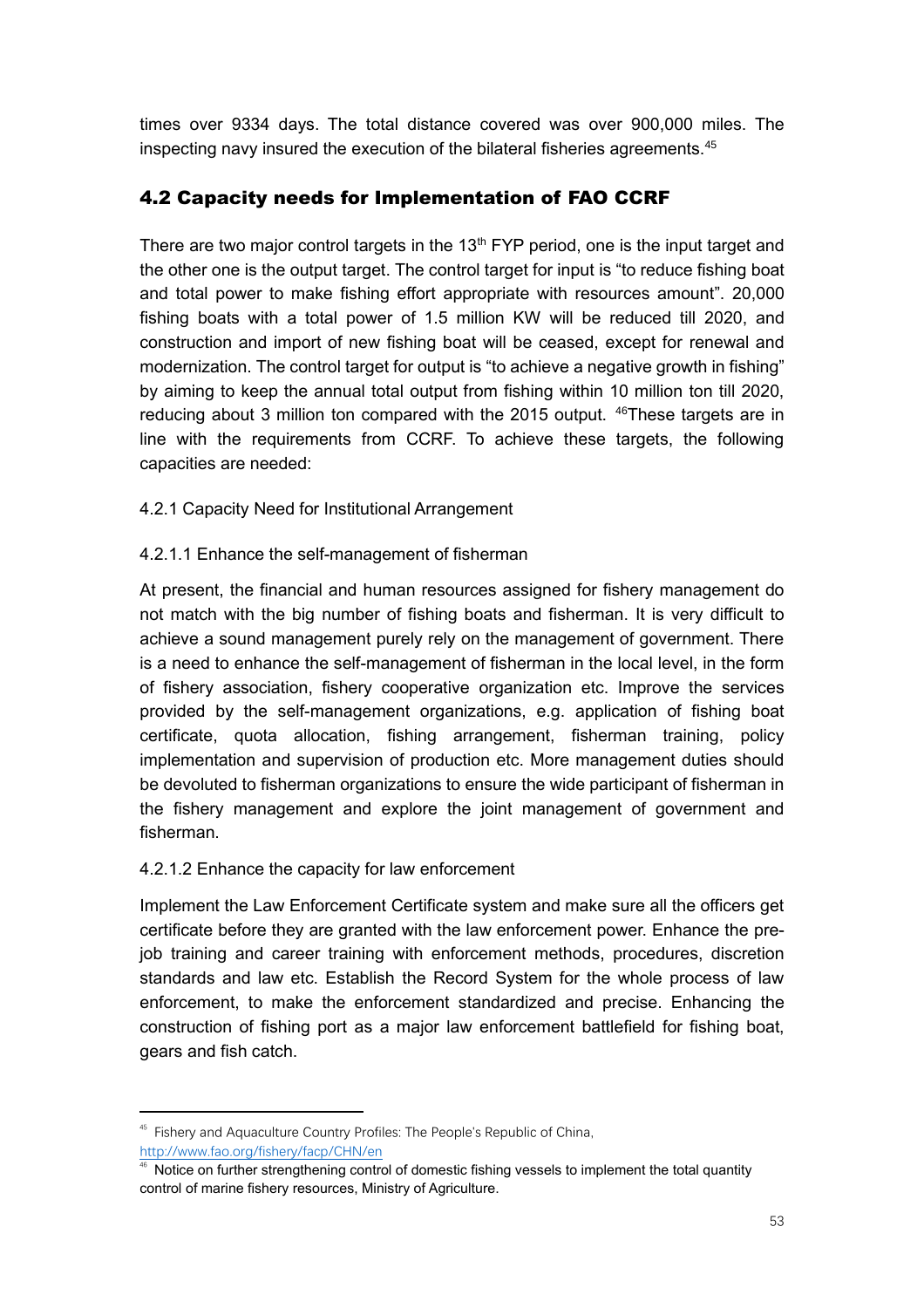times over 9334 days. The total distance covered was over 900,000 miles. The inspecting navy insured the execution of the bilateral fisheries agreements.[45]

## 4.2 Capacity needs for Implementation of FAO CCRF

There are two major control targets in the 13th FYP period, one is the input target and the other one is the output target. The control target for input is "to reduce fishing boat and total power to make fishing effort appropriate with resources amount". 20,000 fishing boats with a total power of 1.5 million KW will be reduced till 2020, and construction and import of new fishing boat will be ceased, except for renewal and modernization. The control target for output is "to achieve a negative growth in fishing" by aiming to keep the annual total output from fishing within 10 million ton till 2020, reducing about 3 million ton compared with the 2015 output. [46]These targets are in line with the requirements from CCRF. To achieve these targets, the following capacities are needed:

### 4.2.1 Capacity Need for Institutional Arrangement

#### 4.2.1.1 Enhance the self-management of fisherman

At present, the financial and human resources assigned for fishery management do not match with the big number of fishing boats and fisherman. It is very difficult to achieve a sound management purely rely on the management of government. There is a need to enhance the self-management of fisherman in the local level, in the form of fishery association, fishery cooperative organization etc. Improve the services provided by the self-management organizations, e.g. application of fishing boat certificate, quota allocation, fishing arrangement, fisherman training, policy implementation and supervision of production etc. More management duties should be devoluted to fisherman organizations to ensure the wide participant of fisherman in the fishery management and explore the joint management of government and fisherman.

#### 4.2.1.2 Enhance the capacity for law enforcement

Implement the Law Enforcement Certificate system and make sure all the officers get certificate before they are granted with the law enforcement power. Enhance the pre-job training and career training with enforcement methods, procedures, discretion standards and law etc. Establish the Record System for the whole process of law enforcement, to make the enforcement standardized and precise. Enhancing the construction of fishing port as a major law enforcement battlefield for fishing boat, gears and fish catch.

---

[45] Fishery and Aquaculture Country Profiles: The People's Republic of China, http://www.fao.org/fishery/facp/CHN/en

[46] Notice on further strengthening control of domestic fishing vessels to implement the total quantity control of marine fishery resources, Ministry of Agriculture.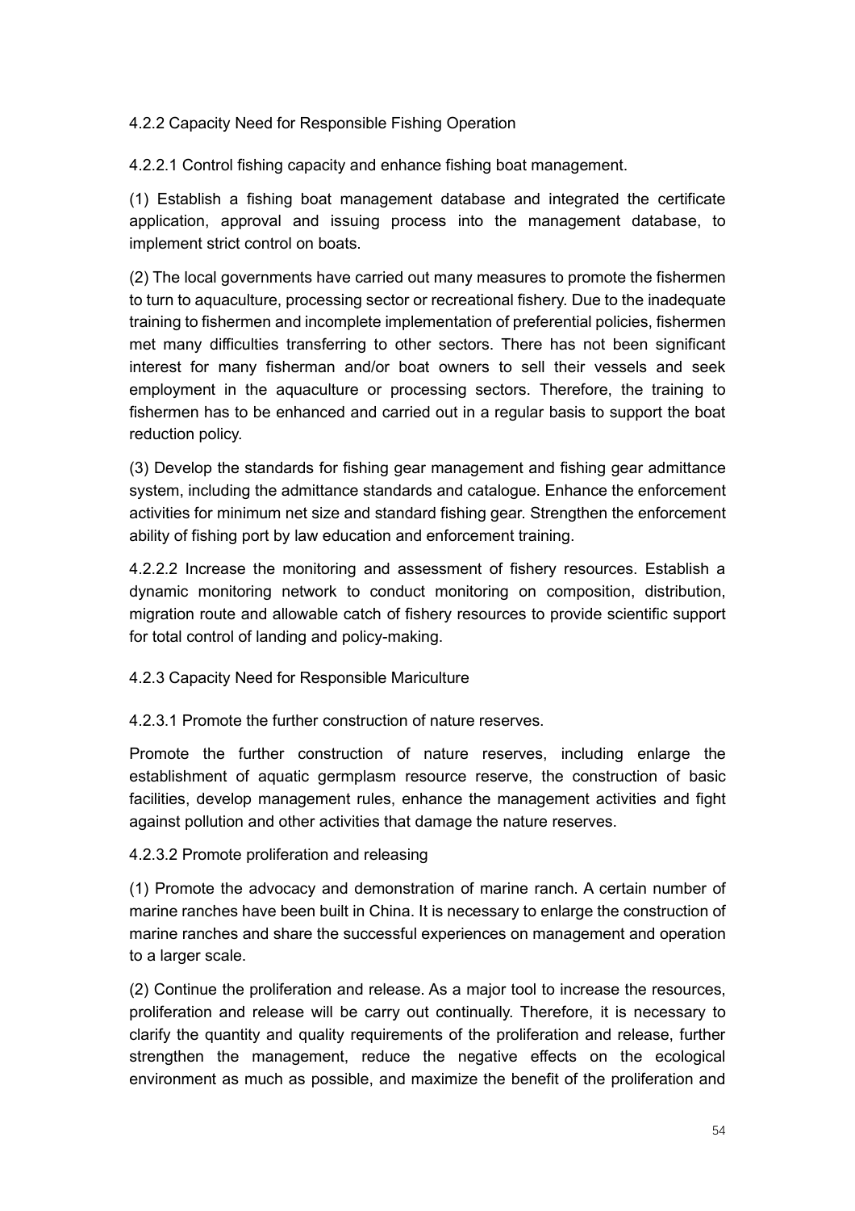### 4.2.2 Capacity Need for Responsible Fishing Operation

#### 4.2.2.1 Control fishing capacity and enhance fishing boat management.

(1) Establish a fishing boat management database and integrated the certificate application, approval and issuing process into the management database, to implement strict control on boats.

(2) The local governments have carried out many measures to promote the fishermen to turn to aquaculture, processing sector or recreational fishery. Due to the inadequate training to fishermen and incomplete implementation of preferential policies, fishermen met many difficulties transferring to other sectors. There has not been significant interest for many fisherman and/or boat owners to sell their vessels and seek employment in the aquaculture or processing sectors. Therefore, the training to fishermen has to be enhanced and carried out in a regular basis to support the boat reduction policy.

(3) Develop the standards for fishing gear management and fishing gear admittance system, including the admittance standards and catalogue. Enhance the enforcement activities for minimum net size and standard fishing gear. Strengthen the enforcement ability of fishing port by law education and enforcement training.

4.2.2.2 Increase the monitoring and assessment of fishery resources. Establish a dynamic monitoring network to conduct monitoring on composition, distribution, migration route and allowable catch of fishery resources to provide scientific support for total control of landing and policy-making.

### 4.2.3 Capacity Need for Responsible Mariculture

#### 4.2.3.1 Promote the further construction of nature reserves.

Promote the further construction of nature reserves, including enlarge the establishment of aquatic germplasm resource reserve, the construction of basic facilities, develop management rules, enhance the management activities and fight against pollution and other activities that damage the nature reserves.

#### 4.2.3.2 Promote proliferation and releasing

(1) Promote the advocacy and demonstration of marine ranch. A certain number of marine ranches have been built in China. It is necessary to enlarge the construction of marine ranches and share the successful experiences on management and operation to a larger scale.

(2) Continue the proliferation and release. As a major tool to increase the resources, proliferation and release will be carry out continually. Therefore, it is necessary to clarify the quantity and quality requirements of the proliferation and release, further strengthen the management, reduce the negative effects on the ecological environment as much as possible, and maximize the benefit of the proliferation and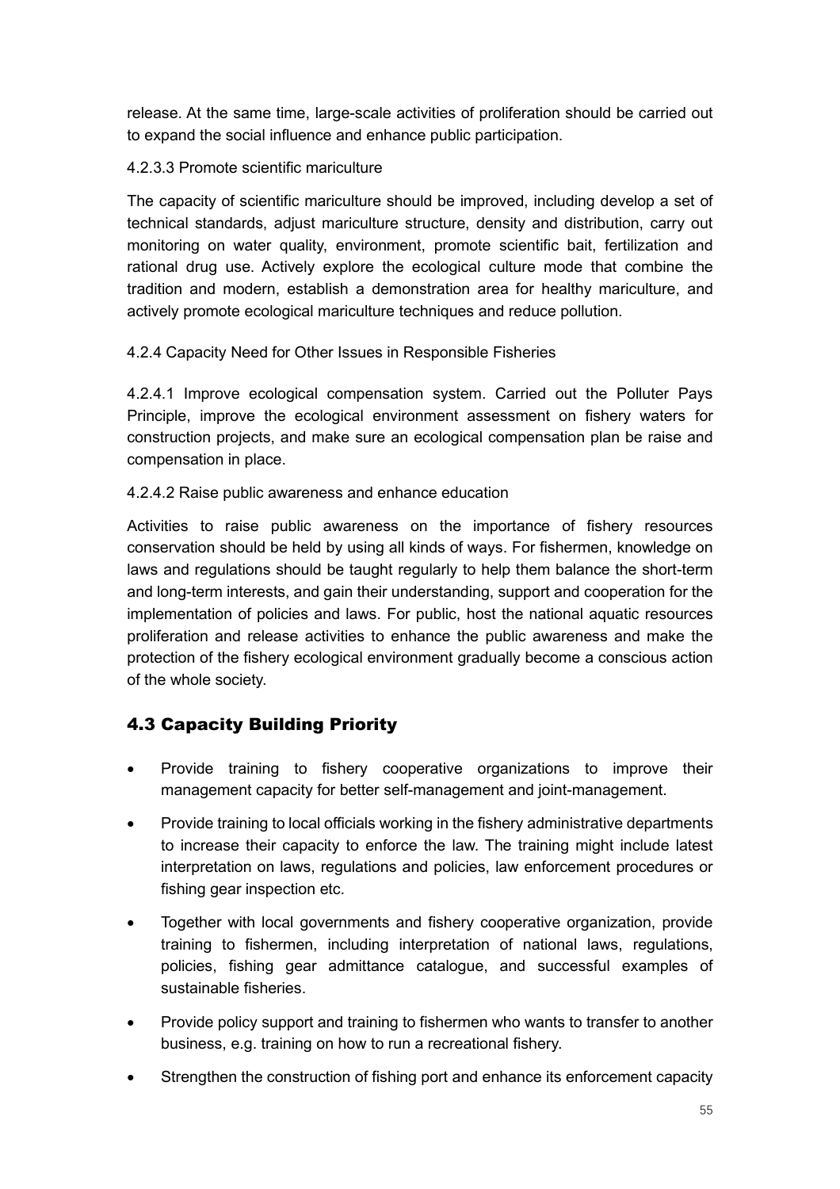release. At the same time, large-scale activities of proliferation should be carried out to expand the social influence and enhance public participation.

#### 4.2.3.3 Promote scientific mariculture

The capacity of scientific mariculture should be improved, including develop a set of technical standards, adjust mariculture structure, density and distribution, carry out monitoring on water quality, environment, promote scientific bait, fertilization and rational drug use. Actively explore the ecological culture mode that combine the tradition and modern, establish a demonstration area for healthy mariculture, and actively promote ecological mariculture techniques and reduce pollution.

### 4.2.4 Capacity Need for Other Issues in Responsible Fisheries

4.2.4.1 Improve ecological compensation system. Carried out the Polluter Pays Principle, improve the ecological environment assessment on fishery waters for construction projects, and make sure an ecological compensation plan be raise and compensation in place.

#### 4.2.4.2 Raise public awareness and enhance education

Activities to raise public awareness on the importance of fishery resources conservation should be held by using all kinds of ways. For fishermen, knowledge on laws and regulations should be taught regularly to help them balance the short-term and long-term interests, and gain their understanding, support and cooperation for the implementation of policies and laws. For public, host the national aquatic resources proliferation and release activities to enhance the public awareness and make the protection of the fishery ecological environment gradually become a conscious action of the whole society.

## 4.3 Capacity Building Priority

- Provide training to fishery cooperative organizations to improve their management capacity for better self-management and joint-management.
- Provide training to local officials working in the fishery administrative departments to increase their capacity to enforce the law. The training might include latest interpretation on laws, regulations and policies, law enforcement procedures or fishing gear inspection etc.
- Together with local governments and fishery cooperative organization, provide training to fishermen, including interpretation of national laws, regulations, policies, fishing gear admittance catalogue, and successful examples of sustainable fisheries.
- Provide policy support and training to fishermen who wants to transfer to another business, e.g. training on how to run a recreational fishery.
- Strengthen the construction of fishing port and enhance its enforcement capacity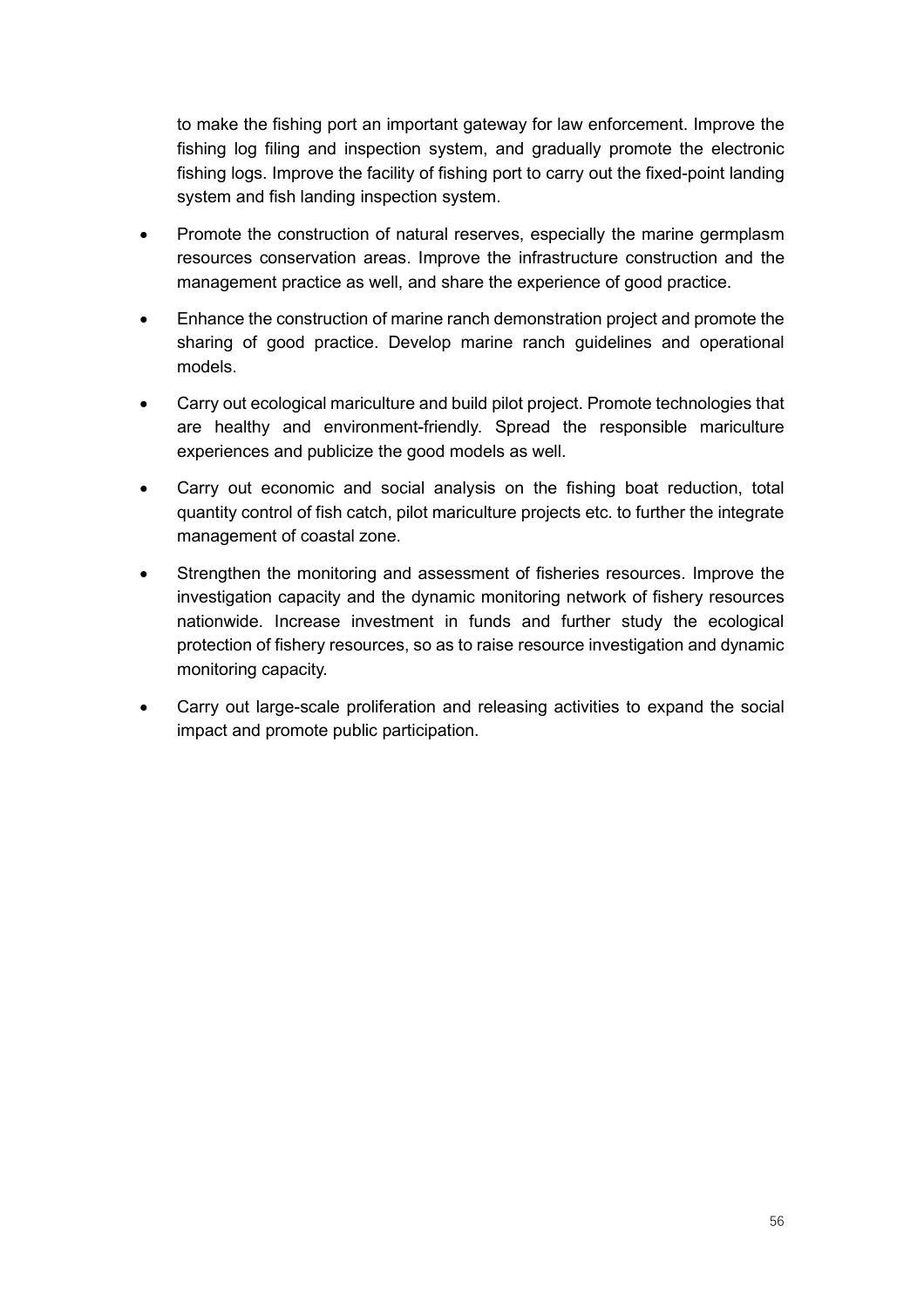to make the fishing port an important gateway for law enforcement. Improve the fishing log filing and inspection system, and gradually promote the electronic fishing logs. Improve the facility of fishing port to carry out the fixed-point landing system and fish landing inspection system.

- Promote the construction of natural reserves, especially the marine germplasm resources conservation areas. Improve the infrastructure construction and the management practice as well, and share the experience of good practice.
- Enhance the construction of marine ranch demonstration project and promote the sharing of good practice. Develop marine ranch guidelines and operational models.
- Carry out ecological mariculture and build pilot project. Promote technologies that are healthy and environment-friendly. Spread the responsible mariculture experiences and publicize the good models as well.
- Carry out economic and social analysis on the fishing boat reduction, total quantity control of fish catch, pilot mariculture projects etc. to further the integrate management of coastal zone.
- Strengthen the monitoring and assessment of fisheries resources. Improve the investigation capacity and the dynamic monitoring network of fishery resources nationwide. Increase investment in funds and further study the ecological protection of fishery resources, so as to raise resource investigation and dynamic monitoring capacity.
- Carry out large-scale proliferation and releasing activities to expand the social impact and promote public participation.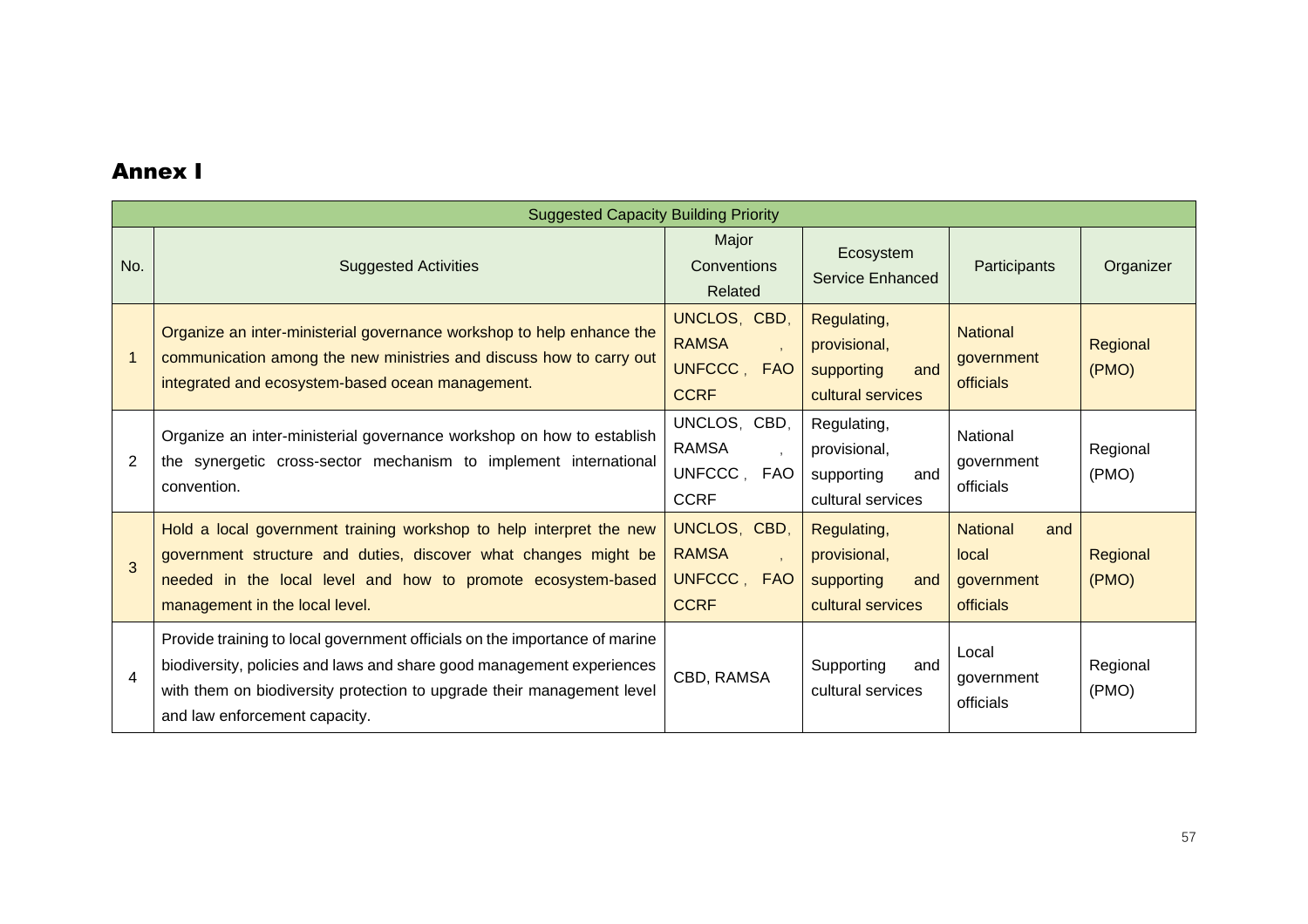# Annex I

| Suggested Capacity Building Priority | | | | | |
|---|---|---|---|---|---|
| No. | Suggested Activities | Major Conventions Related | Ecosystem Service Enhanced | Participants | Organizer |
| 1 | Organize an inter-ministerial governance workshop to help enhance the communication among the new ministries and discuss how to carry out integrated and ecosystem-based ocean management. | UNCLOS, CBD, RAMSA, UNFCCC, FAO CCRF | Regulating, provisional, supporting and cultural services | National government officials | Regional (PMO) |
| 2 | Organize an inter-ministerial governance workshop on how to establish the synergetic cross-sector mechanism to implement international convention. | UNCLOS, CBD, RAMSA, UNFCCC, FAO CCRF | Regulating, provisional, supporting and cultural services | National government officials | Regional (PMO) |
| 3 | Hold a local government training workshop to help interpret the new government structure and duties, discover what changes might be needed in the local level and how to promote ecosystem-based management in the local level. | UNCLOS, CBD, RAMSA, UNFCCC, FAO CCRF | Regulating, provisional, supporting and cultural services | National and local government officials | Regional (PMO) |
| 4 | Provide training to local government officials on the importance of marine biodiversity, policies and laws and share good management experiences with them on biodiversity protection to upgrade their management level and law enforcement capacity. | CBD, RAMSA | Supporting and cultural services | Local government officials | Regional (PMO) |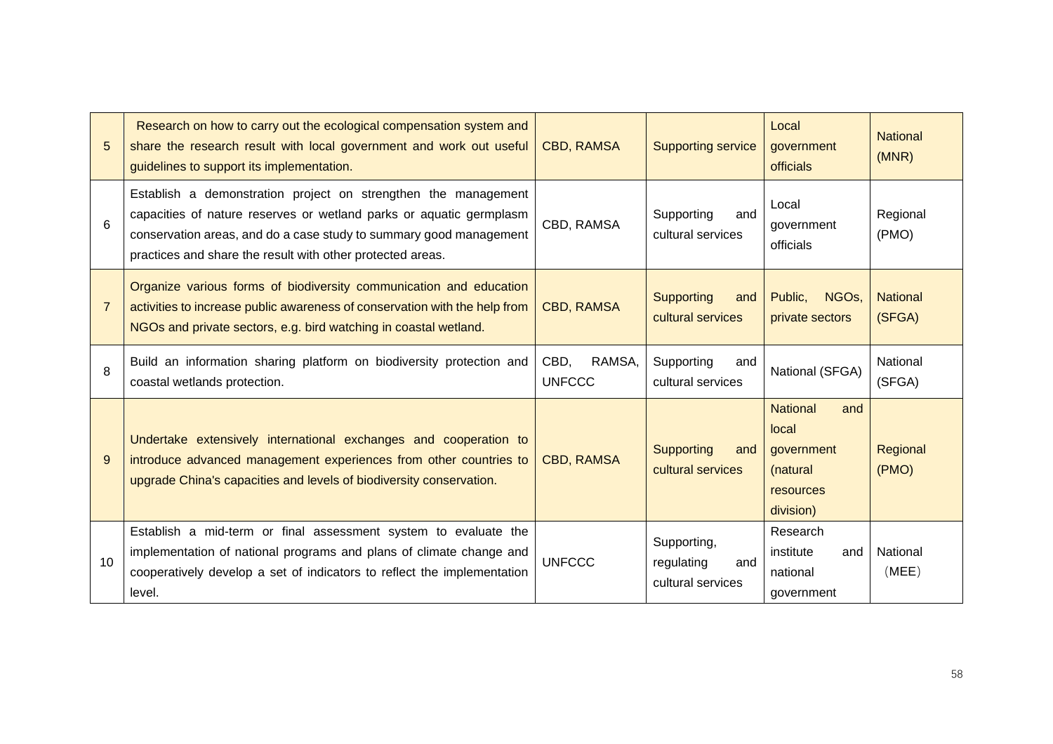| 5 | Research on how to carry out the ecological compensation system and share the research result with local government and work out useful guidelines to support its implementation. | CBD, RAMSA | Supporting service | Local government officials | National (MNR) |
|---|---|---|---|---|---|
| 6 | Establish a demonstration project on strengthen the management capacities of nature reserves or wetland parks or aquatic germplasm conservation areas, and do a case study to summary good management practices and share the result with other protected areas. | CBD, RAMSA | Supporting and cultural services | Local government officials | Regional (PMO) |
| 7 | Organize various forms of biodiversity communication and education activities to increase public awareness of conservation with the help from NGOs and private sectors, e.g. bird watching in coastal wetland. | CBD, RAMSA | Supporting and cultural services | Public, NGOs, private sectors | National (SFGA) |
| 8 | Build an information sharing platform on biodiversity protection and coastal wetlands protection. | CBD, RAMSA, UNFCCC | Supporting and cultural services | National (SFGA) | National (SFGA) |
| 9 | Undertake extensively international exchanges and cooperation to introduce advanced management experiences from other countries to upgrade China's capacities and levels of biodiversity conservation. | CBD, RAMSA | Supporting and cultural services | National and local government (natural resources division) | Regional (PMO) |
| 10 | Establish a mid-term or final assessment system to evaluate the implementation of national programs and plans of climate change and cooperatively develop a set of indicators to reflect the implementation level. | UNFCCC | Supporting, regulating and cultural services | Research institute and national government | National （MEE） |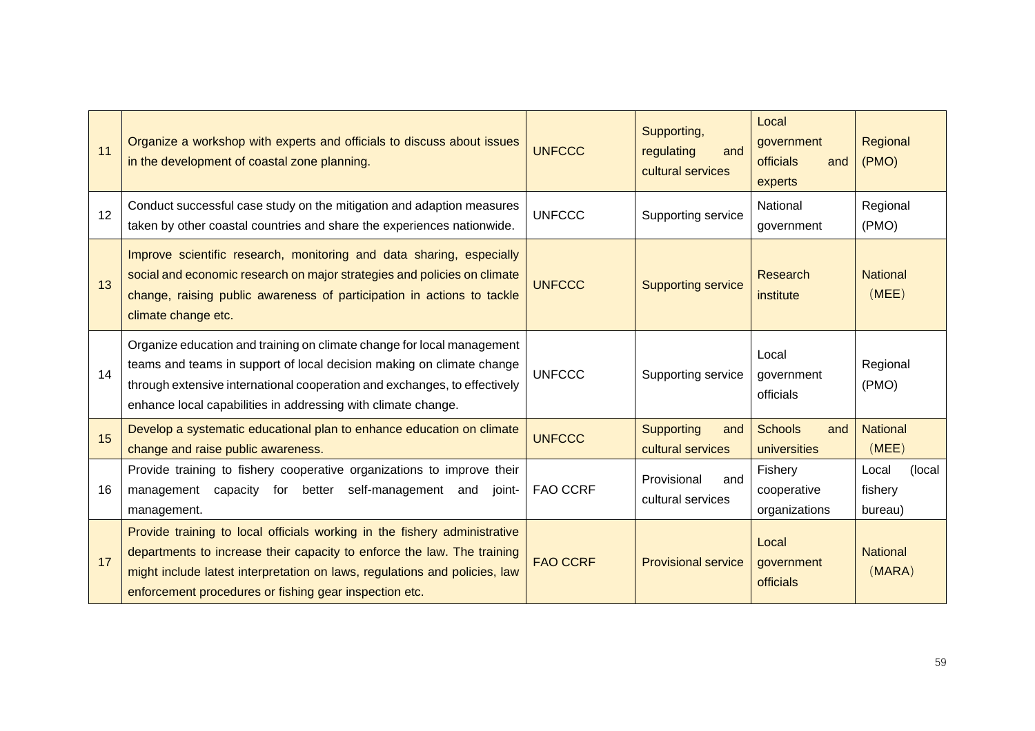| 11 | Organize a workshop with experts and officials to discuss about issues in the development of coastal zone planning. | UNFCCC | Supporting, regulating and cultural services | Local government officials and experts | Regional (PMO) |
|---|---|---|---|---|---|
| 12 | Conduct successful case study on the mitigation and adaption measures taken by other coastal countries and share the experiences nationwide. | UNFCCC | Supporting service | National government | Regional (PMO) |
| 13 | Improve scientific research, monitoring and data sharing, especially social and economic research on major strategies and policies on climate change, raising public awareness of participation in actions to tackle climate change etc. | UNFCCC | Supporting service | Research institute | National （MEE） |
| 14 | Organize education and training on climate change for local management teams and teams in support of local decision making on climate change through extensive international cooperation and exchanges, to effectively enhance local capabilities in addressing with climate change. | UNFCCC | Supporting service | Local government officials | Regional (PMO) |
| 15 | Develop a systematic educational plan to enhance education on climate change and raise public awareness. | UNFCCC | Supporting and cultural services | Schools and universities | National （MEE） |
| 16 | Provide training to fishery cooperative organizations to improve their management capacity for better self-management and joint-management. | FAO CCRF | Provisional and cultural services | Fishery cooperative organizations | Local (local fishery bureau) |
| 17 | Provide training to local officials working in the fishery administrative departments to increase their capacity to enforce the law. The training might include latest interpretation on laws, regulations and policies, law enforcement procedures or fishing gear inspection etc. | FAO CCRF | Provisional service | Local government officials | National （MARA） |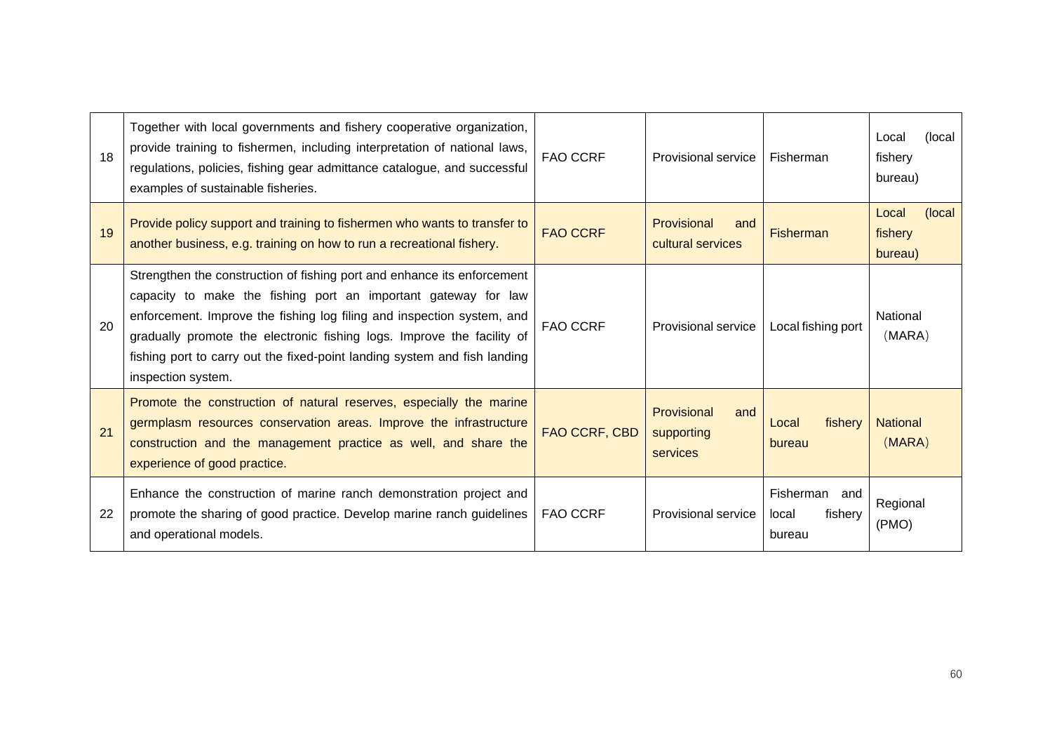| 18 | Together with local governments and fishery cooperative organization, provide training to fishermen, including interpretation of national laws, regulations, policies, fishing gear admittance catalogue, and successful examples of sustainable fisheries. | FAO CCRF | Provisional service | Fisherman | Local (local fishery bureau) |
|---|---|---|---|---|---|
| 19 | Provide policy support and training to fishermen who wants to transfer to another business, e.g. training on how to run a recreational fishery. | FAO CCRF | Provisional and cultural services | Fisherman | Local (local fishery bureau) |
| 20 | Strengthen the construction of fishing port and enhance its enforcement capacity to make the fishing port an important gateway for law enforcement. Improve the fishing log filing and inspection system, and gradually promote the electronic fishing logs. Improve the facility of fishing port to carry out the fixed-point landing system and fish landing inspection system. | FAO CCRF | Provisional service | Local fishing port | National（MARA） |
| 21 | Promote the construction of natural reserves, especially the marine germplasm resources conservation areas. Improve the infrastructure construction and the management practice as well, and share the experience of good practice. | FAO CCRF, CBD | Provisional and supporting services | Local fishery bureau | National（MARA） |
| 22 | Enhance the construction of marine ranch demonstration project and promote the sharing of good practice. Develop marine ranch guidelines and operational models. | FAO CCRF | Provisional service | Fisherman and local fishery bureau | Regional (PMO) |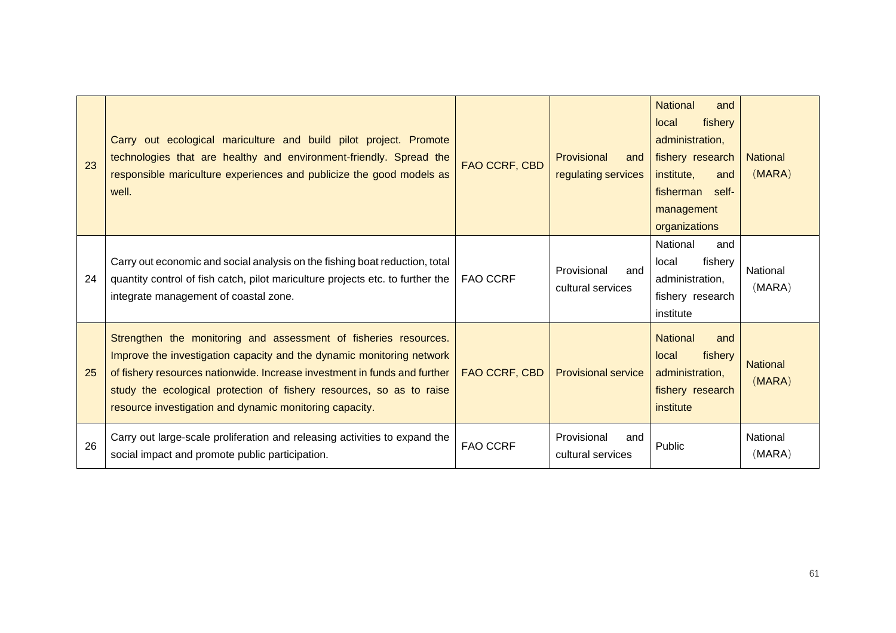| | | | | | |
|---|---|---|---|---|---|
| 23 | Carry out ecological mariculture and build pilot project. Promote technologies that are healthy and environment-friendly. Spread the responsible mariculture experiences and publicize the good models as well. | FAO CCRF, CBD | Provisional and regulating services | National and local fishery administration, fishery research institute, and fisherman self-management organizations | National (MARA) |
| 24 | Carry out economic and social analysis on the fishing boat reduction, total quantity control of fish catch, pilot mariculture projects etc. to further the integrate management of coastal zone. | FAO CCRF | Provisional and cultural services | National and local fishery administration, fishery research institute | National (MARA) |
| 25 | Strengthen the monitoring and assessment of fisheries resources. Improve the investigation capacity and the dynamic monitoring network of fishery resources nationwide. Increase investment in funds and further study the ecological protection of fishery resources, so as to raise resource investigation and dynamic monitoring capacity. | FAO CCRF, CBD | Provisional service | National and local fishery administration, fishery research institute | National (MARA) |
| 26 | Carry out large-scale proliferation and releasing activities to expand the social impact and promote public participation. | FAO CCRF | Provisional and cultural services | Public | National (MARA) |